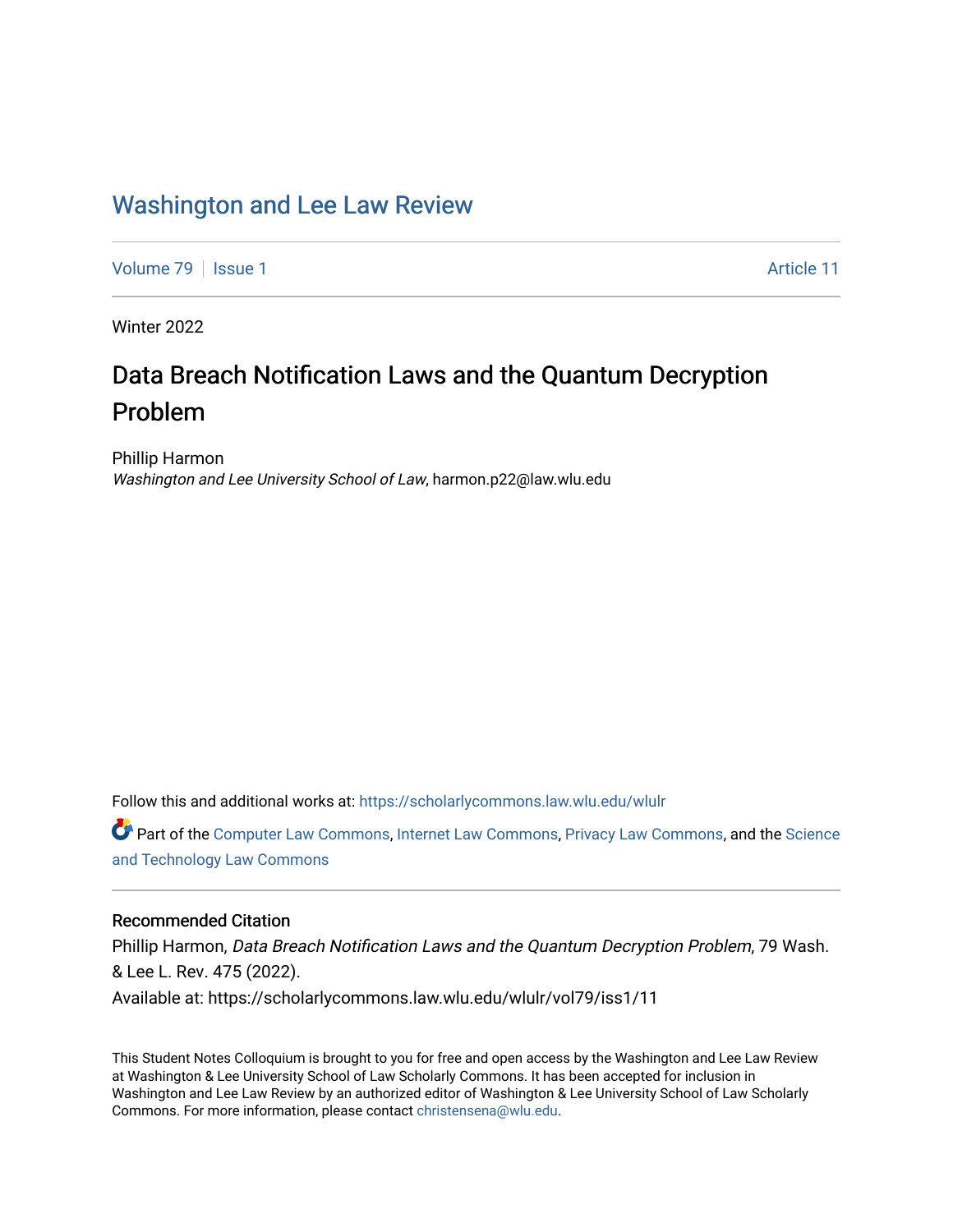# Washington and Lee Law Review

Volume 79 | Issue 1 Article 11

Winter 2022

## Data Breach Notification Laws and the Quantum Decryption Problem

Phillip Harmon
*Washington and Lee University School of Law*, harmon.p22@law.wlu.edu

Follow this and additional works at: https://scholarlycommons.law.wlu.edu/wlulr

Part of the Computer Law Commons, Internet Law Commons, Privacy Law Commons, and the Science and Technology Law Commons

### Recommended Citation

Phillip Harmon, *Data Breach Notification Laws and the Quantum Decryption Problem*, 79 Wash. & Lee L. Rev. 475 (2022).
Available at: https://scholarlycommons.law.wlu.edu/wlulr/vol79/iss1/11

This Student Notes Colloquium is brought to you for free and open access by the Washington and Lee Law Review at Washington & Lee University School of Law Scholarly Commons. It has been accepted for inclusion in Washington and Lee Law Review by an authorized editor of Washington & Lee University School of Law Scholarly Commons. For more information, please contact christensena@wlu.edu.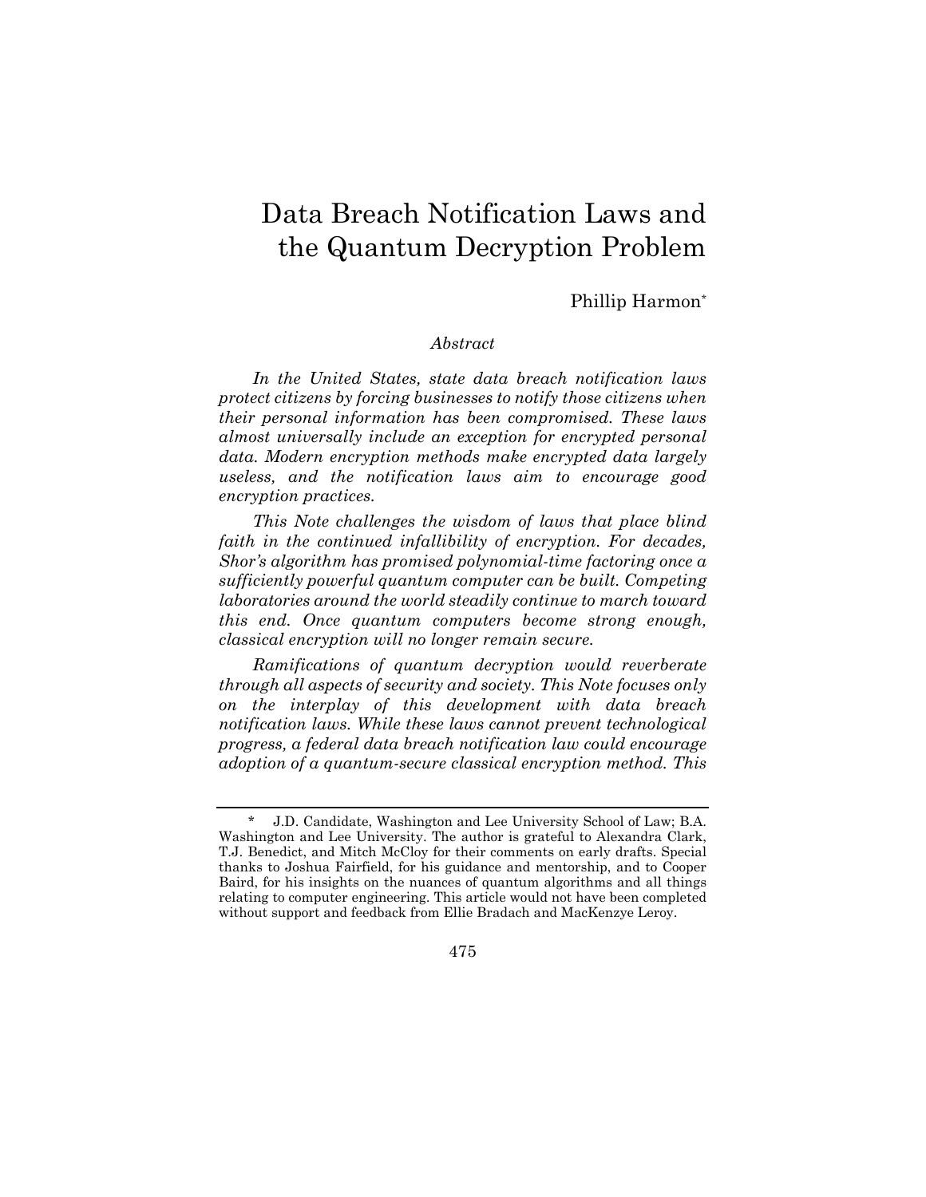# Data Breach Notification Laws and the Quantum Decryption Problem

Phillip Harmon*

*Abstract*

*In the United States, state data breach notification laws protect citizens by forcing businesses to notify those citizens when their personal information has been compromised. These laws almost universally include an exception for encrypted personal data. Modern encryption methods make encrypted data largely useless, and the notification laws aim to encourage good encryption practices.*

*This Note challenges the wisdom of laws that place blind faith in the continued infallibility of encryption. For decades, Shor's algorithm has promised polynomial-time factoring once a sufficiently powerful quantum computer can be built. Competing laboratories around the world steadily continue to march toward this end. Once quantum computers become strong enough, classical encryption will no longer remain secure.*

*Ramifications of quantum decryption would reverberate through all aspects of security and society. This Note focuses only on the interplay of this development with data breach notification laws. While these laws cannot prevent technological progress, a federal data breach notification law could encourage adoption of a quantum-secure classical encryption method. This*

\* J.D. Candidate, Washington and Lee University School of Law; B.A. Washington and Lee University. The author is grateful to Alexandra Clark, T.J. Benedict, and Mitch McCloy for their comments on early drafts. Special thanks to Joshua Fairfield, for his guidance and mentorship, and to Cooper Baird, for his insights on the nuances of quantum algorithms and all things relating to computer engineering. This article would not have been completed without support and feedback from Ellie Bradach and MacKenzye Leroy.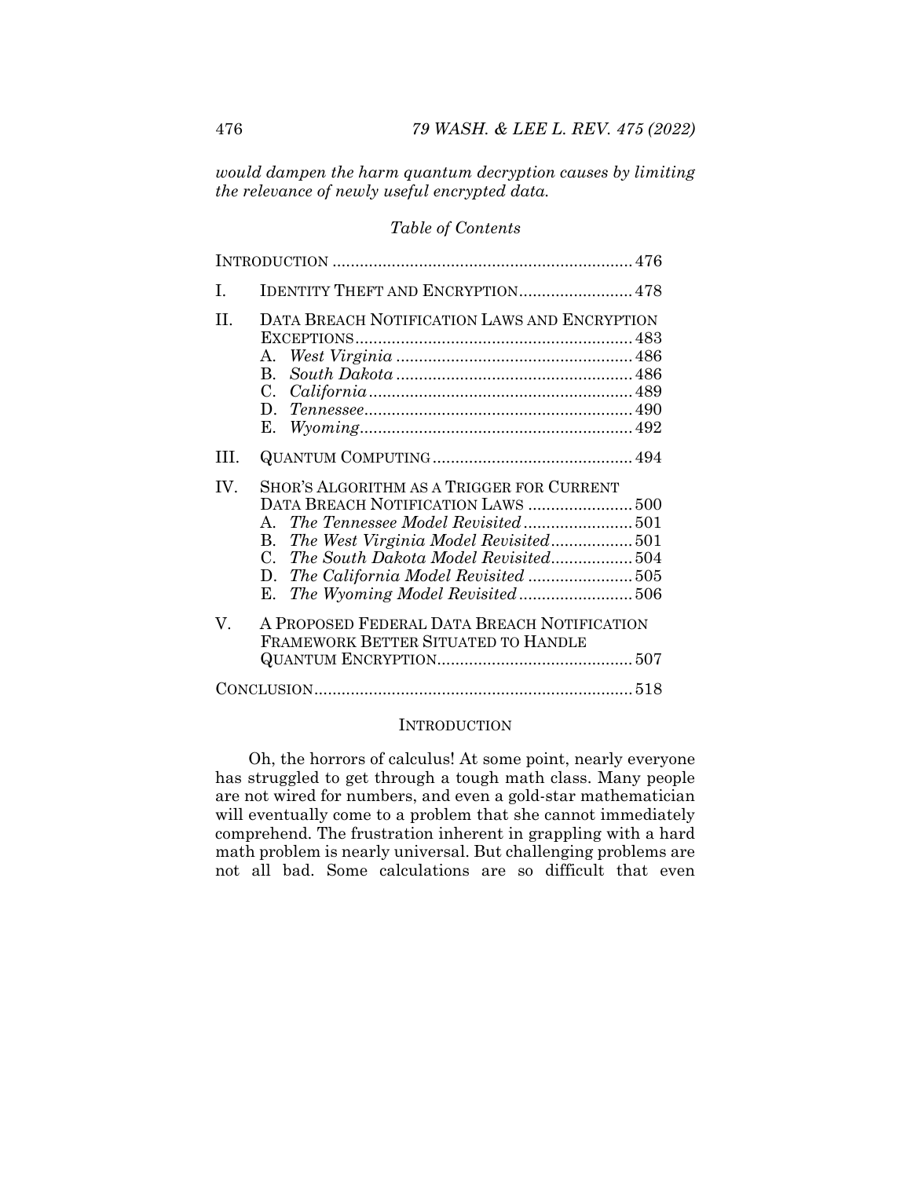*would dampen the harm quantum decryption causes by limiting the relevance of newly useful encrypted data.*

*Table of Contents*

| | | |
|---|---|---|
| INTRODUCTION | | 476 |
| I. | IDENTITY THEFT AND ENCRYPTION | 478 |
| II. | DATA BREACH NOTIFICATION LAWS AND ENCRYPTION EXCEPTIONS | 483 |
| | A. *West Virginia* | 486 |
| | B. *South Dakota* | 486 |
| | C. *California* | 489 |
| | D. *Tennessee* | 490 |
| | E. *Wyoming* | 492 |
| III. | QUANTUM COMPUTING | 494 |
| IV. | SHOR'S ALGORITHM AS A TRIGGER FOR CURRENT DATA BREACH NOTIFICATION LAWS | 500 |
| | A. *The Tennessee Model Revisited* | 501 |
| | B. *The West Virginia Model Revisited* | 501 |
| | C. *The South Dakota Model Revisited* | 504 |
| | D. *The California Model Revisited* | 505 |
| | E. *The Wyoming Model Revisited* | 506 |
| V. | A PROPOSED FEDERAL DATA BREACH NOTIFICATION FRAMEWORK BETTER SITUATED TO HANDLE QUANTUM ENCRYPTION | 507 |
| CONCLUSION | | 518 |

## INTRODUCTION

Oh, the horrors of calculus! At some point, nearly everyone has struggled to get through a tough math class. Many people are not wired for numbers, and even a gold-star mathematician will eventually come to a problem that she cannot immediately comprehend. The frustration inherent in grappling with a hard math problem is nearly universal. But challenging problems are not all bad. Some calculations are so difficult that even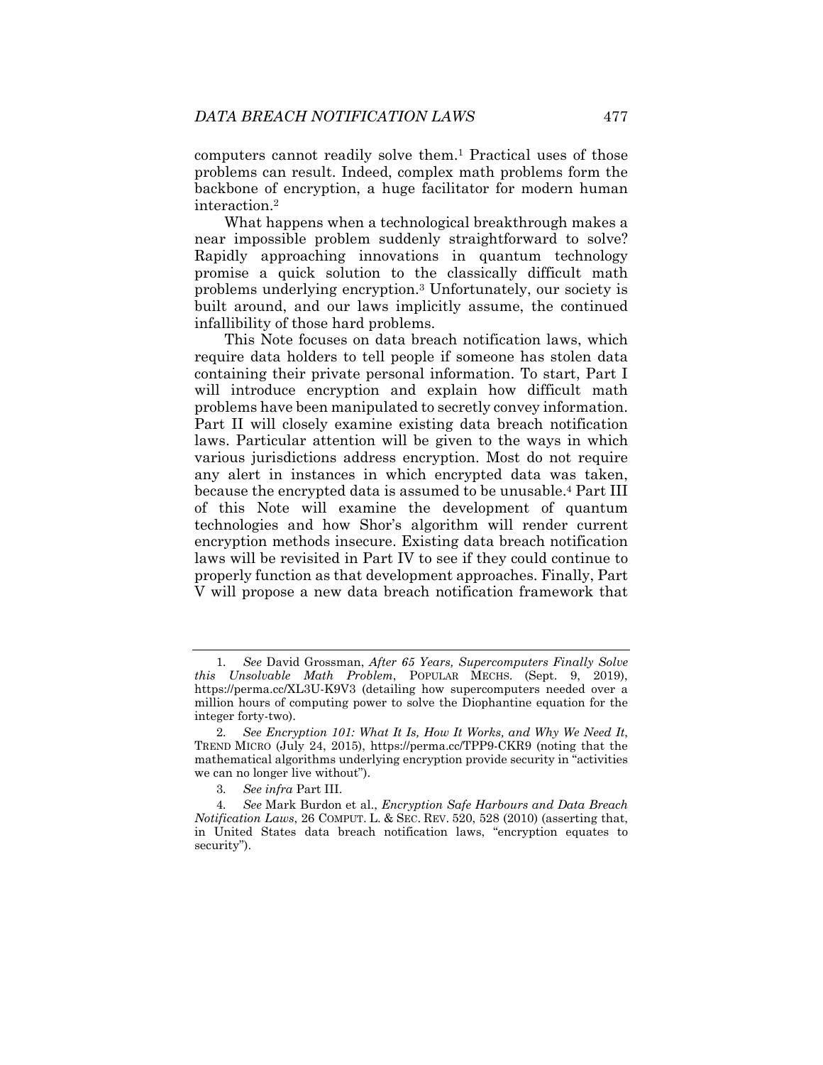computers cannot readily solve them.[1] Practical uses of those problems can result. Indeed, complex math problems form the backbone of encryption, a huge facilitator for modern human interaction.[2]

What happens when a technological breakthrough makes a near impossible problem suddenly straightforward to solve? Rapidly approaching innovations in quantum technology promise a quick solution to the classically difficult math problems underlying encryption.[3] Unfortunately, our society is built around, and our laws implicitly assume, the continued infallibility of those hard problems.

This Note focuses on data breach notification laws, which require data holders to tell people if someone has stolen data containing their private personal information. To start, Part I will introduce encryption and explain how difficult math problems have been manipulated to secretly convey information. Part II will closely examine existing data breach notification laws. Particular attention will be given to the ways in which various jurisdictions address encryption. Most do not require any alert in instances in which encrypted data was taken, because the encrypted data is assumed to be unusable.[4] Part III of this Note will examine the development of quantum technologies and how Shor's algorithm will render current encryption methods insecure. Existing data breach notification laws will be revisited in Part IV to see if they could continue to properly function as that development approaches. Finally, Part V will propose a new data breach notification framework that

---

1. *See* David Grossman, *After 65 Years, Supercomputers Finally Solve this Unsolvable Math Problem*, POPULAR MECHS. (Sept. 9, 2019), https://perma.cc/XL3U-K9V3 (detailing how supercomputers needed over a million hours of computing power to solve the Diophantine equation for the integer forty-two).

2. *See Encryption 101: What It Is, How It Works, and Why We Need It*, TREND MICRO (July 24, 2015), https://perma.cc/TPP9-CKR9 (noting that the mathematical algorithms underlying encryption provide security in "activities we can no longer live without").

3. *See infra* Part III.

4. *See* Mark Burdon et al., *Encryption Safe Harbours and Data Breach Notification Laws*, 26 COMPUT. L. & SEC. REV. 520, 528 (2010) (asserting that, in United States data breach notification laws, "encryption equates to security").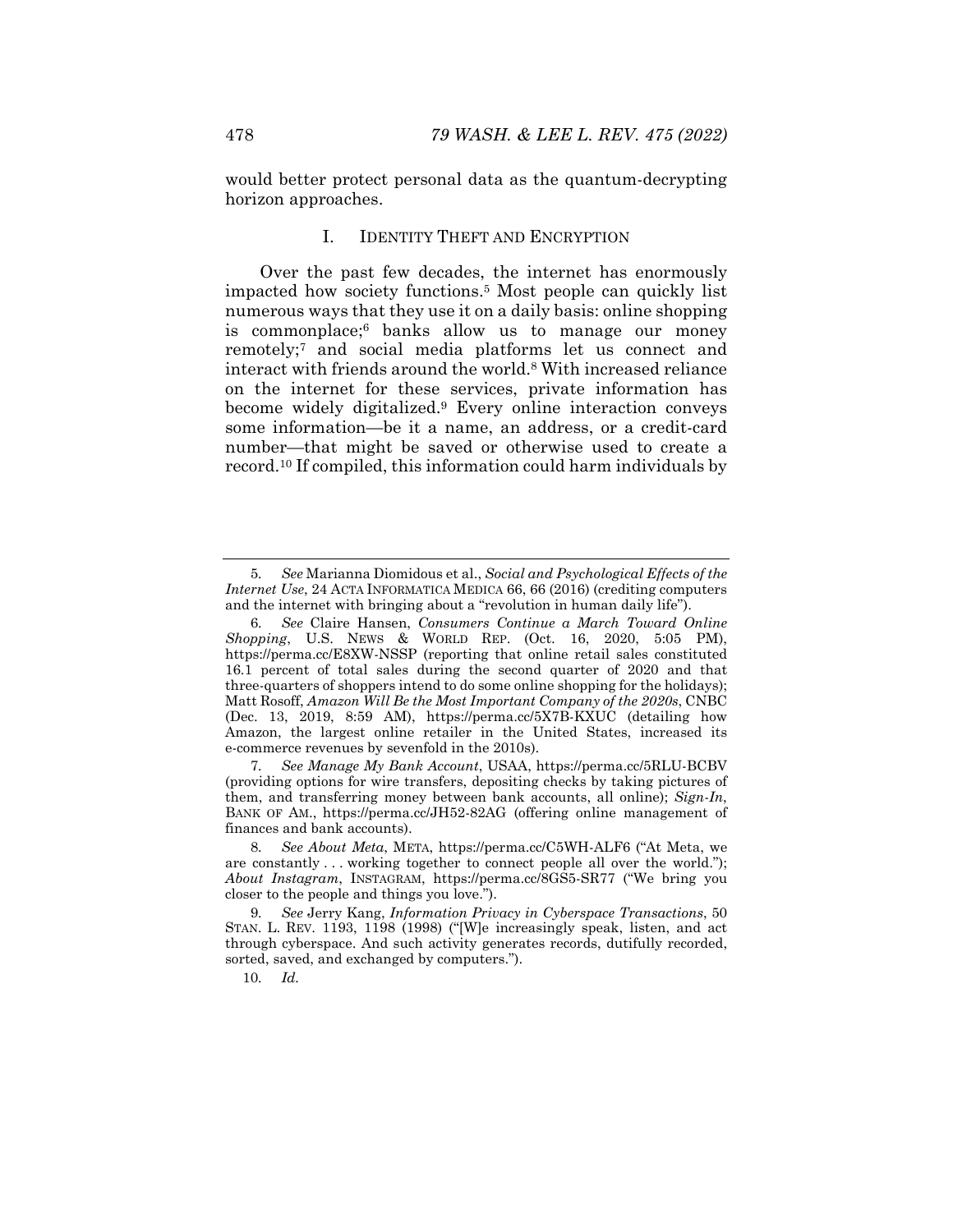would better protect personal data as the quantum-decrypting horizon approaches.

## I. IDENTITY THEFT AND ENCRYPTION

Over the past few decades, the internet has enormously impacted how society functions.[5] Most people can quickly list numerous ways that they use it on a daily basis: online shopping is commonplace;[6] banks allow us to manage our money remotely;[7] and social media platforms let us connect and interact with friends around the world.[8] With increased reliance on the internet for these services, private information has become widely digitalized.[9] Every online interaction conveys some information—be it a name, an address, or a credit-card number—that might be saved or otherwise used to create a record.[10] If compiled, this information could harm individuals by

---

5. *See* Marianna Diomidous et al., *Social and Psychological Effects of the Internet Use*, 24 ACTA INFORMATICA MEDICA 66, 66 (2016) (crediting computers and the internet with bringing about a "revolution in human daily life").

6. *See* Claire Hansen, *Consumers Continue a March Toward Online Shopping*, U.S. NEWS & WORLD REP. (Oct. 16, 2020, 5:05 PM), https://perma.cc/E8XW-NSSP (reporting that online retail sales constituted 16.1 percent of total sales during the second quarter of 2020 and that three-quarters of shoppers intend to do some online shopping for the holidays); Matt Rosoff, *Amazon Will Be the Most Important Company of the 2020s*, CNBC (Dec. 13, 2019, 8:59 AM), https://perma.cc/5X7B-KXUC (detailing how Amazon, the largest online retailer in the United States, increased its e-commerce revenues by sevenfold in the 2010s).

7. *See Manage My Bank Account*, USAA, https://perma.cc/5RLU-BCBV (providing options for wire transfers, depositing checks by taking pictures of them, and transferring money between bank accounts, all online); *Sign-In*, BANK OF AM., https://perma.cc/JH52-82AG (offering online management of finances and bank accounts).

8. *See About Meta*, META, https://perma.cc/C5WH-ALF6 ("At Meta, we are constantly . . . working together to connect people all over the world."); *About Instagram*, INSTAGRAM, https://perma.cc/8GS5-SR77 ("We bring you closer to the people and things you love.").

9. *See* Jerry Kang, *Information Privacy in Cyberspace Transactions*, 50 STAN. L. REV. 1193, 1198 (1998) ("[W]e increasingly speak, listen, and act through cyberspace. And such activity generates records, dutifully recorded, sorted, saved, and exchanged by computers.").

10. *Id.*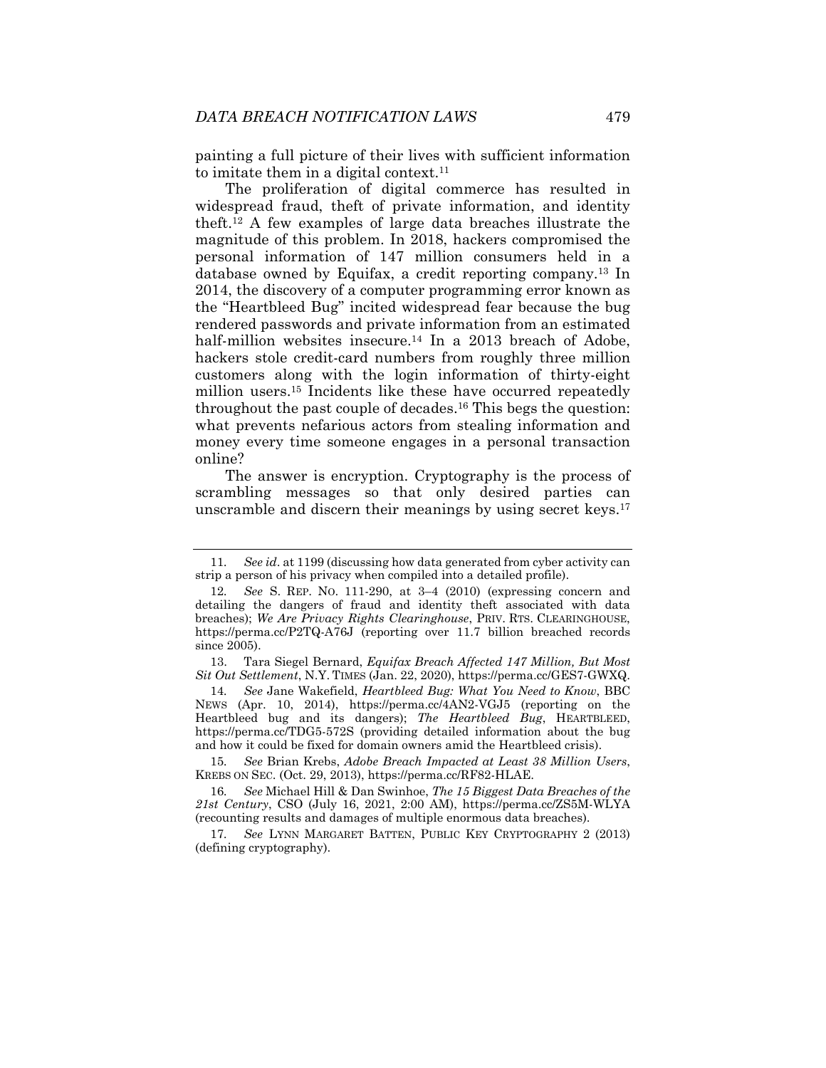painting a full picture of their lives with sufficient information to imitate them in a digital context.[11]

The proliferation of digital commerce has resulted in widespread fraud, theft of private information, and identity theft.[12] A few examples of large data breaches illustrate the magnitude of this problem. In 2018, hackers compromised the personal information of 147 million consumers held in a database owned by Equifax, a credit reporting company.[13] In 2014, the discovery of a computer programming error known as the "Heartbleed Bug" incited widespread fear because the bug rendered passwords and private information from an estimated half-million websites insecure.[14] In a 2013 breach of Adobe, hackers stole credit-card numbers from roughly three million customers along with the login information of thirty-eight million users.[15] Incidents like these have occurred repeatedly throughout the past couple of decades.[16] This begs the question: what prevents nefarious actors from stealing information and money every time someone engages in a personal transaction online?

The answer is encryption. Cryptography is the process of scrambling messages so that only desired parties can unscramble and discern their meanings by using secret keys.[17]

---

11. *See id*. at 1199 (discussing how data generated from cyber activity can strip a person of his privacy when compiled into a detailed profile).

12. *See* S. REP. NO. 111-290, at 3–4 (2010) (expressing concern and detailing the dangers of fraud and identity theft associated with data breaches); *We Are Privacy Rights Clearinghouse*, PRIV. RTS. CLEARINGHOUSE, https://perma.cc/P2TQ-A76J (reporting over 11.7 billion breached records since 2005).

13. Tara Siegel Bernard, *Equifax Breach Affected 147 Million, But Most Sit Out Settlement*, N.Y. TIMES (Jan. 22, 2020), https://perma.cc/GES7-GWXQ.

14. *See* Jane Wakefield, *Heartbleed Bug: What You Need to Know*, BBC NEWS (Apr. 10, 2014), https://perma.cc/4AN2-VGJ5 (reporting on the Heartbleed bug and its dangers); *The Heartbleed Bug*, HEARTBLEED, https://perma.cc/TDG5-572S (providing detailed information about the bug and how it could be fixed for domain owners amid the Heartbleed crisis).

15. *See* Brian Krebs, *Adobe Breach Impacted at Least 38 Million Users*, KREBS ON SEC. (Oct. 29, 2013), https://perma.cc/RF82-HLAE.

16. *See* Michael Hill & Dan Swinhoe, *The 15 Biggest Data Breaches of the 21st Century*, CSO (July 16, 2021, 2:00 AM), https://perma.cc/ZS5M-WLYA (recounting results and damages of multiple enormous data breaches).

17. *See* LYNN MARGARET BATTEN, PUBLIC KEY CRYPTOGRAPHY 2 (2013) (defining cryptography).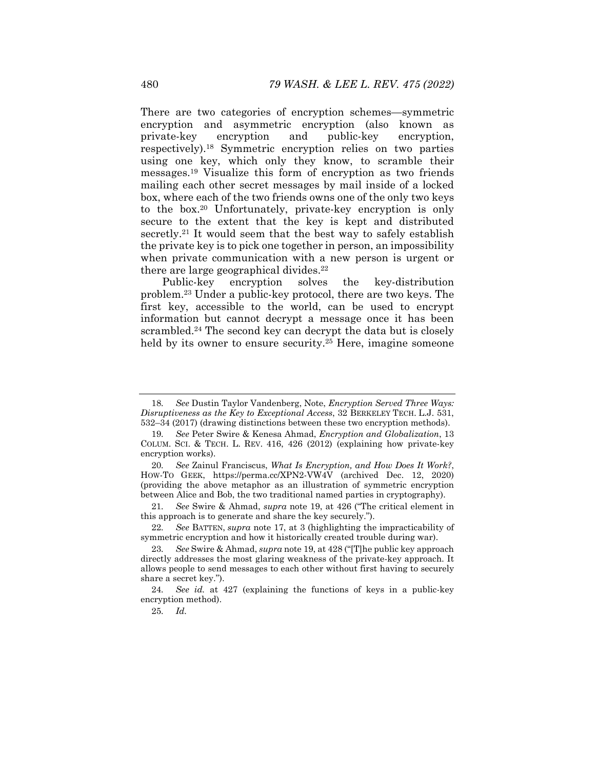There are two categories of encryption schemes—symmetric encryption and asymmetric encryption (also known as private-key encryption and public-key encryption, respectively).[18] Symmetric encryption relies on two parties using one key, which only they know, to scramble their messages.[19] Visualize this form of encryption as two friends mailing each other secret messages by mail inside of a locked box, where each of the two friends owns one of the only two keys to the box.[20] Unfortunately, private-key encryption is only secure to the extent that the key is kept and distributed secretly.[21] It would seem that the best way to safely establish the private key is to pick one together in person, an impossibility when private communication with a new person is urgent or there are large geographical divides.[22]

Public-key encryption solves the key-distribution problem.[23] Under a public-key protocol, there are two keys. The first key, accessible to the world, can be used to encrypt information but cannot decrypt a message once it has been scrambled.[24] The second key can decrypt the data but is closely held by its owner to ensure security.[25] Here, imagine someone

---

18. *See* Dustin Taylor Vandenberg, Note, *Encryption Served Three Ways: Disruptiveness as the Key to Exceptional Access*, 32 BERKELEY TECH. L.J. 531, 532–34 (2017) (drawing distinctions between these two encryption methods).

19. *See* Peter Swire & Kenesa Ahmad, *Encryption and Globalization*, 13 COLUM. SCI. & TECH. L. REV. 416, 426 (2012) (explaining how private-key encryption works).

20. *See* Zainul Franciscus, *What Is Encryption, and How Does It Work?*, HOW-TO GEEK, https://perma.cc/XPN2-VW4V (archived Dec. 12, 2020) (providing the above metaphor as an illustration of symmetric encryption between Alice and Bob, the two traditional named parties in cryptography).

21. *See* Swire & Ahmad, *supra* note 19, at 426 ("The critical element in this approach is to generate and share the key securely.").

22. *See* BATTEN, *supra* note 17, at 3 (highlighting the impracticability of symmetric encryption and how it historically created trouble during war).

23. *See* Swire & Ahmad, *supra* note 19, at 428 ("[T]he public key approach directly addresses the most glaring weakness of the private-key approach. It allows people to send messages to each other without first having to securely share a secret key.").

24. *See id.* at 427 (explaining the functions of keys in a public-key encryption method).

25. *Id.*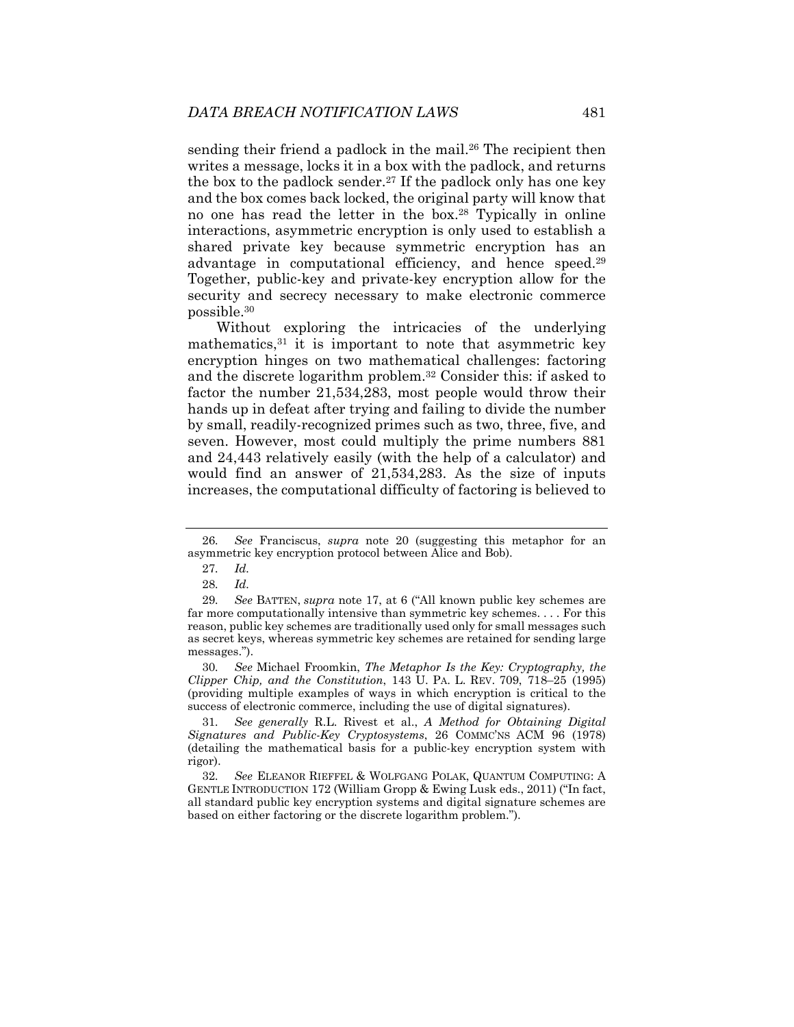sending their friend a padlock in the mail.[26] The recipient then writes a message, locks it in a box with the padlock, and returns the box to the padlock sender.[27] If the padlock only has one key and the box comes back locked, the original party will know that no one has read the letter in the box.[28] Typically in online interactions, asymmetric encryption is only used to establish a shared private key because symmetric encryption has an advantage in computational efficiency, and hence speed.[29] Together, public-key and private-key encryption allow for the security and secrecy necessary to make electronic commerce possible.[30]

Without exploring the intricacies of the underlying mathematics,[31] it is important to note that asymmetric key encryption hinges on two mathematical challenges: factoring and the discrete logarithm problem.[32] Consider this: if asked to factor the number 21,534,283, most people would throw their hands up in defeat after trying and failing to divide the number by small, readily-recognized primes such as two, three, five, and seven. However, most could multiply the prime numbers 881 and 24,443 relatively easily (with the help of a calculator) and would find an answer of 21,534,283. As the size of inputs increases, the computational difficulty of factoring is believed to

---

26. *See* Franciscus, *supra* note 20 (suggesting this metaphor for an asymmetric key encryption protocol between Alice and Bob).

27. *Id.*

28. *Id.*

29. *See* BATTEN, *supra* note 17, at 6 ("All known public key schemes are far more computationally intensive than symmetric key schemes. . . . For this reason, public key schemes are traditionally used only for small messages such as secret keys, whereas symmetric key schemes are retained for sending large messages.").

30. *See* Michael Froomkin, *The Metaphor Is the Key: Cryptography, the Clipper Chip, and the Constitution*, 143 U. PA. L. REV. 709, 718–25 (1995) (providing multiple examples of ways in which encryption is critical to the success of electronic commerce, including the use of digital signatures).

31. *See generally* R.L. Rivest et al., *A Method for Obtaining Digital Signatures and Public-Key Cryptosystems*, 26 COMMC'NS ACM 96 (1978) (detailing the mathematical basis for a public-key encryption system with rigor).

32. *See* ELEANOR RIEFFEL & WOLFGANG POLAK, QUANTUM COMPUTING: A GENTLE INTRODUCTION 172 (William Gropp & Ewing Lusk eds., 2011) ("In fact, all standard public key encryption systems and digital signature schemes are based on either factoring or the discrete logarithm problem.").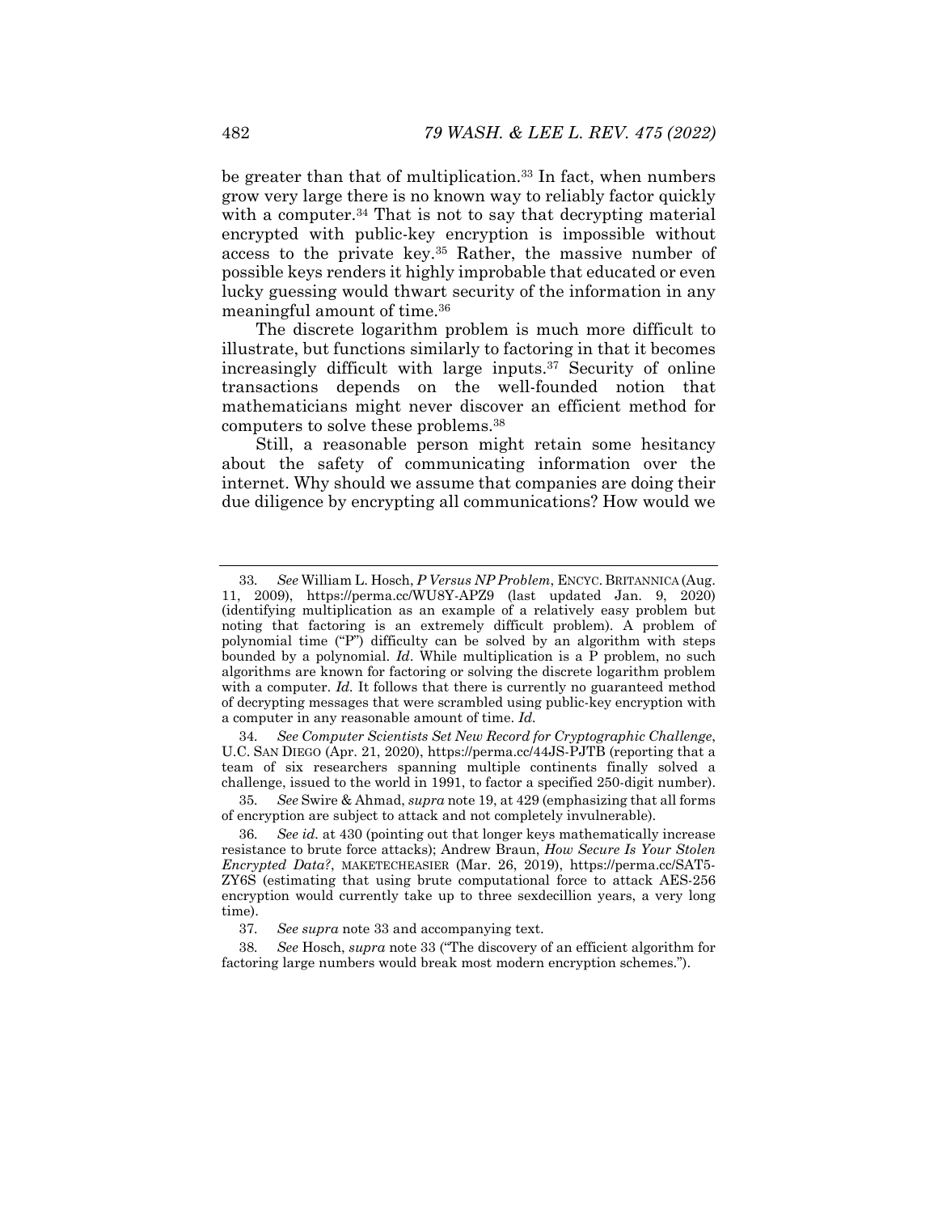be greater than that of multiplication.[33] In fact, when numbers grow very large there is no known way to reliably factor quickly with a computer.[34] That is not to say that decrypting material encrypted with public-key encryption is impossible without access to the private key.[35] Rather, the massive number of possible keys renders it highly improbable that educated or even lucky guessing would thwart security of the information in any meaningful amount of time.[36]

The discrete logarithm problem is much more difficult to illustrate, but functions similarly to factoring in that it becomes increasingly difficult with large inputs.[37] Security of online transactions depends on the well-founded notion that mathematicians might never discover an efficient method for computers to solve these problems.[38]

Still, a reasonable person might retain some hesitancy about the safety of communicating information over the internet. Why should we assume that companies are doing their due diligence by encrypting all communications? How would we

---

33. *See* William L. Hosch, *P Versus NP Problem*, ENCYC. BRITANNICA (Aug. 11, 2009), https://perma.cc/WU8Y-APZ9 (last updated Jan. 9, 2020) (identifying multiplication as an example of a relatively easy problem but noting that factoring is an extremely difficult problem). A problem of polynomial time ("P") difficulty can be solved by an algorithm with steps bounded by a polynomial. *Id*. While multiplication is a P problem, no such algorithms are known for factoring or solving the discrete logarithm problem with a computer. *Id.* It follows that there is currently no guaranteed method of decrypting messages that were scrambled using public-key encryption with a computer in any reasonable amount of time. *Id.*

34. *See Computer Scientists Set New Record for Cryptographic Challenge*, U.C. SAN DIEGO (Apr. 21, 2020), https://perma.cc/44JS-PJTB (reporting that a team of six researchers spanning multiple continents finally solved a challenge, issued to the world in 1991, to factor a specified 250-digit number).

35. *See* Swire & Ahmad, *supra* note 19, at 429 (emphasizing that all forms of encryption are subject to attack and not completely invulnerable).

36. *See id*. at 430 (pointing out that longer keys mathematically increase resistance to brute force attacks); Andrew Braun, *How Secure Is Your Stolen Encrypted Data?*, MAKETECHEASIER (Mar. 26, 2019), https://perma.cc/SAT5-ZY6S (estimating that using brute computational force to attack AES-256 encryption would currently take up to three sexdecillion years, a very long time).

37. *See supra* note 33 and accompanying text.

38. *See* Hosch, *supra* note 33 ("The discovery of an efficient algorithm for factoring large numbers would break most modern encryption schemes.").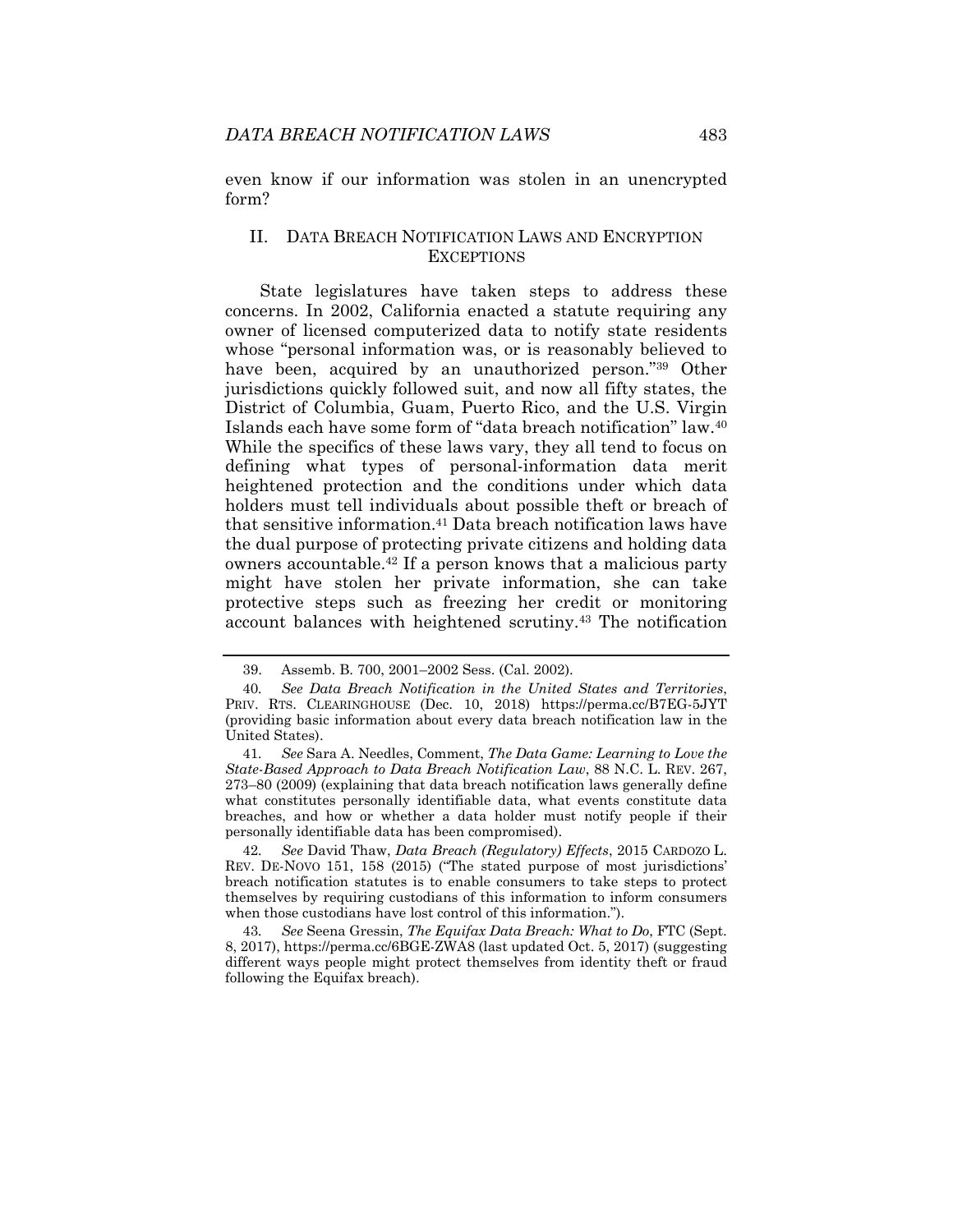even know if our information was stolen in an unencrypted form?

## II. DATA BREACH NOTIFICATION LAWS AND ENCRYPTION EXCEPTIONS

State legislatures have taken steps to address these concerns. In 2002, California enacted a statute requiring any owner of licensed computerized data to notify state residents whose "personal information was, or is reasonably believed to have been, acquired by an unauthorized person."[39] Other jurisdictions quickly followed suit, and now all fifty states, the District of Columbia, Guam, Puerto Rico, and the U.S. Virgin Islands each have some form of "data breach notification" law.[40] While the specifics of these laws vary, they all tend to focus on defining what types of personal-information data merit heightened protection and the conditions under which data holders must tell individuals about possible theft or breach of that sensitive information.[41] Data breach notification laws have the dual purpose of protecting private citizens and holding data owners accountable.[42] If a person knows that a malicious party might have stolen her private information, she can take protective steps such as freezing her credit or monitoring account balances with heightened scrutiny.[43] The notification

---

39. Assemb. B. 700, 2001–2002 Sess. (Cal. 2002).

40. *See Data Breach Notification in the United States and Territories*, PRIV. RTS. CLEARINGHOUSE (Dec. 10, 2018) https://perma.cc/B7EG-5JYT (providing basic information about every data breach notification law in the United States).

41. *See* Sara A. Needles, Comment, *The Data Game: Learning to Love the State-Based Approach to Data Breach Notification Law*, 88 N.C. L. REV. 267, 273–80 (2009) (explaining that data breach notification laws generally define what constitutes personally identifiable data, what events constitute data breaches, and how or whether a data holder must notify people if their personally identifiable data has been compromised).

42. *See* David Thaw, *Data Breach (Regulatory) Effects*, 2015 CARDOZO L. REV. DE-NOVO 151, 158 (2015) ("The stated purpose of most jurisdictions' breach notification statutes is to enable consumers to take steps to protect themselves by requiring custodians of this information to inform consumers when those custodians have lost control of this information.").

43. *See* Seena Gressin, *The Equifax Data Breach: What to Do*, FTC (Sept. 8, 2017), https://perma.cc/6BGE-ZWA8 (last updated Oct. 5, 2017) (suggesting different ways people might protect themselves from identity theft or fraud following the Equifax breach).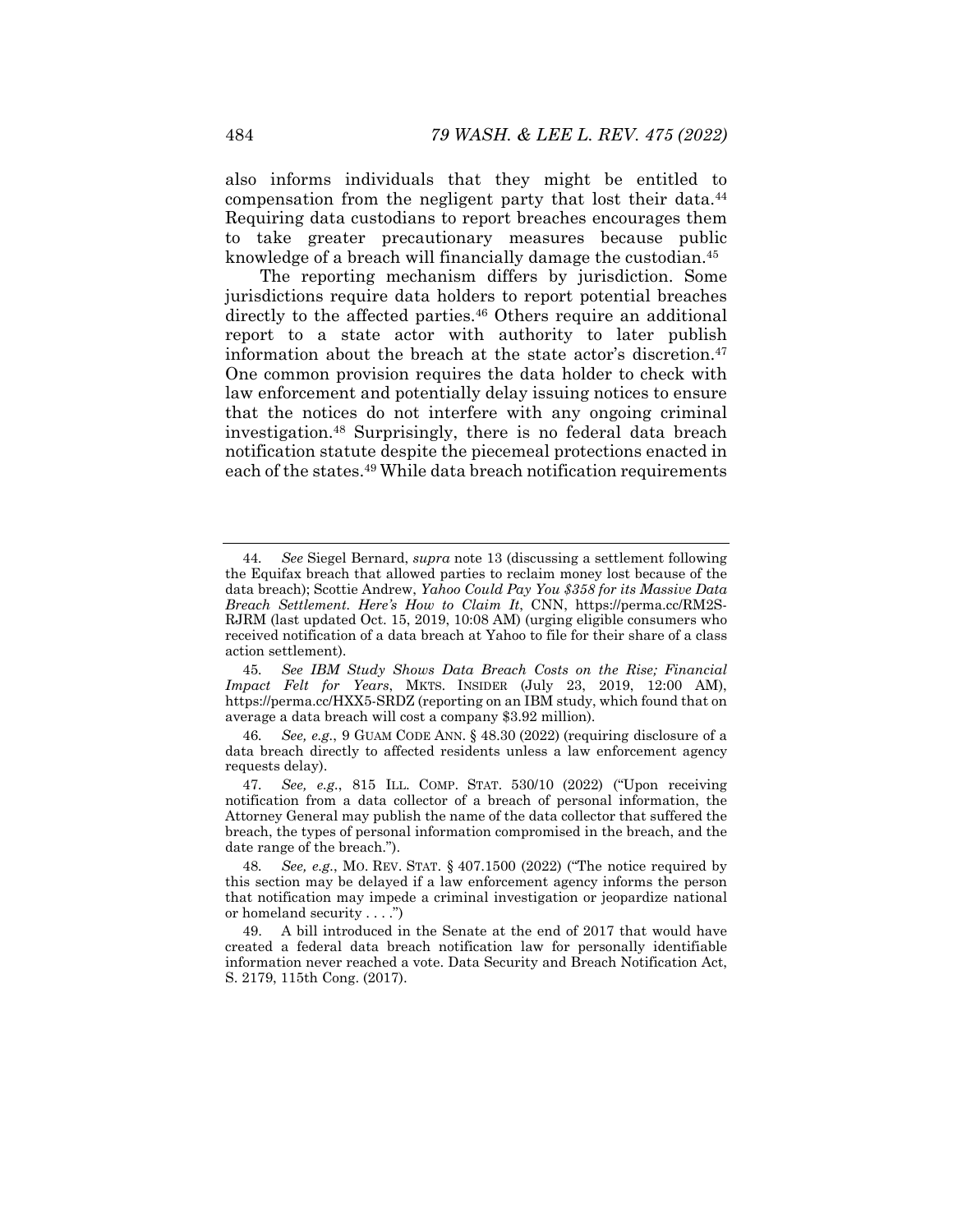also informs individuals that they might be entitled to compensation from the negligent party that lost their data.[44] Requiring data custodians to report breaches encourages them to take greater precautionary measures because public knowledge of a breach will financially damage the custodian.[45]

The reporting mechanism differs by jurisdiction. Some jurisdictions require data holders to report potential breaches directly to the affected parties.[46] Others require an additional report to a state actor with authority to later publish information about the breach at the state actor's discretion.[47] One common provision requires the data holder to check with law enforcement and potentially delay issuing notices to ensure that the notices do not interfere with any ongoing criminal investigation.[48] Surprisingly, there is no federal data breach notification statute despite the piecemeal protections enacted in each of the states.[49] While data breach notification requirements

---

44. *See* Siegel Bernard, *supra* note 13 (discussing a settlement following the Equifax breach that allowed parties to reclaim money lost because of the data breach); Scottie Andrew, *Yahoo Could Pay You $358 for its Massive Data Breach Settlement. Here's How to Claim It*, CNN, https://perma.cc/RM2S-RJRM (last updated Oct. 15, 2019, 10:08 AM) (urging eligible consumers who received notification of a data breach at Yahoo to file for their share of a class action settlement).

45. *See IBM Study Shows Data Breach Costs on the Rise; Financial Impact Felt for Years*, MKTS. INSIDER (July 23, 2019, 12:00 AM), https://perma.cc/HXX5-SRDZ (reporting on an IBM study, which found that on average a data breach will cost a company $3.92 million).

46. *See, e.g.*, 9 GUAM CODE ANN. § 48.30 (2022) (requiring disclosure of a data breach directly to affected residents unless a law enforcement agency requests delay).

47. *See, e.g.*, 815 ILL. COMP. STAT. 530/10 (2022) ("Upon receiving notification from a data collector of a breach of personal information, the Attorney General may publish the name of the data collector that suffered the breach, the types of personal information compromised in the breach, and the date range of the breach.").

48. *See, e.g.*, MO. REV. STAT. § 407.1500 (2022) ("The notice required by this section may be delayed if a law enforcement agency informs the person that notification may impede a criminal investigation or jeopardize national or homeland security . . . .")

49. A bill introduced in the Senate at the end of 2017 that would have created a federal data breach notification law for personally identifiable information never reached a vote. Data Security and Breach Notification Act, S. 2179, 115th Cong. (2017).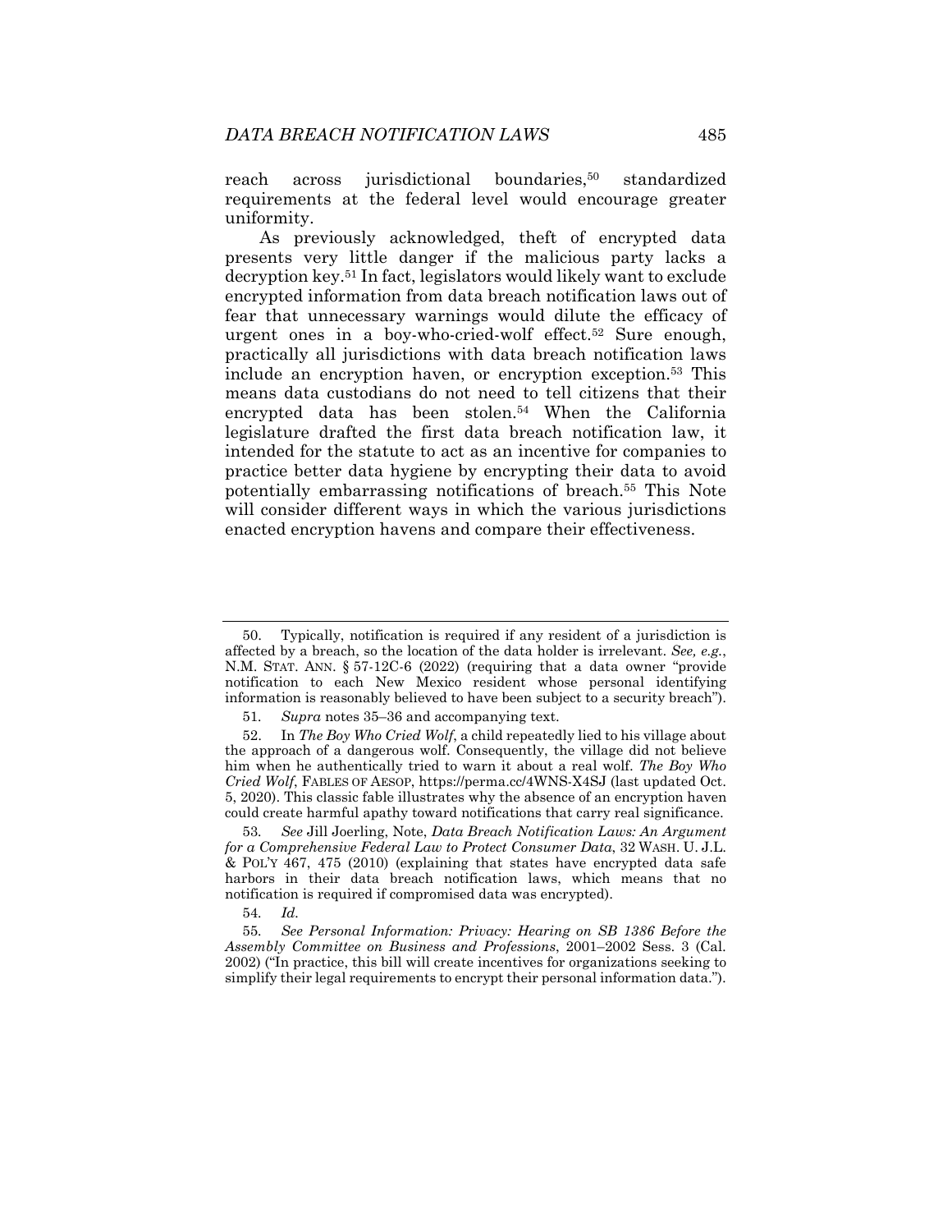reach across jurisdictional boundaries,[50] standardized requirements at the federal level would encourage greater uniformity.

As previously acknowledged, theft of encrypted data presents very little danger if the malicious party lacks a decryption key.[51] In fact, legislators would likely want to exclude encrypted information from data breach notification laws out of fear that unnecessary warnings would dilute the efficacy of urgent ones in a boy-who-cried-wolf effect.[52] Sure enough, practically all jurisdictions with data breach notification laws include an encryption haven, or encryption exception.[53] This means data custodians do not need to tell citizens that their encrypted data has been stolen.[54] When the California legislature drafted the first data breach notification law, it intended for the statute to act as an incentive for companies to practice better data hygiene by encrypting their data to avoid potentially embarrassing notifications of breach.[55] This Note will consider different ways in which the various jurisdictions enacted encryption havens and compare their effectiveness.

---

50. Typically, notification is required if any resident of a jurisdiction is affected by a breach, so the location of the data holder is irrelevant. *See, e.g.*, N.M. STAT. ANN. § 57-12C-6 (2022) (requiring that a data owner "provide notification to each New Mexico resident whose personal identifying information is reasonably believed to have been subject to a security breach").

51. *Supra* notes 35–36 and accompanying text.

52. In *The Boy Who Cried Wolf*, a child repeatedly lied to his village about the approach of a dangerous wolf. Consequently, the village did not believe him when he authentically tried to warn it about a real wolf. *The Boy Who Cried Wolf*, FABLES OF AESOP, https://perma.cc/4WNS-X4SJ (last updated Oct. 5, 2020). This classic fable illustrates why the absence of an encryption haven could create harmful apathy toward notifications that carry real significance.

53. *See* Jill Joerling, Note, *Data Breach Notification Laws: An Argument for a Comprehensive Federal Law to Protect Consumer Data*, 32 WASH. U. J.L. & POL'Y 467, 475 (2010) (explaining that states have encrypted data safe harbors in their data breach notification laws, which means that no notification is required if compromised data was encrypted).

54. *Id.*

55. *See Personal Information: Privacy: Hearing on SB 1386 Before the Assembly Committee on Business and Professions*, 2001–2002 Sess. 3 (Cal. 2002) ("In practice, this bill will create incentives for organizations seeking to simplify their legal requirements to encrypt their personal information data.").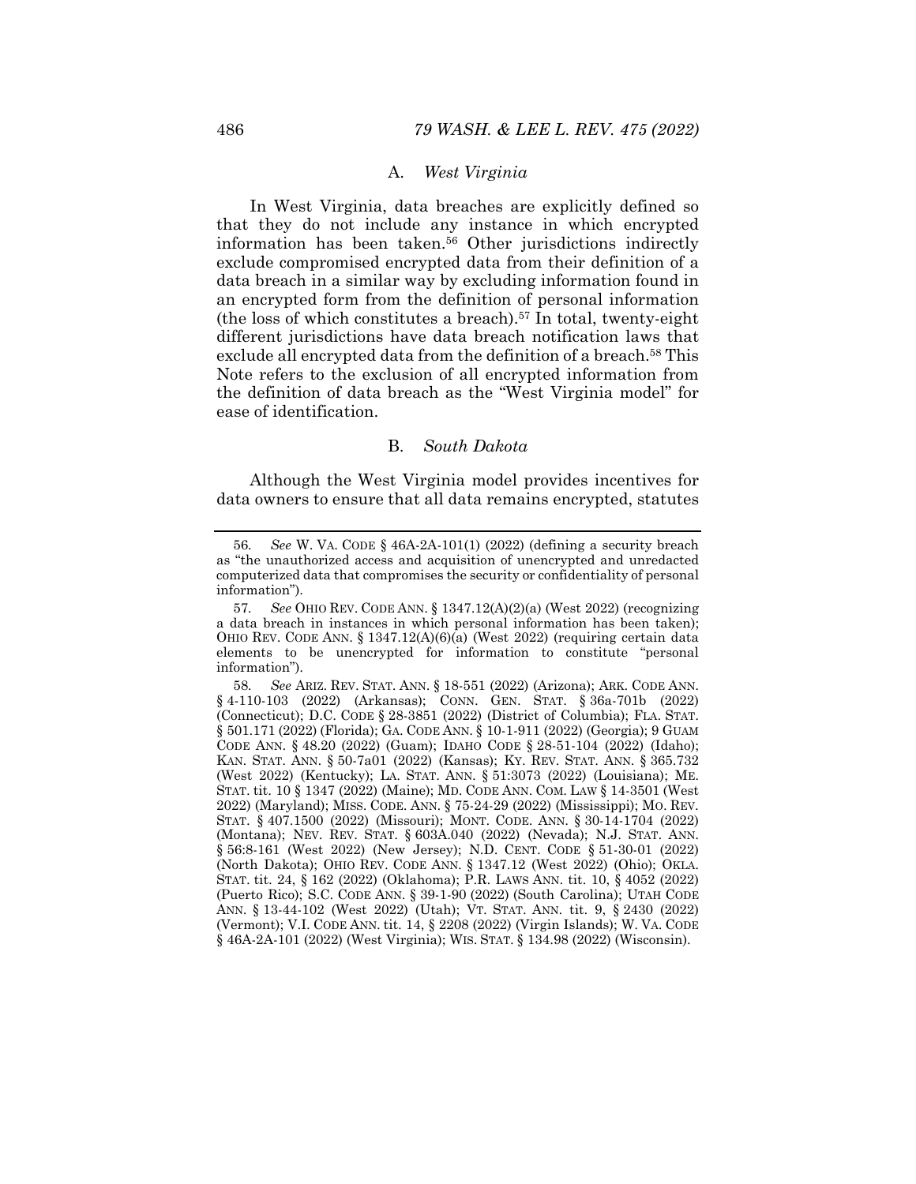### A. *West Virginia*

In West Virginia, data breaches are explicitly defined so that they do not include any instance in which encrypted information has been taken.[56] Other jurisdictions indirectly exclude compromised encrypted data from their definition of a data breach in a similar way by excluding information found in an encrypted form from the definition of personal information (the loss of which constitutes a breach).[57] In total, twenty-eight different jurisdictions have data breach notification laws that exclude all encrypted data from the definition of a breach.[58] This Note refers to the exclusion of all encrypted information from the definition of data breach as the "West Virginia model" for ease of identification.

### B. *South Dakota*

Although the West Virginia model provides incentives for data owners to ensure that all data remains encrypted, statutes

---

56. *See* W. VA. CODE § 46A-2A-101(1) (2022) (defining a security breach as "the unauthorized access and acquisition of unencrypted and unredacted computerized data that compromises the security or confidentiality of personal information").

57. *See* OHIO REV. CODE ANN. § 1347.12(A)(2)(a) (West 2022) (recognizing a data breach in instances in which personal information has been taken); OHIO REV. CODE ANN. § 1347.12(A)(6)(a) (West 2022) (requiring certain data elements to be unencrypted for information to constitute "personal information").

58. *See* ARIZ. REV. STAT. ANN. § 18-551 (2022) (Arizona); ARK. CODE ANN. § 4-110-103 (2022) (Arkansas); CONN. GEN. STAT. § 36a-701b (2022) (Connecticut); D.C. CODE § 28-3851 (2022) (District of Columbia); FLA. STAT. § 501.171 (2022) (Florida); GA. CODE ANN. § 10-1-911 (2022) (Georgia); 9 GUAM CODE ANN. § 48.20 (2022) (Guam); IDAHO CODE § 28-51-104 (2022) (Idaho); KAN. STAT. ANN. § 50-7a01 (2022) (Kansas); KY. REV. STAT. ANN. § 365.732 (West 2022) (Kentucky); LA. STAT. ANN. § 51:3073 (2022) (Louisiana); ME. STAT. tit. 10 § 1347 (2022) (Maine); MD. CODE ANN. COM. LAW § 14-3501 (West 2022) (Maryland); MISS. CODE. ANN. § 75-24-29 (2022) (Mississippi); MO. REV. STAT. § 407.1500 (2022) (Missouri); MONT. CODE. ANN. § 30-14-1704 (2022) (Montana); NEV. REV. STAT. § 603A.040 (2022) (Nevada); N.J. STAT. ANN. § 56:8-161 (West 2022) (New Jersey); N.D. CENT. CODE § 51-30-01 (2022) (North Dakota); OHIO REV. CODE ANN. § 1347.12 (West 2022) (Ohio); OKLA. STAT. tit. 24, § 162 (2022) (Oklahoma); P.R. LAWS ANN. tit. 10, § 4052 (2022) (Puerto Rico); S.C. CODE ANN. § 39-1-90 (2022) (South Carolina); UTAH CODE ANN. § 13-44-102 (West 2022) (Utah); VT. STAT. ANN. tit. 9, § 2430 (2022) (Vermont); V.I. CODE ANN. tit. 14, § 2208 (2022) (Virgin Islands); W. VA. CODE § 46A-2A-101 (2022) (West Virginia); WIS. STAT. § 134.98 (2022) (Wisconsin).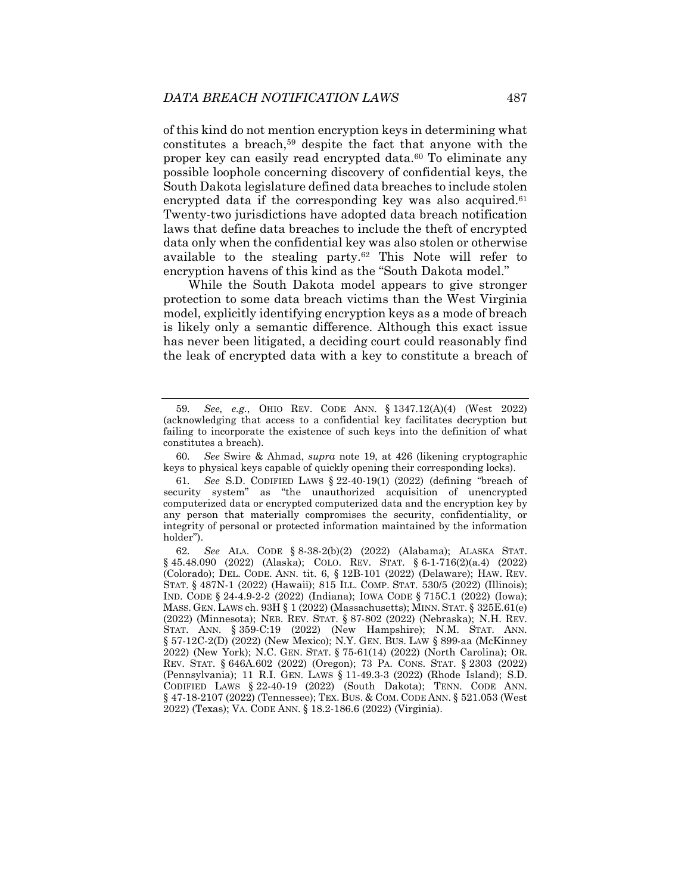of this kind do not mention encryption keys in determining what constitutes a breach,[59] despite the fact that anyone with the proper key can easily read encrypted data.[60] To eliminate any possible loophole concerning discovery of confidential keys, the South Dakota legislature defined data breaches to include stolen encrypted data if the corresponding key was also acquired.[61] Twenty-two jurisdictions have adopted data breach notification laws that define data breaches to include the theft of encrypted data only when the confidential key was also stolen or otherwise available to the stealing party.[62] This Note will refer to encryption havens of this kind as the "South Dakota model."

While the South Dakota model appears to give stronger protection to some data breach victims than the West Virginia model, explicitly identifying encryption keys as a mode of breach is likely only a semantic difference. Although this exact issue has never been litigated, a deciding court could reasonably find the leak of encrypted data with a key to constitute a breach of

---

59. *See, e.g.*, OHIO REV. CODE ANN. § 1347.12(A)(4) (West 2022) (acknowledging that access to a confidential key facilitates decryption but failing to incorporate the existence of such keys into the definition of what constitutes a breach).

60. *See* Swire & Ahmad, *supra* note 19, at 426 (likening cryptographic keys to physical keys capable of quickly opening their corresponding locks).

61. *See* S.D. CODIFIED LAWS § 22-40-19(1) (2022) (defining "breach of security system" as "the unauthorized acquisition of unencrypted computerized data or encrypted computerized data and the encryption key by any person that materially compromises the security, confidentiality, or integrity of personal or protected information maintained by the information holder").

62. *See* ALA. CODE § 8-38-2(b)(2) (2022) (Alabama); ALASKA STAT. § 45.48.090 (2022) (Alaska); COLO. REV. STAT. § 6-1-716(2)(a.4) (2022) (Colorado); DEL. CODE. ANN. tit. 6, § 12B-101 (2022) (Delaware); HAW. REV. STAT. § 487N-1 (2022) (Hawaii); 815 ILL. COMP. STAT. 530/5 (2022) (Illinois); IND. CODE § 24-4.9-2-2 (2022) (Indiana); IOWA CODE § 715C.1 (2022) (Iowa); MASS. GEN. LAWS ch. 93H § 1 (2022) (Massachusetts); MINN. STAT. § 325E.61(e) (2022) (Minnesota); NEB. REV. STAT. § 87-802 (2022) (Nebraska); N.H. REV. STAT. ANN. § 359-C:19 (2022) (New Hampshire); N.M. STAT. ANN. § 57-12C-2(D) (2022) (New Mexico); N.Y. GEN. BUS. LAW § 899-aa (McKinney 2022) (New York); N.C. GEN. STAT. § 75-61(14) (2022) (North Carolina); OR. REV. STAT. § 646A.602 (2022) (Oregon); 73 PA. CONS. STAT. § 2303 (2022) (Pennsylvania); 11 R.I. GEN. LAWS § 11-49.3-3 (2022) (Rhode Island); S.D. CODIFIED LAWS § 22-40-19 (2022) (South Dakota); TENN. CODE ANN. § 47-18-2107 (2022) (Tennessee); TEX. BUS. & COM. CODE ANN. § 521.053 (West 2022) (Texas); VA. CODE ANN. § 18.2-186.6 (2022) (Virginia).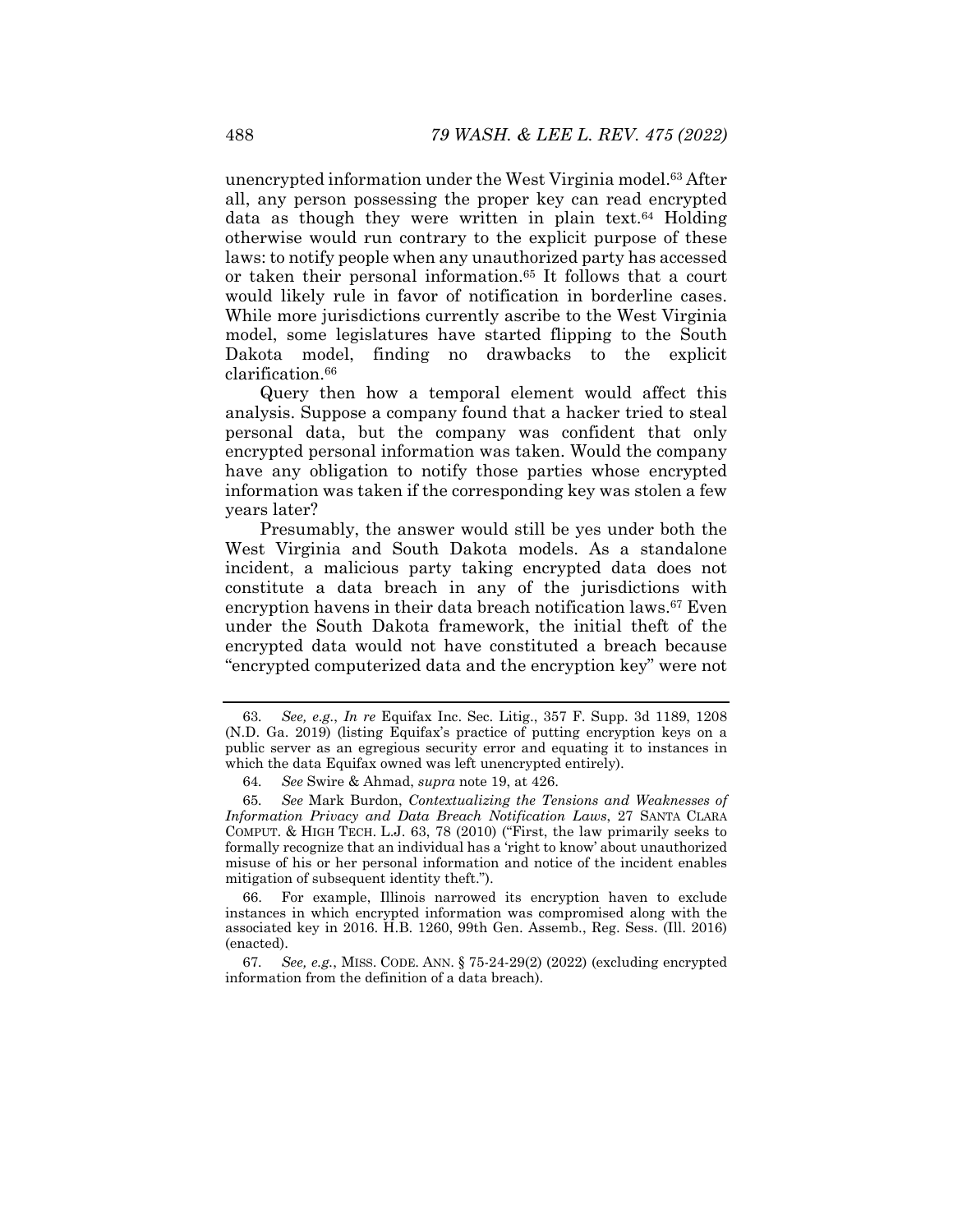unencrypted information under the West Virginia model.[63] After all, any person possessing the proper key can read encrypted data as though they were written in plain text.[64] Holding otherwise would run contrary to the explicit purpose of these laws: to notify people when any unauthorized party has accessed or taken their personal information.[65] It follows that a court would likely rule in favor of notification in borderline cases. While more jurisdictions currently ascribe to the West Virginia model, some legislatures have started flipping to the South Dakota model, finding no drawbacks to the explicit clarification.[66]

Query then how a temporal element would affect this analysis. Suppose a company found that a hacker tried to steal personal data, but the company was confident that only encrypted personal information was taken. Would the company have any obligation to notify those parties whose encrypted information was taken if the corresponding key was stolen a few years later?

Presumably, the answer would still be yes under both the West Virginia and South Dakota models. As a standalone incident, a malicious party taking encrypted data does not constitute a data breach in any of the jurisdictions with encryption havens in their data breach notification laws.[67] Even under the South Dakota framework, the initial theft of the encrypted data would not have constituted a breach because "encrypted computerized data and the encryption key" were not

---

63. *See, e.g.*, *In re* Equifax Inc. Sec. Litig., 357 F. Supp. 3d 1189, 1208 (N.D. Ga. 2019) (listing Equifax's practice of putting encryption keys on a public server as an egregious security error and equating it to instances in which the data Equifax owned was left unencrypted entirely).

64. *See* Swire & Ahmad, *supra* note 19, at 426.

65. *See* Mark Burdon, *Contextualizing the Tensions and Weaknesses of Information Privacy and Data Breach Notification Laws*, 27 SANTA CLARA COMPUT. & HIGH TECH. L.J. 63, 78 (2010) ("First, the law primarily seeks to formally recognize that an individual has a 'right to know' about unauthorized misuse of his or her personal information and notice of the incident enables mitigation of subsequent identity theft.").

66. For example, Illinois narrowed its encryption haven to exclude instances in which encrypted information was compromised along with the associated key in 2016. H.B. 1260, 99th Gen. Assemb., Reg. Sess. (Ill. 2016) (enacted).

67. *See, e.g.*, MISS. CODE. ANN. § 75-24-29(2) (2022) (excluding encrypted information from the definition of a data breach).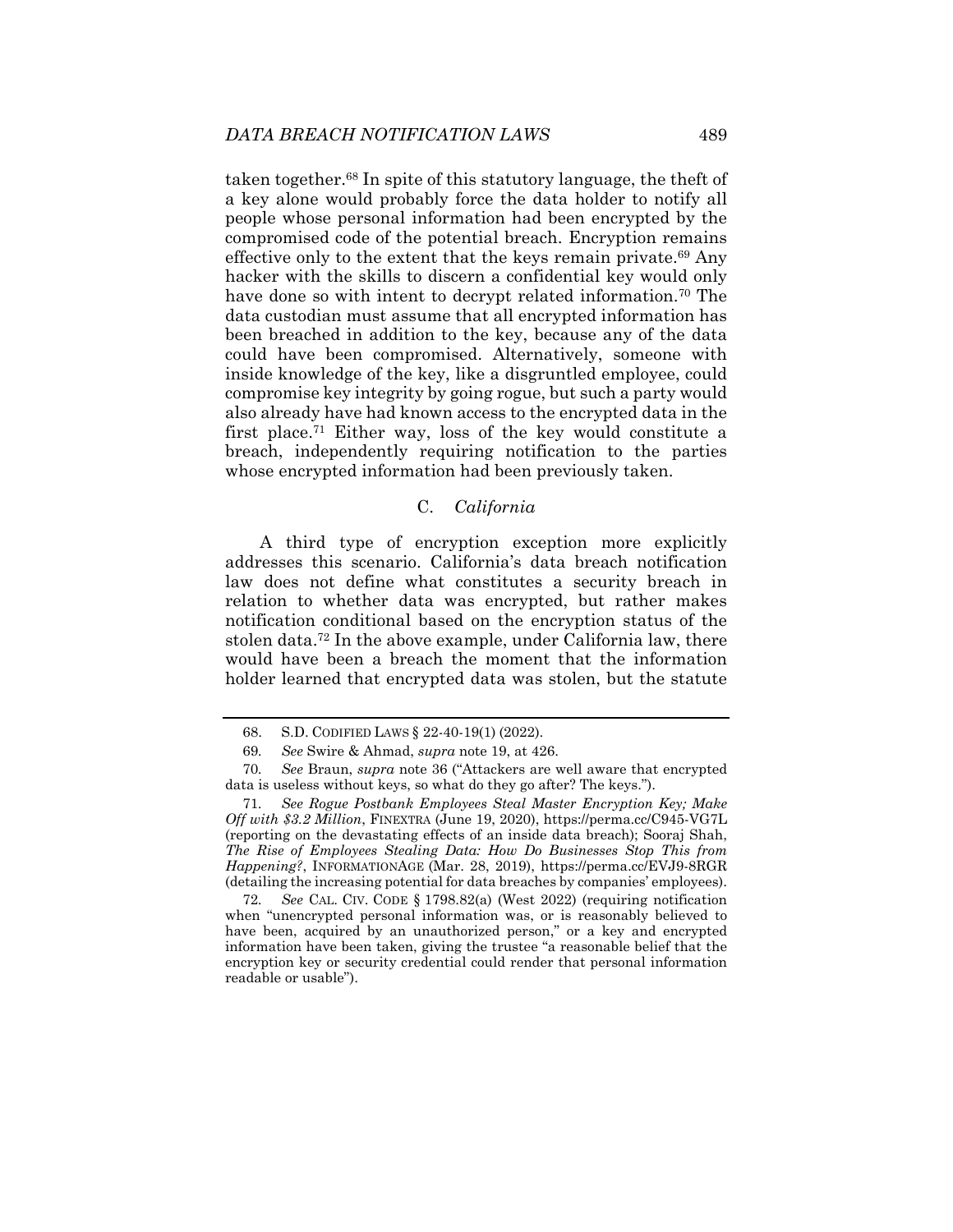taken together.[68] In spite of this statutory language, the theft of a key alone would probably force the data holder to notify all people whose personal information had been encrypted by the compromised code of the potential breach. Encryption remains effective only to the extent that the keys remain private.[69] Any hacker with the skills to discern a confidential key would only have done so with intent to decrypt related information.[70] The data custodian must assume that all encrypted information has been breached in addition to the key, because any of the data could have been compromised. Alternatively, someone with inside knowledge of the key, like a disgruntled employee, could compromise key integrity by going rogue, but such a party would also already have had known access to the encrypted data in the first place.[71] Either way, loss of the key would constitute a breach, independently requiring notification to the parties whose encrypted information had been previously taken.

### C. *California*

A third type of encryption exception more explicitly addresses this scenario. California's data breach notification law does not define what constitutes a security breach in relation to whether data was encrypted, but rather makes notification conditional based on the encryption status of the stolen data.[72] In the above example, under California law, there would have been a breach the moment that the information holder learned that encrypted data was stolen, but the statute

---

68. S.D. CODIFIED LAWS § 22-40-19(1) (2022).

69. *See* Swire & Ahmad, *supra* note 19, at 426.

70. *See* Braun, *supra* note 36 ("Attackers are well aware that encrypted data is useless without keys, so what do they go after? The keys.").

71. *See Rogue Postbank Employees Steal Master Encryption Key; Make Off with $3.2 Million*, FINEXTRA (June 19, 2020), https://perma.cc/C945-VG7L (reporting on the devastating effects of an inside data breach); Sooraj Shah, *The Rise of Employees Stealing Data: How Do Businesses Stop This from Happening?*, INFORMATIONAGE (Mar. 28, 2019), https://perma.cc/EVJ9-8RGR (detailing the increasing potential for data breaches by companies' employees).

72. *See* CAL. CIV. CODE § 1798.82(a) (West 2022) (requiring notification when "unencrypted personal information was, or is reasonably believed to have been, acquired by an unauthorized person," or a key and encrypted information have been taken, giving the trustee "a reasonable belief that the encryption key or security credential could render that personal information readable or usable").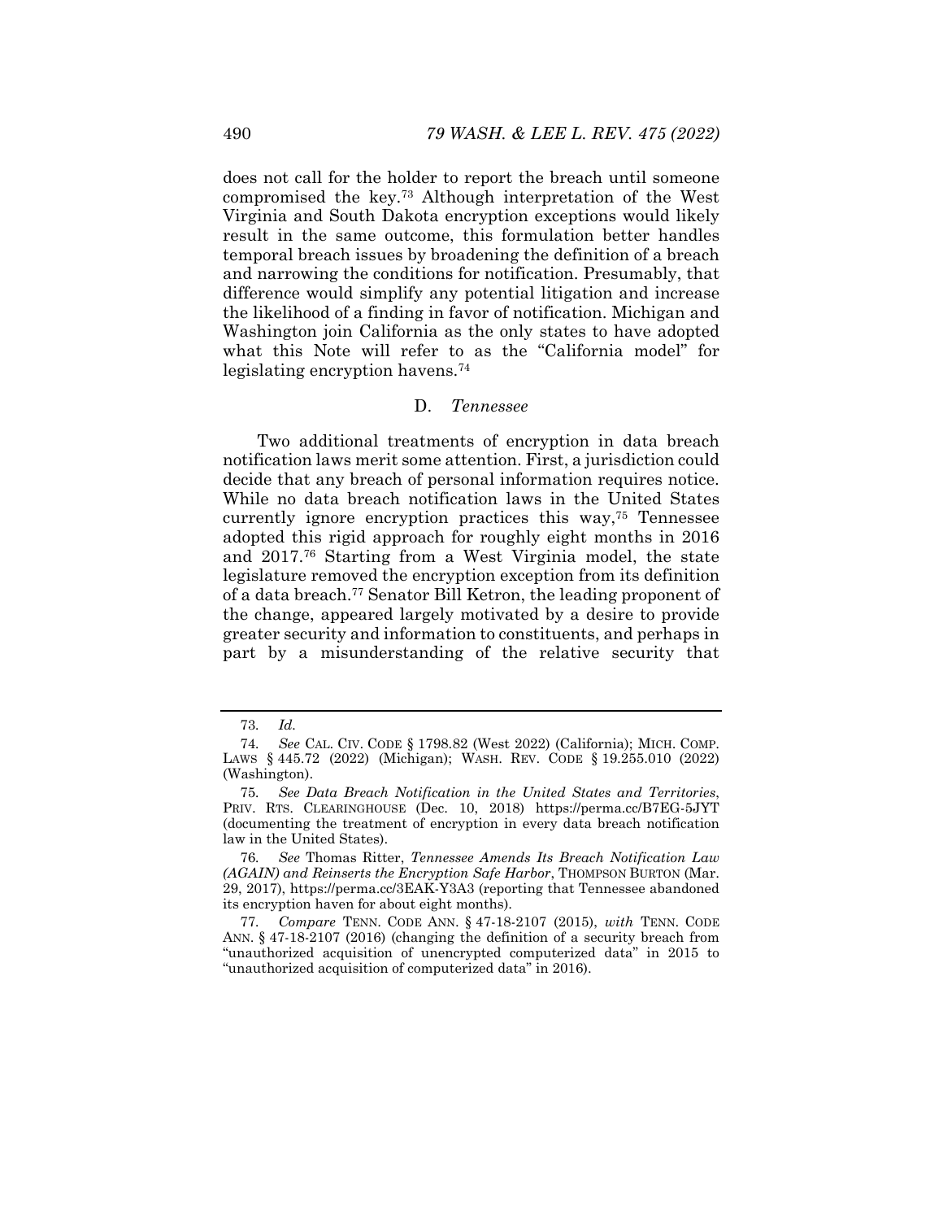does not call for the holder to report the breach until someone compromised the key.[73] Although interpretation of the West Virginia and South Dakota encryption exceptions would likely result in the same outcome, this formulation better handles temporal breach issues by broadening the definition of a breach and narrowing the conditions for notification. Presumably, that difference would simplify any potential litigation and increase the likelihood of a finding in favor of notification. Michigan and Washington join California as the only states to have adopted what this Note will refer to as the "California model" for legislating encryption havens.[74]

### D. *Tennessee*

Two additional treatments of encryption in data breach notification laws merit some attention. First, a jurisdiction could decide that any breach of personal information requires notice. While no data breach notification laws in the United States currently ignore encryption practices this way,[75] Tennessee adopted this rigid approach for roughly eight months in 2016 and 2017.[76] Starting from a West Virginia model, the state legislature removed the encryption exception from its definition of a data breach.[77] Senator Bill Ketron, the leading proponent of the change, appeared largely motivated by a desire to provide greater security and information to constituents, and perhaps in part by a misunderstanding of the relative security that

---

73. *Id.*

74. *See* CAL. CIV. CODE § 1798.82 (West 2022) (California); MICH. COMP. LAWS § 445.72 (2022) (Michigan); WASH. REV. CODE § 19.255.010 (2022) (Washington).

75. *See Data Breach Notification in the United States and Territories*, PRIV. RTS. CLEARINGHOUSE (Dec. 10, 2018) https://perma.cc/B7EG-5JYT (documenting the treatment of encryption in every data breach notification law in the United States).

76. *See* Thomas Ritter, *Tennessee Amends Its Breach Notification Law (AGAIN) and Reinserts the Encryption Safe Harbor*, THOMPSON BURTON (Mar. 29, 2017), https://perma.cc/3EAK-Y3A3 (reporting that Tennessee abandoned its encryption haven for about eight months).

77. *Compare* TENN. CODE ANN. § 47-18-2107 (2015), *with* TENN. CODE ANN. § 47-18-2107 (2016) (changing the definition of a security breach from "unauthorized acquisition of unencrypted computerized data" in 2015 to "unauthorized acquisition of computerized data" in 2016).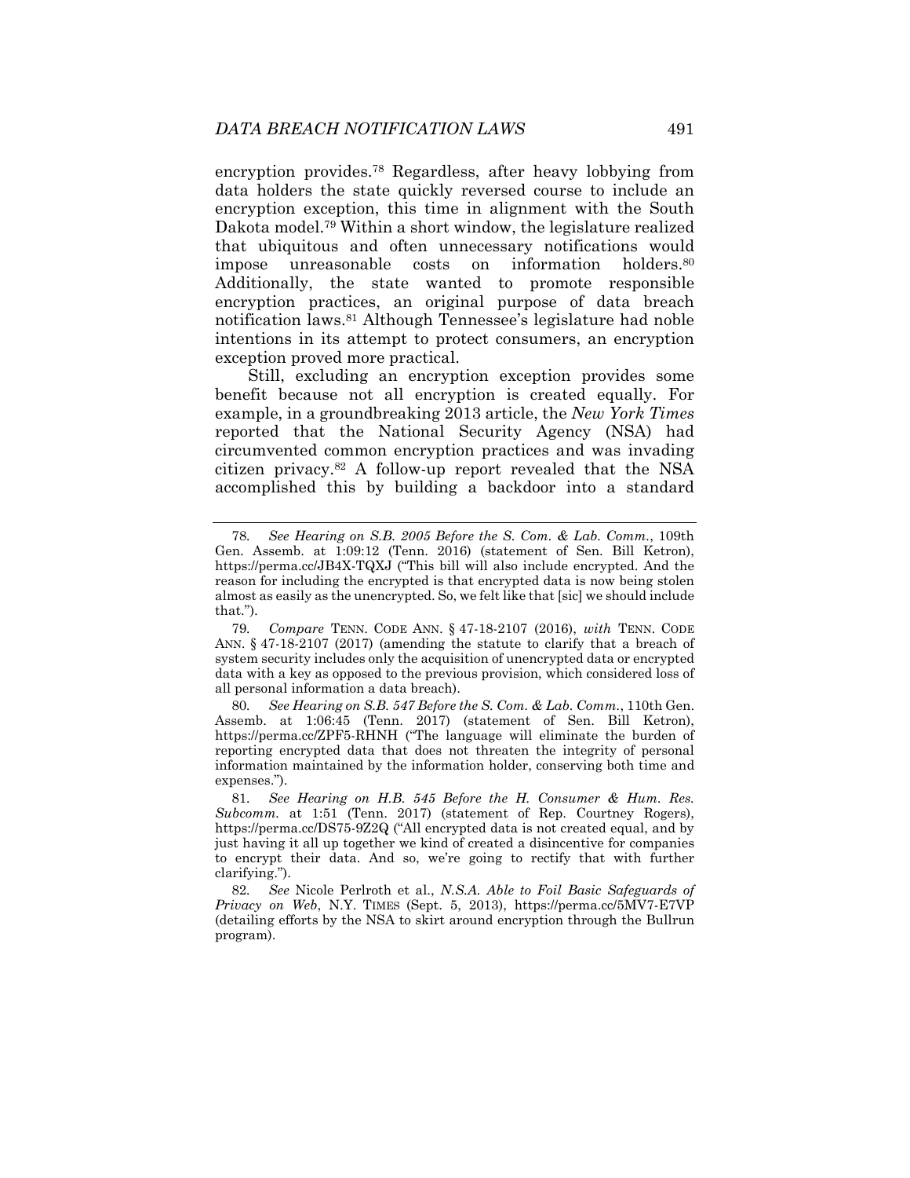encryption provides.[78] Regardless, after heavy lobbying from data holders the state quickly reversed course to include an encryption exception, this time in alignment with the South Dakota model.[79] Within a short window, the legislature realized that ubiquitous and often unnecessary notifications would impose unreasonable costs on information holders.[80] Additionally, the state wanted to promote responsible encryption practices, an original purpose of data breach notification laws.[81] Although Tennessee's legislature had noble intentions in its attempt to protect consumers, an encryption exception proved more practical.

Still, excluding an encryption exception provides some benefit because not all encryption is created equally. For example, in a groundbreaking 2013 article, the *New York Times* reported that the National Security Agency (NSA) had circumvented common encryption practices and was invading citizen privacy.[82] A follow-up report revealed that the NSA accomplished this by building a backdoor into a standard

---

78. *See Hearing on S.B. 2005 Before the S. Com. & Lab. Comm.*, 109th Gen. Assemb. at 1:09:12 (Tenn. 2016) (statement of Sen. Bill Ketron), https://perma.cc/JB4X-TQXJ ("This bill will also include encrypted. And the reason for including the encrypted is that encrypted data is now being stolen almost as easily as the unencrypted. So, we felt like that [sic] we should include that.").

79. *Compare* TENN. CODE ANN. § 47-18-2107 (2016), *with* TENN. CODE ANN. § 47-18-2107 (2017) (amending the statute to clarify that a breach of system security includes only the acquisition of unencrypted data or encrypted data with a key as opposed to the previous provision, which considered loss of all personal information a data breach).

80. *See Hearing on S.B. 547 Before the S. Com. & Lab. Comm.*, 110th Gen. Assemb. at 1:06:45 (Tenn. 2017) (statement of Sen. Bill Ketron), https://perma.cc/ZPF5-RHNH ("The language will eliminate the burden of reporting encrypted data that does not threaten the integrity of personal information maintained by the information holder, conserving both time and expenses.").

81. *See Hearing on H.B. 545 Before the H. Consumer & Hum. Res. Subcomm.* at 1:51 (Tenn. 2017) (statement of Rep. Courtney Rogers), https://perma.cc/DS75-9Z2Q ("All encrypted data is not created equal, and by just having it all up together we kind of created a disincentive for companies to encrypt their data. And so, we're going to rectify that with further clarifying.").

82. *See* Nicole Perlroth et al., *N.S.A. Able to Foil Basic Safeguards of Privacy on Web*, N.Y. TIMES (Sept. 5, 2013), https://perma.cc/5MV7-E7VP (detailing efforts by the NSA to skirt around encryption through the Bullrun program).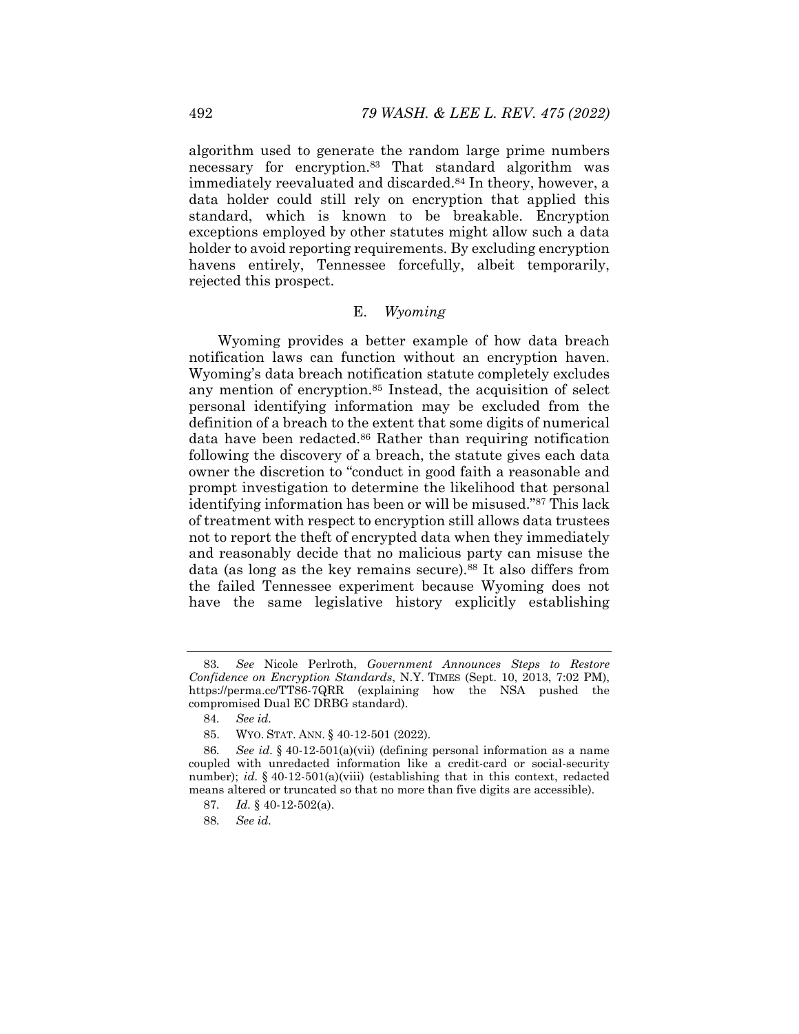algorithm used to generate the random large prime numbers necessary for encryption.[83] That standard algorithm was immediately reevaluated and discarded.[84] In theory, however, a data holder could still rely on encryption that applied this standard, which is known to be breakable. Encryption exceptions employed by other statutes might allow such a data holder to avoid reporting requirements. By excluding encryption havens entirely, Tennessee forcefully, albeit temporarily, rejected this prospect.

### E. *Wyoming*

Wyoming provides a better example of how data breach notification laws can function without an encryption haven. Wyoming's data breach notification statute completely excludes any mention of encryption.[85] Instead, the acquisition of select personal identifying information may be excluded from the definition of a breach to the extent that some digits of numerical data have been redacted.[86] Rather than requiring notification following the discovery of a breach, the statute gives each data owner the discretion to "conduct in good faith a reasonable and prompt investigation to determine the likelihood that personal identifying information has been or will be misused."[87] This lack of treatment with respect to encryption still allows data trustees not to report the theft of encrypted data when they immediately and reasonably decide that no malicious party can misuse the data (as long as the key remains secure).[88] It also differs from the failed Tennessee experiment because Wyoming does not have the same legislative history explicitly establishing

---

83. *See* Nicole Perlroth, *Government Announces Steps to Restore Confidence on Encryption Standards*, N.Y. TIMES (Sept. 10, 2013, 7:02 PM), https://perma.cc/TT86-7QRR (explaining how the NSA pushed the compromised Dual EC DRBG standard).

84. *See id.*

85. WYO. STAT. ANN. § 40-12-501 (2022).

86. *See id.* § 40-12-501(a)(vii) (defining personal information as a name coupled with unredacted information like a credit-card or social-security number); *id.* § 40-12-501(a)(viii) (establishing that in this context, redacted means altered or truncated so that no more than five digits are accessible).

87. *Id.* § 40-12-502(a).

88. *See id.*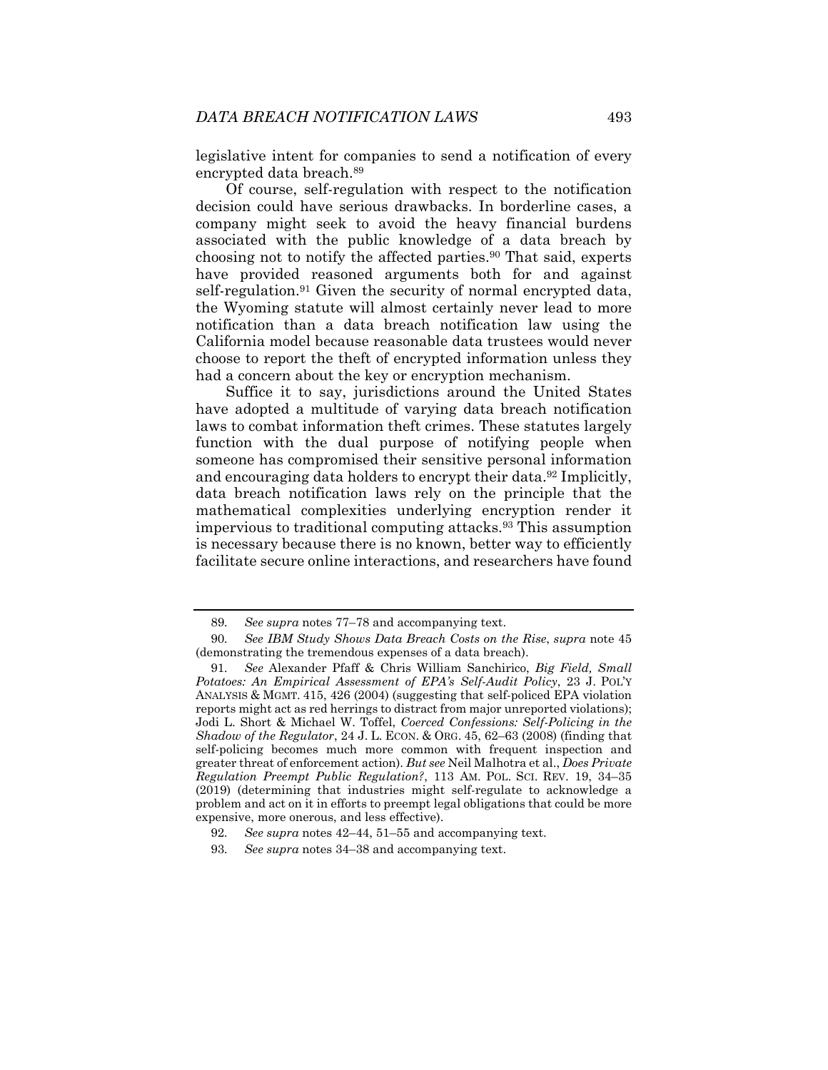legislative intent for companies to send a notification of every encrypted data breach.[89]

Of course, self-regulation with respect to the notification decision could have serious drawbacks. In borderline cases, a company might seek to avoid the heavy financial burdens associated with the public knowledge of a data breach by choosing not to notify the affected parties.[90] That said, experts have provided reasoned arguments both for and against self-regulation.[91] Given the security of normal encrypted data, the Wyoming statute will almost certainly never lead to more notification than a data breach notification law using the California model because reasonable data trustees would never choose to report the theft of encrypted information unless they had a concern about the key or encryption mechanism.

Suffice it to say, jurisdictions around the United States have adopted a multitude of varying data breach notification laws to combat information theft crimes. These statutes largely function with the dual purpose of notifying people when someone has compromised their sensitive personal information and encouraging data holders to encrypt their data.[92] Implicitly, data breach notification laws rely on the principle that the mathematical complexities underlying encryption render it impervious to traditional computing attacks.[93] This assumption is necessary because there is no known, better way to efficiently facilitate secure online interactions, and researchers have found

---

89. *See supra* notes 77–78 and accompanying text.

90. *See IBM Study Shows Data Breach Costs on the Rise*, *supra* note 45 (demonstrating the tremendous expenses of a data breach).

91. *See* Alexander Pfaff & Chris William Sanchirico, *Big Field, Small Potatoes: An Empirical Assessment of EPA's Self-Audit Policy*, 23 J. POL'Y ANALYSIS & MGMT. 415, 426 (2004) (suggesting that self-policed EPA violation reports might act as red herrings to distract from major unreported violations); Jodi L. Short & Michael W. Toffel, *Coerced Confessions: Self-Policing in the Shadow of the Regulator*, 24 J. L. ECON. & ORG. 45, 62–63 (2008) (finding that self-policing becomes much more common with frequent inspection and greater threat of enforcement action). *But see* Neil Malhotra et al., *Does Private Regulation Preempt Public Regulation?*, 113 AM. POL. SCI. REV. 19, 34–35 (2019) (determining that industries might self-regulate to acknowledge a problem and act on it in efforts to preempt legal obligations that could be more expensive, more onerous, and less effective).

92. *See supra* notes 42–44, 51–55 and accompanying text.

93. *See supra* notes 34–38 and accompanying text.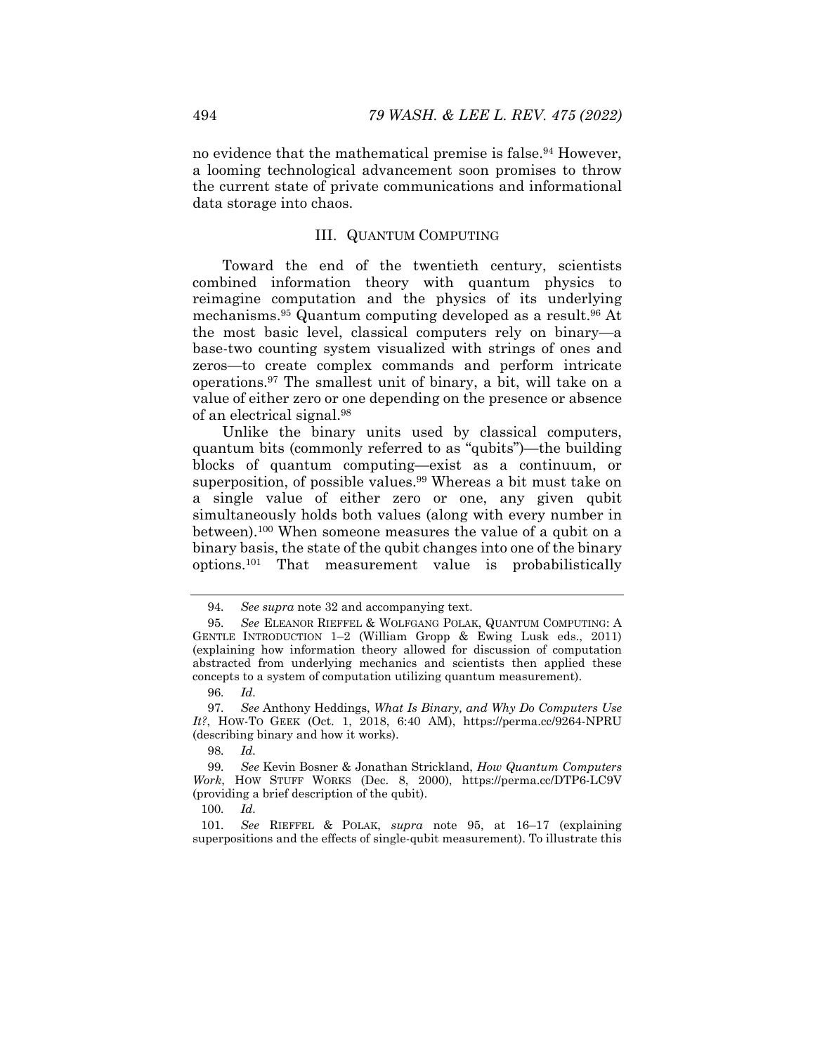no evidence that the mathematical premise is false.[94] However, a looming technological advancement soon promises to throw the current state of private communications and informational data storage into chaos.

## III. QUANTUM COMPUTING

Toward the end of the twentieth century, scientists combined information theory with quantum physics to reimagine computation and the physics of its underlying mechanisms.[95] Quantum computing developed as a result.[96] At the most basic level, classical computers rely on binary—a base-two counting system visualized with strings of ones and zeros—to create complex commands and perform intricate operations.[97] The smallest unit of binary, a bit, will take on a value of either zero or one depending on the presence or absence of an electrical signal.[98]

Unlike the binary units used by classical computers, quantum bits (commonly referred to as "qubits")—the building blocks of quantum computing—exist as a continuum, or superposition, of possible values.[99] Whereas a bit must take on a single value of either zero or one, any given qubit simultaneously holds both values (along with every number in between).[100] When someone measures the value of a qubit on a binary basis, the state of the qubit changes into one of the binary options.[101] That measurement value is probabilistically

---

94. *See supra* note 32 and accompanying text.

95. *See* ELEANOR RIEFFEL & WOLFGANG POLAK, QUANTUM COMPUTING: A GENTLE INTRODUCTION 1–2 (William Gropp & Ewing Lusk eds., 2011) (explaining how information theory allowed for discussion of computation abstracted from underlying mechanics and scientists then applied these concepts to a system of computation utilizing quantum measurement).

96. *Id.*

97. *See* Anthony Heddings, *What Is Binary, and Why Do Computers Use It?*, HOW-TO GEEK (Oct. 1, 2018, 6:40 AM), https://perma.cc/9264-NPRU (describing binary and how it works).

98. *Id.*

99. *See* Kevin Bosner & Jonathan Strickland, *How Quantum Computers Work*, HOW STUFF WORKS (Dec. 8, 2000), https://perma.cc/DTP6-LC9V (providing a brief description of the qubit).

100. *Id.*

101. *See* RIEFFEL & POLAK, *supra* note 95, at 16–17 (explaining superpositions and the effects of single-qubit measurement). To illustrate this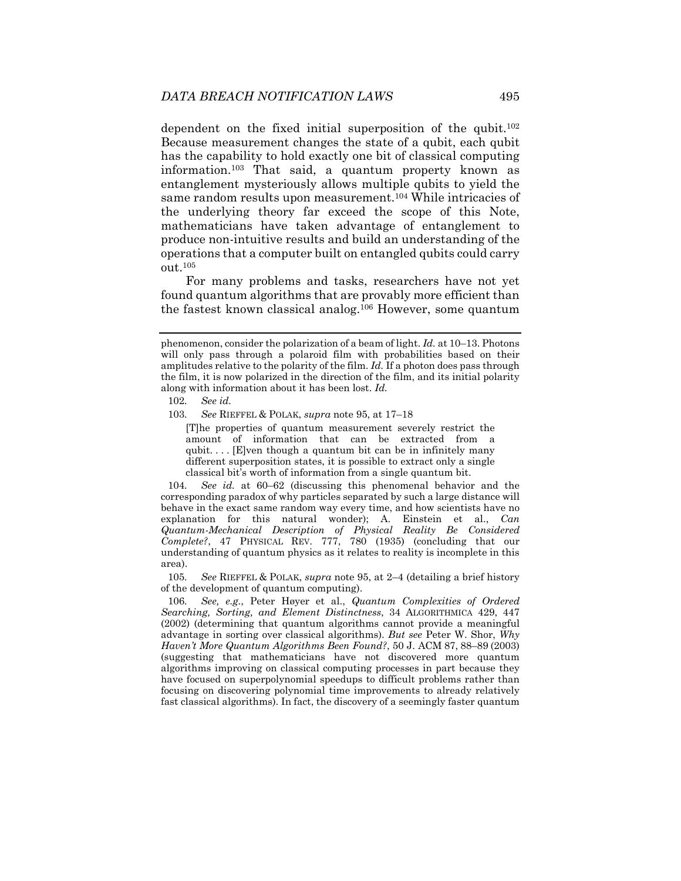dependent on the fixed initial superposition of the qubit.[102] Because measurement changes the state of a qubit, each qubit has the capability to hold exactly one bit of classical computing information.[103] That said, a quantum property known as entanglement mysteriously allows multiple qubits to yield the same random results upon measurement.[104] While intricacies of the underlying theory far exceed the scope of this Note, mathematicians have taken advantage of entanglement to produce non-intuitive results and build an understanding of the operations that a computer built on entangled qubits could carry out.[105]

For many problems and tasks, researchers have not yet found quantum algorithms that are provably more efficient than the fastest known classical analog.[106] However, some quantum

---

phenomenon, consider the polarization of a beam of light. *Id.* at 10–13. Photons will only pass through a polaroid film with probabilities based on their amplitudes relative to the polarity of the film. *Id.* If a photon does pass through the film, it is now polarized in the direction of the film, and its initial polarity along with information about it has been lost. *Id.*

102. *See id.*

103. *See* RIEFFEL & POLAK, *supra* note 95, at 17–18

> [T]he properties of quantum measurement severely restrict the amount of information that can be extracted from a qubit. . . . [E]ven though a quantum bit can be in infinitely many different superposition states, it is possible to extract only a single classical bit's worth of information from a single quantum bit.

104. *See id.* at 60–62 (discussing this phenomenal behavior and the corresponding paradox of why particles separated by such a large distance will behave in the exact same random way every time, and how scientists have no explanation for this natural wonder); A. Einstein et al., *Can Quantum-Mechanical Description of Physical Reality Be Considered Complete?*, 47 PHYSICAL REV. 777, 780 (1935) (concluding that our understanding of quantum physics as it relates to reality is incomplete in this area).

105. *See* RIEFFEL & POLAK, *supra* note 95, at 2–4 (detailing a brief history of the development of quantum computing).

106. *See, e.g.*, Peter Høyer et al., *Quantum Complexities of Ordered Searching, Sorting, and Element Distinctness*, 34 ALGORITHMICA 429, 447 (2002) (determining that quantum algorithms cannot provide a meaningful advantage in sorting over classical algorithms). *But see* Peter W. Shor, *Why Haven't More Quantum Algorithms Been Found?*, 50 J. ACM 87, 88–89 (2003) (suggesting that mathematicians have not discovered more quantum algorithms improving on classical computing processes in part because they have focused on superpolynomial speedups to difficult problems rather than focusing on discovering polynomial time improvements to already relatively fast classical algorithms). In fact, the discovery of a seemingly faster quantum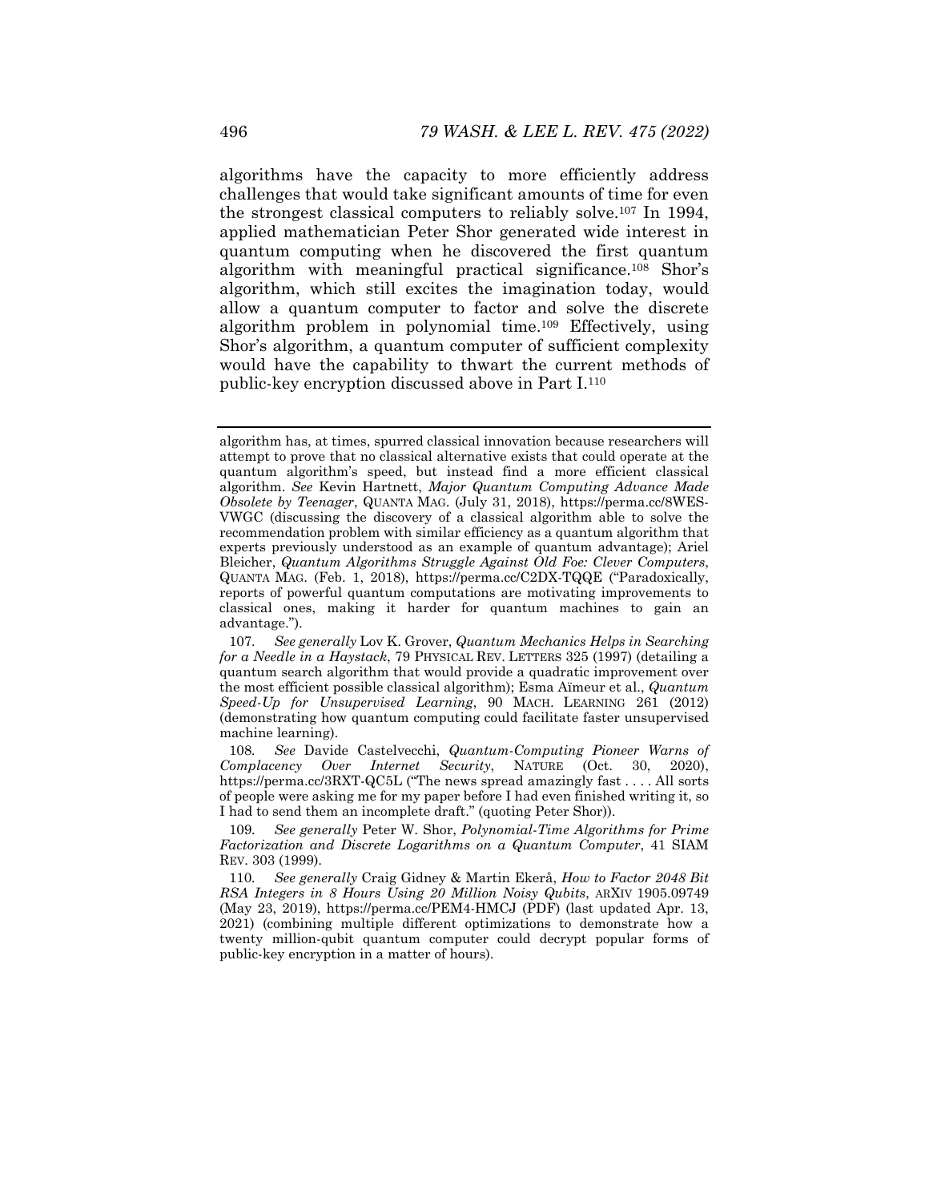algorithms have the capacity to more efficiently address challenges that would take significant amounts of time for even the strongest classical computers to reliably solve.[107] In 1994, applied mathematician Peter Shor generated wide interest in quantum computing when he discovered the first quantum algorithm with meaningful practical significance.[108] Shor's algorithm, which still excites the imagination today, would allow a quantum computer to factor and solve the discrete algorithm problem in polynomial time.[109] Effectively, using Shor's algorithm, a quantum computer of sufficient complexity would have the capability to thwart the current methods of public-key encryption discussed above in Part I.[110]

---

algorithm has, at times, spurred classical innovation because researchers will attempt to prove that no classical alternative exists that could operate at the quantum algorithm's speed, but instead find a more efficient classical algorithm. *See* Kevin Hartnett, *Major Quantum Computing Advance Made Obsolete by Teenager*, QUANTA MAG. (July 31, 2018), https://perma.cc/8WES-VWGC (discussing the discovery of a classical algorithm able to solve the recommendation problem with similar efficiency as a quantum algorithm that experts previously understood as an example of quantum advantage); Ariel Bleicher, *Quantum Algorithms Struggle Against Old Foe: Clever Computers*, QUANTA MAG. (Feb. 1, 2018), https://perma.cc/C2DX-TQQE ("Paradoxically, reports of powerful quantum computations are motivating improvements to classical ones, making it harder for quantum machines to gain an advantage.").

107. *See generally* Lov K. Grover, *Quantum Mechanics Helps in Searching for a Needle in a Haystack*, 79 PHYSICAL REV. LETTERS 325 (1997) (detailing a quantum search algorithm that would provide a quadratic improvement over the most efficient possible classical algorithm); Esma Aïmeur et al., *Quantum Speed-Up for Unsupervised Learning*, 90 MACH. LEARNING 261 (2012) (demonstrating how quantum computing could facilitate faster unsupervised machine learning).

108. *See* Davide Castelvecchi, *Quantum-Computing Pioneer Warns of Complacency Over Internet Security*, NATURE (Oct. 30, 2020), https://perma.cc/3RXT-QC5L ("The news spread amazingly fast . . . . All sorts of people were asking me for my paper before I had even finished writing it, so I had to send them an incomplete draft." (quoting Peter Shor)).

109. *See generally* Peter W. Shor, *Polynomial-Time Algorithms for Prime Factorization and Discrete Logarithms on a Quantum Computer*, 41 SIAM REV. 303 (1999).

110. *See generally* Craig Gidney & Martin Ekerå, *How to Factor 2048 Bit RSA Integers in 8 Hours Using 20 Million Noisy Qubits*, ARXIV 1905.09749 (May 23, 2019), https://perma.cc/PEM4-HMCJ (PDF) (last updated Apr. 13, 2021) (combining multiple different optimizations to demonstrate how a twenty million-qubit quantum computer could decrypt popular forms of public-key encryption in a matter of hours).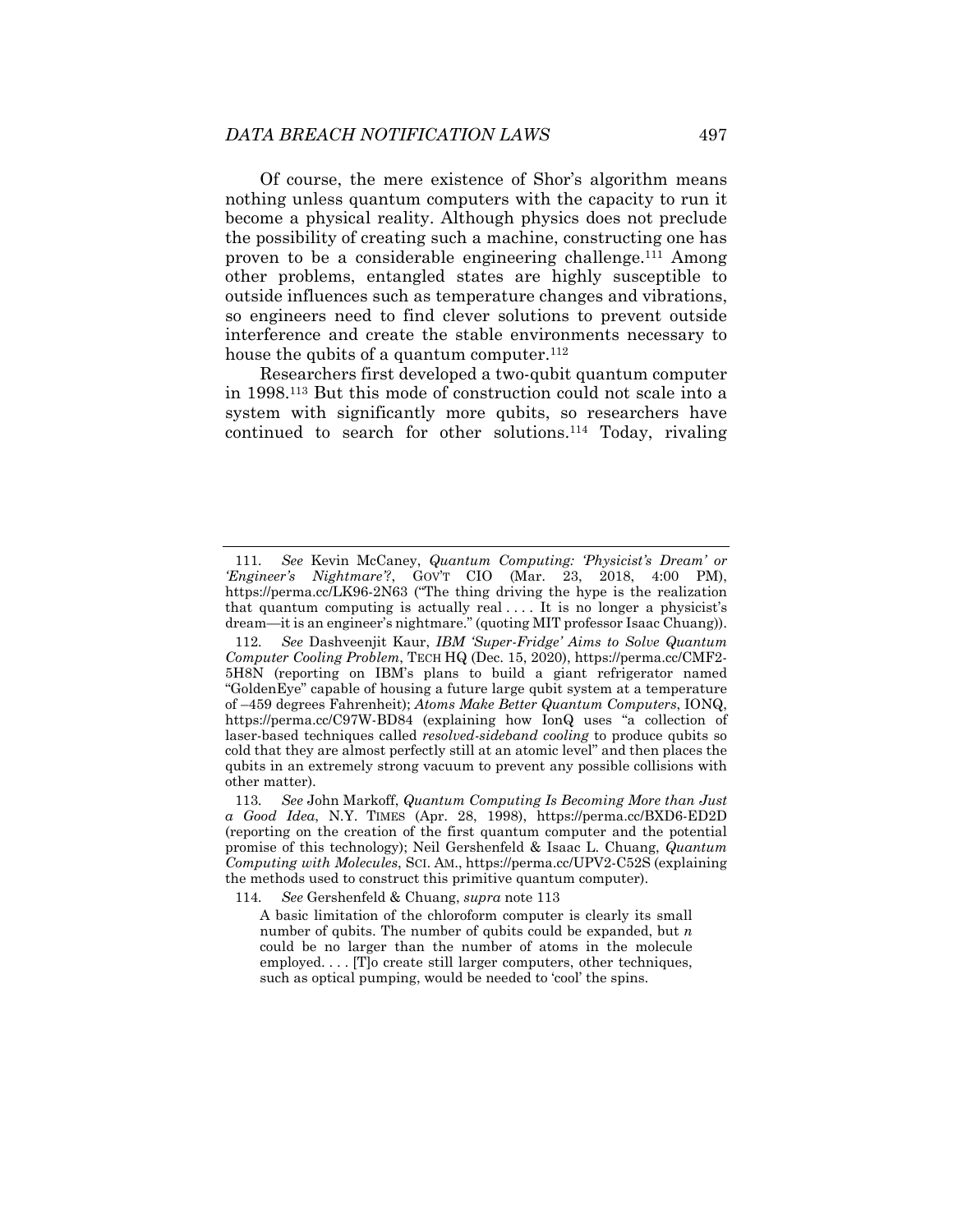Of course, the mere existence of Shor's algorithm means nothing unless quantum computers with the capacity to run it become a physical reality. Although physics does not preclude the possibility of creating such a machine, constructing one has proven to be a considerable engineering challenge.[111] Among other problems, entangled states are highly susceptible to outside influences such as temperature changes and vibrations, so engineers need to find clever solutions to prevent outside interference and create the stable environments necessary to house the qubits of a quantum computer.[112]

Researchers first developed a two-qubit quantum computer in 1998.[113] But this mode of construction could not scale into a system with significantly more qubits, so researchers have continued to search for other solutions.[114] Today, rivaling

---

111. *See* Kevin McCaney, *Quantum Computing: 'Physicist's Dream' or 'Engineer's Nightmare'?*, GOV'T CIO (Mar. 23, 2018, 4:00 PM), https://perma.cc/LK96-2N63 ("The thing driving the hype is the realization that quantum computing is actually real . . . . It is no longer a physicist's dream—it is an engineer's nightmare." (quoting MIT professor Isaac Chuang)).

112. *See* Dashveenjit Kaur, *IBM 'Super-Fridge' Aims to Solve Quantum Computer Cooling Problem*, TECH HQ (Dec. 15, 2020), https://perma.cc/CMF2-5H8N (reporting on IBM's plans to build a giant refrigerator named "GoldenEye" capable of housing a future large qubit system at a temperature of –459 degrees Fahrenheit); *Atoms Make Better Quantum Computers*, IONQ, https://perma.cc/C97W-BD84 (explaining how IonQ uses "a collection of laser-based techniques called *resolved-sideband cooling* to produce qubits so cold that they are almost perfectly still at an atomic level" and then places the qubits in an extremely strong vacuum to prevent any possible collisions with other matter).

113. *See* John Markoff, *Quantum Computing Is Becoming More than Just a Good Idea*, N.Y. TIMES (Apr. 28, 1998), https://perma.cc/BXD6-ED2D (reporting on the creation of the first quantum computer and the potential promise of this technology); Neil Gershenfeld & Isaac L. Chuang, *Quantum Computing with Molecules*, SCI. AM., https://perma.cc/UPV2-C52S (explaining the methods used to construct this primitive quantum computer).

114. *See* Gershenfeld & Chuang, *supra* note 113

> A basic limitation of the chloroform computer is clearly its small number of qubits. The number of qubits could be expanded, but $n$ could be no larger than the number of atoms in the molecule employed. . . . [T]o create still larger computers, other techniques, such as optical pumping, would be needed to 'cool' the spins.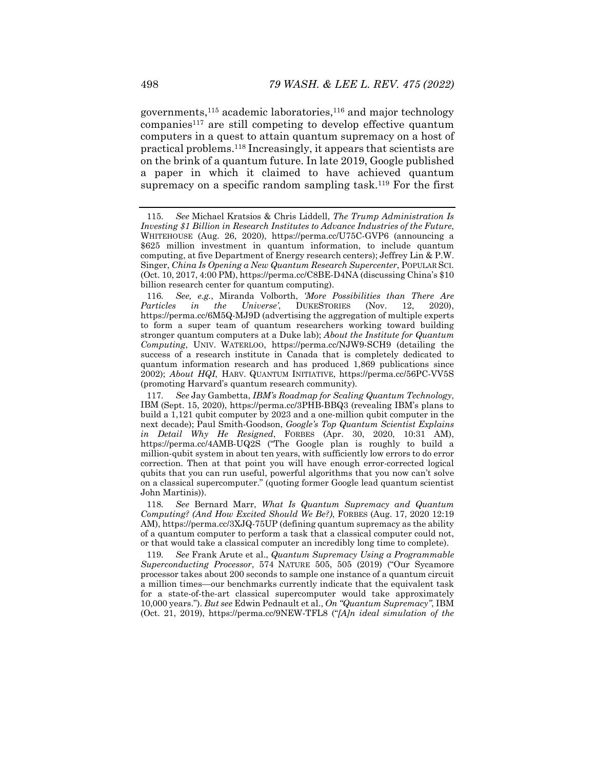governments,[115] academic laboratories,[116] and major technology companies[117] are still competing to develop effective quantum computers in a quest to attain quantum supremacy on a host of practical problems.[118] Increasingly, it appears that scientists are on the brink of a quantum future. In late 2019, Google published a paper in which it claimed to have achieved quantum supremacy on a specific random sampling task.[119] For the first

---

115. *See* Michael Kratsios & Chris Liddell, *The Trump Administration Is Investing $1 Billion in Research Institutes to Advance Industries of the Future*, WHITEHOUSE (Aug. 26, 2020), https://perma.cc/U75C-GVP6 (announcing a $625 million investment in quantum information, to include quantum computing, at five Department of Energy research centers); Jeffrey Lin & P.W. Singer, *China Is Opening a New Quantum Research Supercenter*, POPULAR SCI. (Oct. 10, 2017, 4:00 PM), https://perma.cc/C8BE-D4NA (discussing China's $10 billion research center for quantum computing).

116. *See, e.g.*, Miranda Volborth, *'More Possibilities than There Are Particles in the Universe'*, DUKESTORIES (Nov. 12, 2020), https://perma.cc/6M5Q-MJ9D (advertising the aggregation of multiple experts to form a super team of quantum researchers working toward building stronger quantum computers at a Duke lab); *About the Institute for Quantum Computing*, UNIV. WATERLOO, https://perma.cc/NJW9-SCH9 (detailing the success of a research institute in Canada that is completely dedicated to quantum information research and has produced 1,869 publications since 2002); *About HQI*, HARV. QUANTUM INITIATIVE, https://perma.cc/56PC-VV5S (promoting Harvard's quantum research community).

117. *See* Jay Gambetta, *IBM's Roadmap for Scaling Quantum Technology*, IBM (Sept. 15, 2020), https://perma.cc/3PHB-BBQ3 (revealing IBM's plans to build a 1,121 qubit computer by 2023 and a one-million qubit computer in the next decade); Paul Smith-Goodson, *Google's Top Quantum Scientist Explains in Detail Why He Resigned*, FORBES (Apr. 30, 2020, 10:31 AM), https://perma.cc/4AMB-UQ2S ("The Google plan is roughly to build a million-qubit system in about ten years, with sufficiently low errors to do error correction. Then at that point you will have enough error-corrected logical qubits that you can run useful, powerful algorithms that you now can't solve on a classical supercomputer." (quoting former Google lead quantum scientist John Martinis)).

118. *See* Bernard Marr, *What Is Quantum Supremacy and Quantum Computing? (And How Excited Should We Be?)*, FORBES (Aug. 17, 2020 12:19 AM), https://perma.cc/3XJQ-75UP (defining quantum supremacy as the ability of a quantum computer to perform a task that a classical computer could not, or that would take a classical computer an incredibly long time to complete).

119. *See* Frank Arute et al., *Quantum Supremacy Using a Programmable Superconducting Processor*, 574 NATURE 505, 505 (2019) ("Our Sycamore processor takes about 200 seconds to sample one instance of a quantum circuit a million times—our benchmarks currently indicate that the equivalent task for a state-of-the-art classical supercomputer would take approximately 10,000 years."). *But see* Edwin Pednault et al., *On "Quantum Supremacy"*, IBM (Oct. 21, 2019), https://perma.cc/9NEW-TFL8 ("*[A]n ideal simulation of the*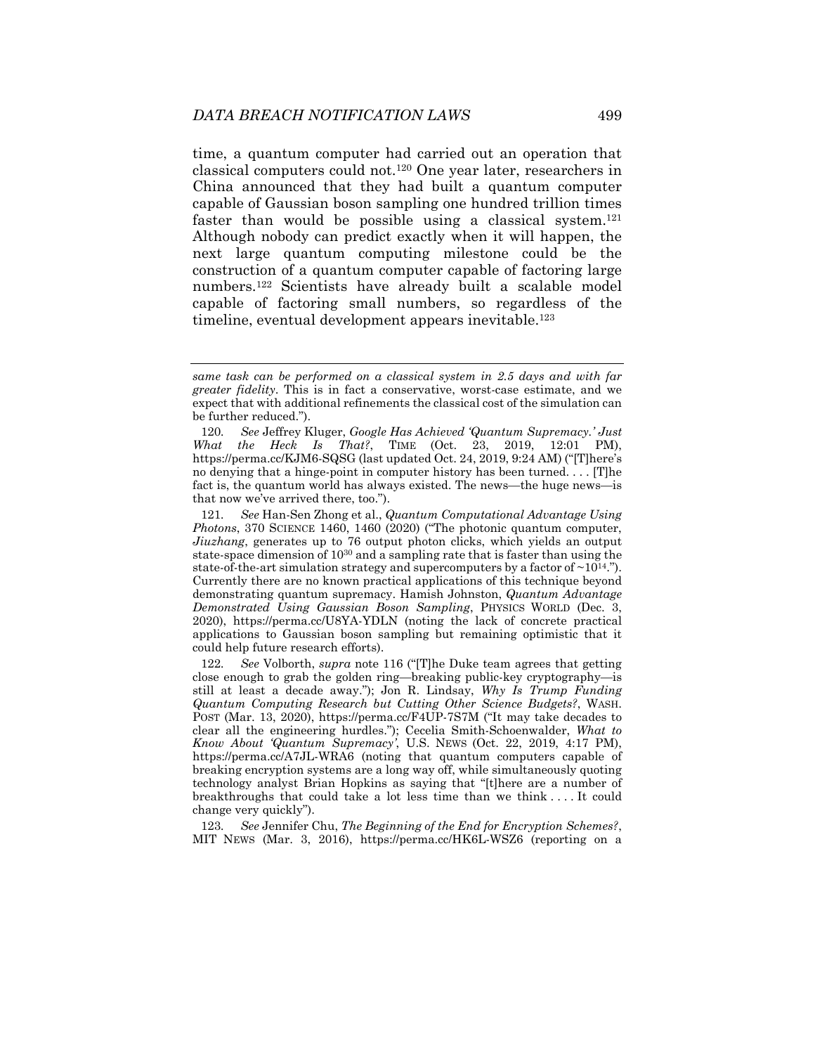time, a quantum computer had carried out an operation that classical computers could not.[120] One year later, researchers in China announced that they had built a quantum computer capable of Gaussian boson sampling one hundred trillion times faster than would be possible using a classical system.[121] Although nobody can predict exactly when it will happen, the next large quantum computing milestone could be the construction of a quantum computer capable of factoring large numbers.[122] Scientists have already built a scalable model capable of factoring small numbers, so regardless of the timeline, eventual development appears inevitable.[123]

---

*same task can be performed on a classical system in 2.5 days and with far greater fidelity*. This is in fact a conservative, worst-case estimate, and we expect that with additional refinements the classical cost of the simulation can be further reduced.").

120. *See* Jeffrey Kluger, *Google Has Achieved 'Quantum Supremacy.' Just What the Heck Is That?*, TIME (Oct. 23, 2019, 12:01 PM), https://perma.cc/KJM6-SQSG (last updated Oct. 24, 2019, 9:24 AM) ("[T]here's no denying that a hinge-point in computer history has been turned. . . . [T]he fact is, the quantum world has always existed. The news—the huge news—is that now we've arrived there, too.").

121. *See* Han-Sen Zhong et al., *Quantum Computational Advantage Using Photons*, 370 SCIENCE 1460, 1460 (2020) ("The photonic quantum computer, *Jiuzhang*, generates up to 76 output photon clicks, which yields an output state-space dimension of $10^{30}$ and a sampling rate that is faster than using the state-of-the-art simulation strategy and supercomputers by a factor of $\sim10^{14}$."). Currently there are no known practical applications of this technique beyond demonstrating quantum supremacy. Hamish Johnston, *Quantum Advantage Demonstrated Using Gaussian Boson Sampling*, PHYSICS WORLD (Dec. 3, 2020), https://perma.cc/U8YA-YDLN (noting the lack of concrete practical applications to Gaussian boson sampling but remaining optimistic that it could help future research efforts).

122. *See* Volborth, *supra* note 116 ("[T]he Duke team agrees that getting close enough to grab the golden ring—breaking public-key cryptography—is still at least a decade away."); Jon R. Lindsay, *Why Is Trump Funding Quantum Computing Research but Cutting Other Science Budgets?*, WASH. POST (Mar. 13, 2020), https://perma.cc/F4UP-7S7M ("It may take decades to clear all the engineering hurdles."); Cecelia Smith-Schoenwalder, *What to Know About 'Quantum Supremacy'*, U.S. NEWS (Oct. 22, 2019, 4:17 PM), https://perma.cc/A7JL-WRA6 (noting that quantum computers capable of breaking encryption systems are a long way off, while simultaneously quoting technology analyst Brian Hopkins as saying that "[t]here are a number of breakthroughs that could take a lot less time than we think . . . . It could change very quickly").

123. *See* Jennifer Chu, *The Beginning of the End for Encryption Schemes?*, MIT NEWS (Mar. 3, 2016), https://perma.cc/HK6L-WSZ6 (reporting on a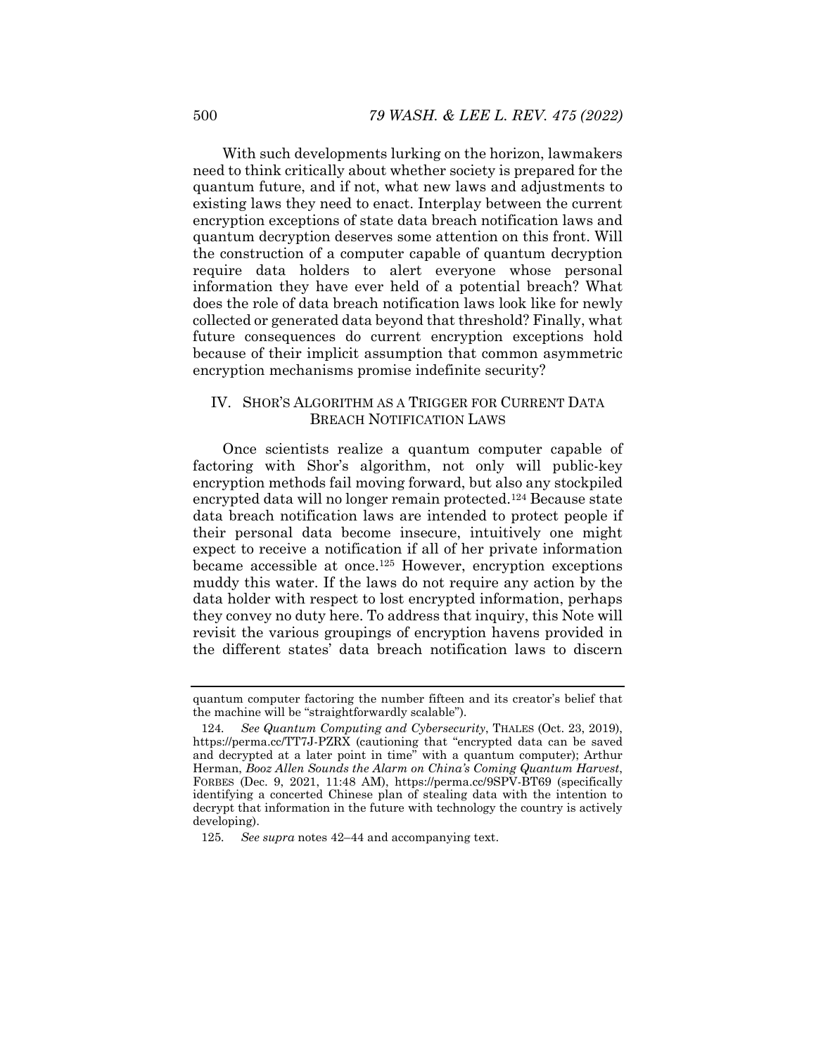With such developments lurking on the horizon, lawmakers need to think critically about whether society is prepared for the quantum future, and if not, what new laws and adjustments to existing laws they need to enact. Interplay between the current encryption exceptions of state data breach notification laws and quantum decryption deserves some attention on this front. Will the construction of a computer capable of quantum decryption require data holders to alert everyone whose personal information they have ever held of a potential breach? What does the role of data breach notification laws look like for newly collected or generated data beyond that threshold? Finally, what future consequences do current encryption exceptions hold because of their implicit assumption that common asymmetric encryption mechanisms promise indefinite security?

## IV. SHOR'S ALGORITHM AS A TRIGGER FOR CURRENT DATA BREACH NOTIFICATION LAWS

Once scientists realize a quantum computer capable of factoring with Shor's algorithm, not only will public-key encryption methods fail moving forward, but also any stockpiled encrypted data will no longer remain protected.[124] Because state data breach notification laws are intended to protect people if their personal data become insecure, intuitively one might expect to receive a notification if all of her private information became accessible at once.[125] However, encryption exceptions muddy this water. If the laws do not require any action by the data holder with respect to lost encrypted information, perhaps they convey no duty here. To address that inquiry, this Note will revisit the various groupings of encryption havens provided in the different states' data breach notification laws to discern

---

quantum computer factoring the number fifteen and its creator's belief that the machine will be "straightforwardly scalable").

124. *See Quantum Computing and Cybersecurity*, THALES (Oct. 23, 2019), https://perma.cc/TT7J-PZRX (cautioning that "encrypted data can be saved and decrypted at a later point in time" with a quantum computer); Arthur Herman, *Booz Allen Sounds the Alarm on China's Coming Quantum Harvest*, FORBES (Dec. 9, 2021, 11:48 AM), https://perma.cc/9SPV-BT69 (specifically identifying a concerted Chinese plan of stealing data with the intention to decrypt that information in the future with technology the country is actively developing).

125. *See supra* notes 42–44 and accompanying text.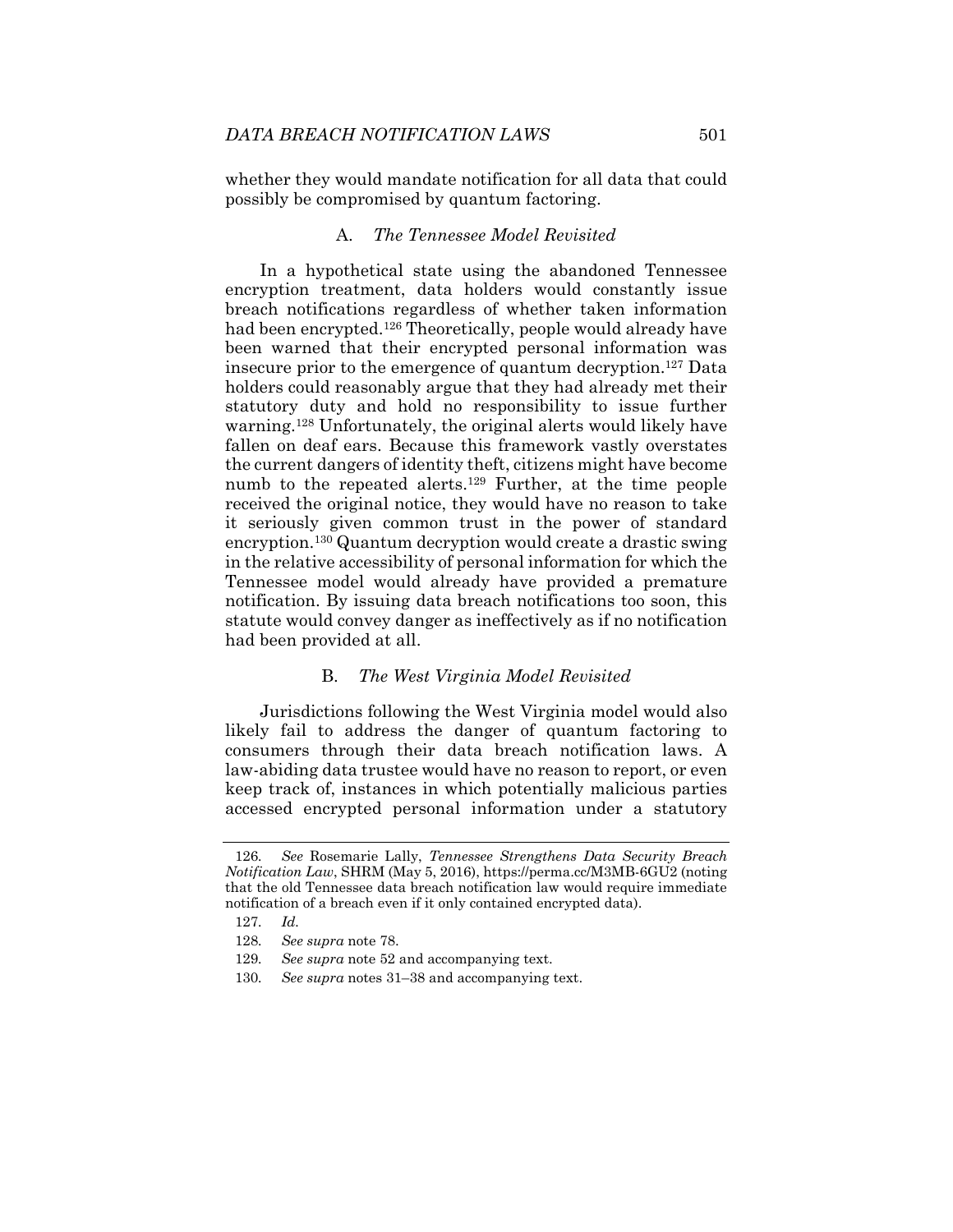whether they would mandate notification for all data that could possibly be compromised by quantum factoring.

### A. *The Tennessee Model Revisited*

In a hypothetical state using the abandoned Tennessee encryption treatment, data holders would constantly issue breach notifications regardless of whether taken information had been encrypted.[126] Theoretically, people would already have been warned that their encrypted personal information was insecure prior to the emergence of quantum decryption.[127] Data holders could reasonably argue that they had already met their statutory duty and hold no responsibility to issue further warning.[128] Unfortunately, the original alerts would likely have fallen on deaf ears. Because this framework vastly overstates the current dangers of identity theft, citizens might have become numb to the repeated alerts.[129] Further, at the time people received the original notice, they would have no reason to take it seriously given common trust in the power of standard encryption.[130] Quantum decryption would create a drastic swing in the relative accessibility of personal information for which the Tennessee model would already have provided a premature notification. By issuing data breach notifications too soon, this statute would convey danger as ineffectively as if no notification had been provided at all.

### B. *The West Virginia Model Revisited*

Jurisdictions following the West Virginia model would also likely fail to address the danger of quantum factoring to consumers through their data breach notification laws. A law-abiding data trustee would have no reason to report, or even keep track of, instances in which potentially malicious parties accessed encrypted personal information under a statutory

---

126. *See* Rosemarie Lally, *Tennessee Strengthens Data Security Breach Notification Law*, SHRM (May 5, 2016), https://perma.cc/M3MB-6GU2 (noting that the old Tennessee data breach notification law would require immediate notification of a breach even if it only contained encrypted data).

127. *Id.*

128. *See supra* note 78.

129. *See supra* note 52 and accompanying text.

130. *See supra* notes 31–38 and accompanying text.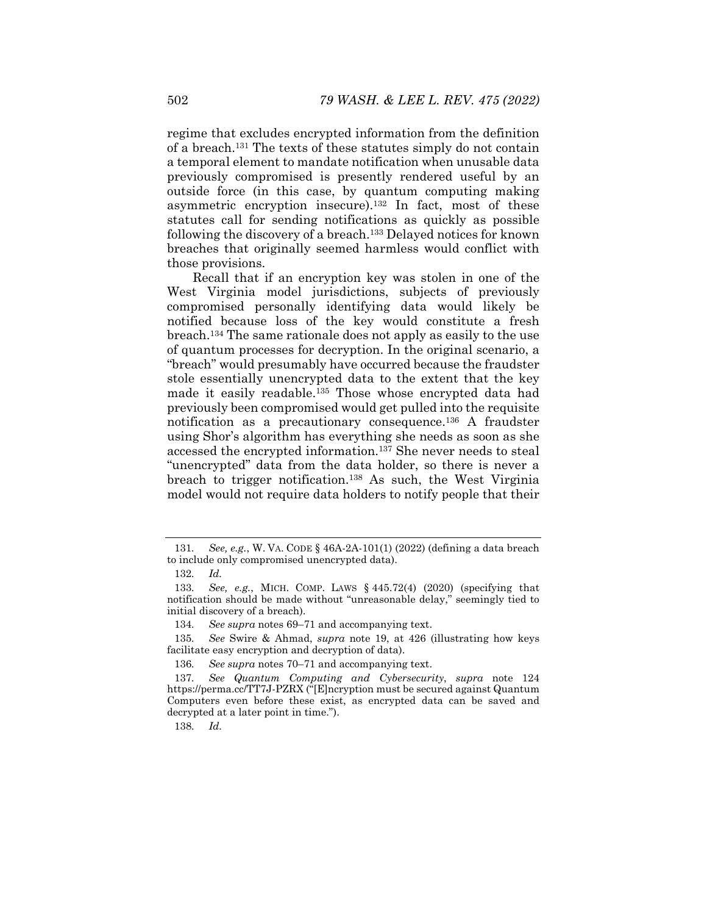regime that excludes encrypted information from the definition of a breach.[131] The texts of these statutes simply do not contain a temporal element to mandate notification when unusable data previously compromised is presently rendered useful by an outside force (in this case, by quantum computing making asymmetric encryption insecure).[132] In fact, most of these statutes call for sending notifications as quickly as possible following the discovery of a breach.[133] Delayed notices for known breaches that originally seemed harmless would conflict with those provisions.

Recall that if an encryption key was stolen in one of the West Virginia model jurisdictions, subjects of previously compromised personally identifying data would likely be notified because loss of the key would constitute a fresh breach.[134] The same rationale does not apply as easily to the use of quantum processes for decryption. In the original scenario, a "breach" would presumably have occurred because the fraudster stole essentially unencrypted data to the extent that the key made it easily readable.[135] Those whose encrypted data had previously been compromised would get pulled into the requisite notification as a precautionary consequence.[136] A fraudster using Shor's algorithm has everything she needs as soon as she accessed the encrypted information.[137] She never needs to steal "unencrypted" data from the data holder, so there is never a breach to trigger notification.[138] As such, the West Virginia model would not require data holders to notify people that their

---

131. *See, e.g.*, W. VA. CODE § 46A-2A-101(1) (2022) (defining a data breach to include only compromised unencrypted data).

132. *Id.*

133. *See, e.g.*, MICH. COMP. LAWS § 445.72(4) (2020) (specifying that notification should be made without "unreasonable delay," seemingly tied to initial discovery of a breach).

134. *See supra* notes 69–71 and accompanying text.

135. *See* Swire & Ahmad, *supra* note 19, at 426 (illustrating how keys facilitate easy encryption and decryption of data).

136. *See supra* notes 70–71 and accompanying text.

137. *See Quantum Computing and Cybersecurity*, *supra* note 124 https://perma.cc/TT7J-PZRX ("[E]ncryption must be secured against Quantum Computers even before these exist, as encrypted data can be saved and decrypted at a later point in time.").

138. *Id.*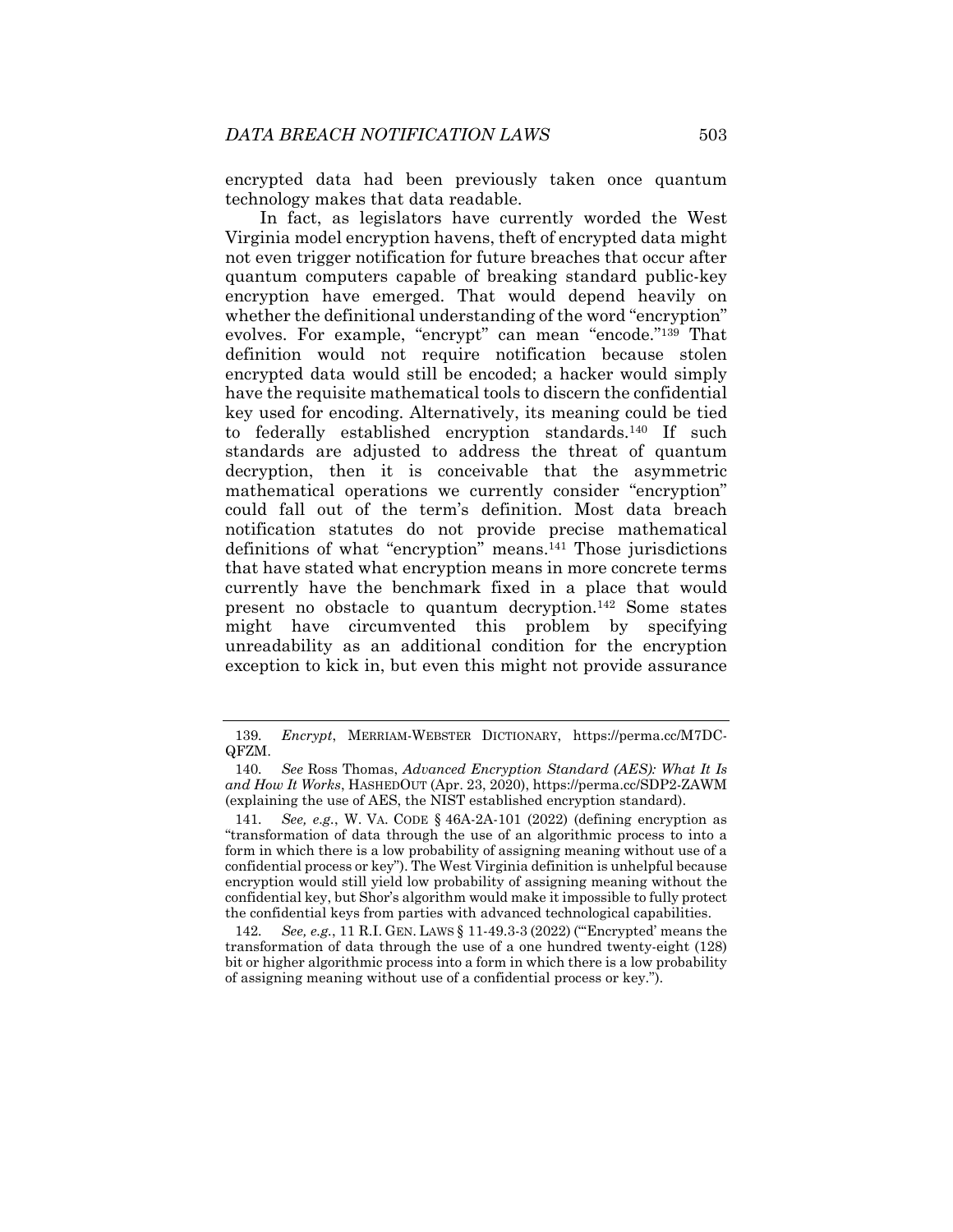encrypted data had been previously taken once quantum technology makes that data readable.

In fact, as legislators have currently worded the West Virginia model encryption havens, theft of encrypted data might not even trigger notification for future breaches that occur after quantum computers capable of breaking standard public-key encryption have emerged. That would depend heavily on whether the definitional understanding of the word "encryption" evolves. For example, "encrypt" can mean "encode."[139] That definition would not require notification because stolen encrypted data would still be encoded; a hacker would simply have the requisite mathematical tools to discern the confidential key used for encoding. Alternatively, its meaning could be tied to federally established encryption standards.[140] If such standards are adjusted to address the threat of quantum decryption, then it is conceivable that the asymmetric mathematical operations we currently consider "encryption" could fall out of the term's definition. Most data breach notification statutes do not provide precise mathematical definitions of what "encryption" means.[141] Those jurisdictions that have stated what encryption means in more concrete terms currently have the benchmark fixed in a place that would present no obstacle to quantum decryption.[142] Some states might have circumvented this problem by specifying unreadability as an additional condition for the encryption exception to kick in, but even this might not provide assurance

---

139. *Encrypt*, MERRIAM-WEBSTER DICTIONARY, https://perma.cc/M7DC-QFZM.

140. *See* Ross Thomas, *Advanced Encryption Standard (AES): What It Is and How It Works*, HASHEDOUT (Apr. 23, 2020), https://perma.cc/SDP2-ZAWM (explaining the use of AES, the NIST established encryption standard).

141. *See, e.g.*, W. VA. CODE § 46A-2A-101 (2022) (defining encryption as "transformation of data through the use of an algorithmic process to into a form in which there is a low probability of assigning meaning without use of a confidential process or key"). The West Virginia definition is unhelpful because encryption would still yield low probability of assigning meaning without the confidential key, but Shor's algorithm would make it impossible to fully protect the confidential keys from parties with advanced technological capabilities.

142. *See, e.g.*, 11 R.I. GEN. LAWS § 11-49.3-3 (2022) ("'Encrypted' means the transformation of data through the use of a one hundred twenty-eight (128) bit or higher algorithmic process into a form in which there is a low probability of assigning meaning without use of a confidential process or key.").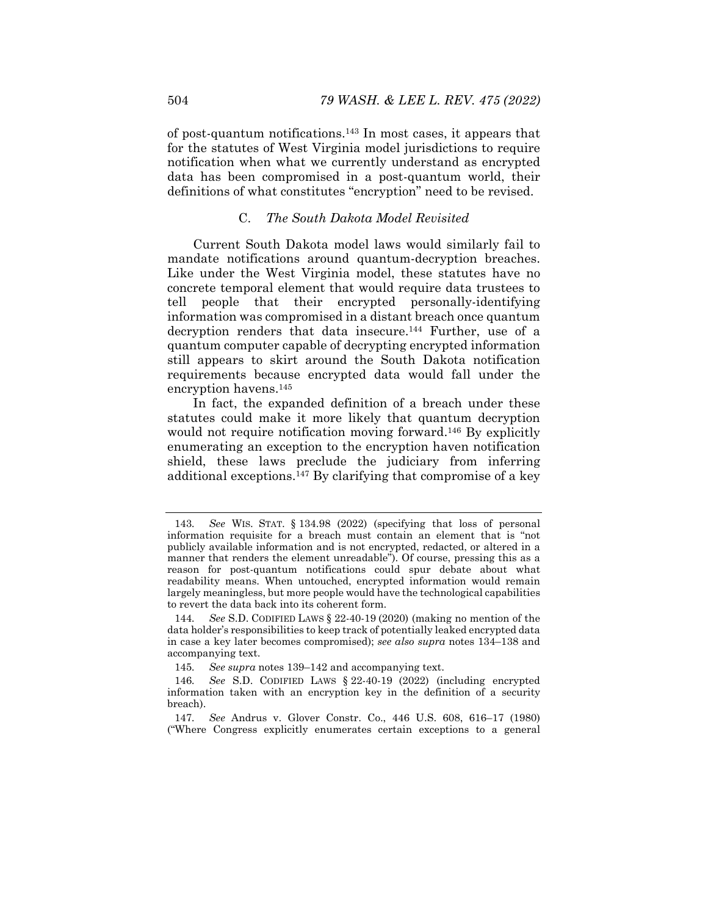of post-quantum notifications.[143] In most cases, it appears that for the statutes of West Virginia model jurisdictions to require notification when what we currently understand as encrypted data has been compromised in a post-quantum world, their definitions of what constitutes "encryption" need to be revised.

### C. *The South Dakota Model Revisited*

Current South Dakota model laws would similarly fail to mandate notifications around quantum-decryption breaches. Like under the West Virginia model, these statutes have no concrete temporal element that would require data trustees to tell people that their encrypted personally-identifying information was compromised in a distant breach once quantum decryption renders that data insecure.[144] Further, use of a quantum computer capable of decrypting encrypted information still appears to skirt around the South Dakota notification requirements because encrypted data would fall under the encryption havens.[145]

In fact, the expanded definition of a breach under these statutes could make it more likely that quantum decryption would not require notification moving forward.[146] By explicitly enumerating an exception to the encryption haven notification shield, these laws preclude the judiciary from inferring additional exceptions.[147] By clarifying that compromise of a key

---

143. *See* WIS. STAT. § 134.98 (2022) (specifying that loss of personal information requisite for a breach must contain an element that is "not publicly available information and is not encrypted, redacted, or altered in a manner that renders the element unreadable"). Of course, pressing this as a reason for post-quantum notifications could spur debate about what readability means. When untouched, encrypted information would remain largely meaningless, but more people would have the technological capabilities to revert the data back into its coherent form.

144. *See* S.D. CODIFIED LAWS § 22-40-19 (2020) (making no mention of the data holder's responsibilities to keep track of potentially leaked encrypted data in case a key later becomes compromised); *see also supra* notes 134–138 and accompanying text.

145. *See supra* notes 139–142 and accompanying text.

146. *See* S.D. CODIFIED LAWS § 22-40-19 (2022) (including encrypted information taken with an encryption key in the definition of a security breach).

147. *See* Andrus v. Glover Constr. Co., 446 U.S. 608, 616–17 (1980) ("Where Congress explicitly enumerates certain exceptions to a general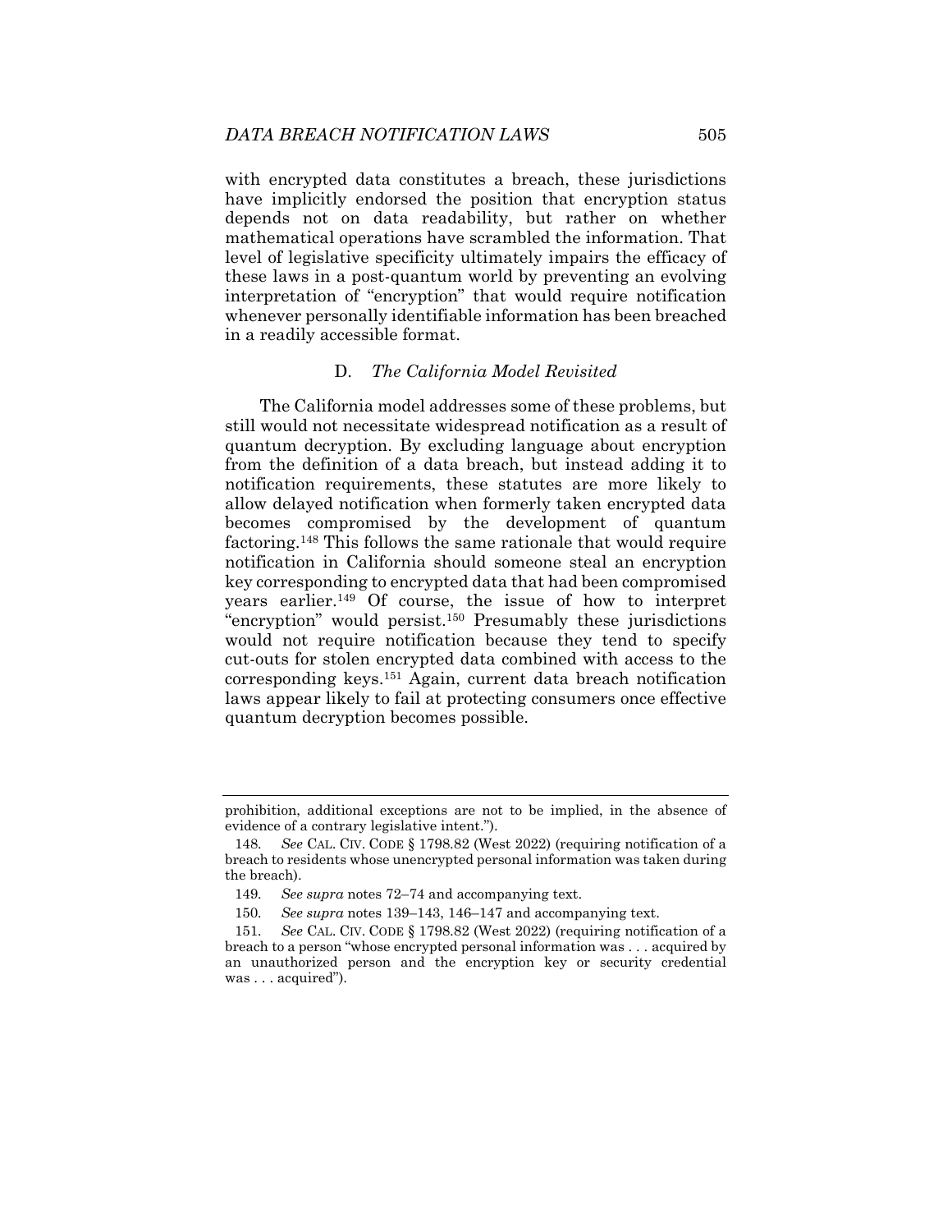with encrypted data constitutes a breach, these jurisdictions have implicitly endorsed the position that encryption status depends not on data readability, but rather on whether mathematical operations have scrambled the information. That level of legislative specificity ultimately impairs the efficacy of these laws in a post-quantum world by preventing an evolving interpretation of "encryption" that would require notification whenever personally identifiable information has been breached in a readily accessible format.

### D. *The California Model Revisited*

The California model addresses some of these problems, but still would not necessitate widespread notification as a result of quantum decryption. By excluding language about encryption from the definition of a data breach, but instead adding it to notification requirements, these statutes are more likely to allow delayed notification when formerly taken encrypted data becomes compromised by the development of quantum factoring.[148] This follows the same rationale that would require notification in California should someone steal an encryption key corresponding to encrypted data that had been compromised years earlier.[149] Of course, the issue of how to interpret "encryption" would persist.[150] Presumably these jurisdictions would not require notification because they tend to specify cut-outs for stolen encrypted data combined with access to the corresponding keys.[151] Again, current data breach notification laws appear likely to fail at protecting consumers once effective quantum decryption becomes possible.

---

prohibition, additional exceptions are not to be implied, in the absence of evidence of a contrary legislative intent.").

148. *See* CAL. CIV. CODE § 1798.82 (West 2022) (requiring notification of a breach to residents whose unencrypted personal information was taken during the breach).

149. *See supra* notes 72–74 and accompanying text.

150. *See supra* notes 139–143, 146–147 and accompanying text.

151. *See* CAL. CIV. CODE § 1798.82 (West 2022) (requiring notification of a breach to a person "whose encrypted personal information was . . . acquired by an unauthorized person and the encryption key or security credential was . . . acquired").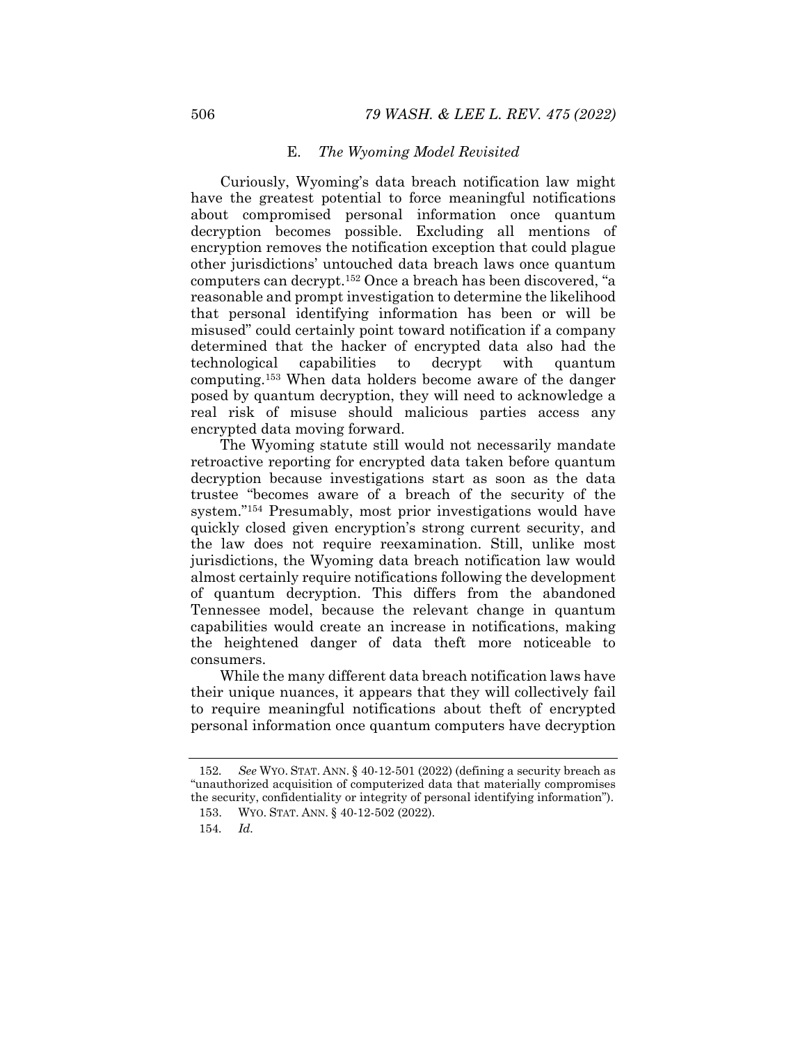### E. *The Wyoming Model Revisited*

Curiously, Wyoming's data breach notification law might have the greatest potential to force meaningful notifications about compromised personal information once quantum decryption becomes possible. Excluding all mentions of encryption removes the notification exception that could plague other jurisdictions' untouched data breach laws once quantum computers can decrypt.[152] Once a breach has been discovered, "a reasonable and prompt investigation to determine the likelihood that personal identifying information has been or will be misused" could certainly point toward notification if a company determined that the hacker of encrypted data also had the technological capabilities to decrypt with quantum computing.[153] When data holders become aware of the danger posed by quantum decryption, they will need to acknowledge a real risk of misuse should malicious parties access any encrypted data moving forward.

The Wyoming statute still would not necessarily mandate retroactive reporting for encrypted data taken before quantum decryption because investigations start as soon as the data trustee "becomes aware of a breach of the security of the system."[154] Presumably, most prior investigations would have quickly closed given encryption's strong current security, and the law does not require reexamination. Still, unlike most jurisdictions, the Wyoming data breach notification law would almost certainly require notifications following the development of quantum decryption. This differs from the abandoned Tennessee model, because the relevant change in quantum capabilities would create an increase in notifications, making the heightened danger of data theft more noticeable to consumers.

While the many different data breach notification laws have their unique nuances, it appears that they will collectively fail to require meaningful notifications about theft of encrypted personal information once quantum computers have decryption

152. *See* WYO. STAT. ANN. § 40-12-501 (2022) (defining a security breach as "unauthorized acquisition of computerized data that materially compromises the security, confidentiality or integrity of personal identifying information").

153. WYO. STAT. ANN. § 40-12-502 (2022).

154. *Id.*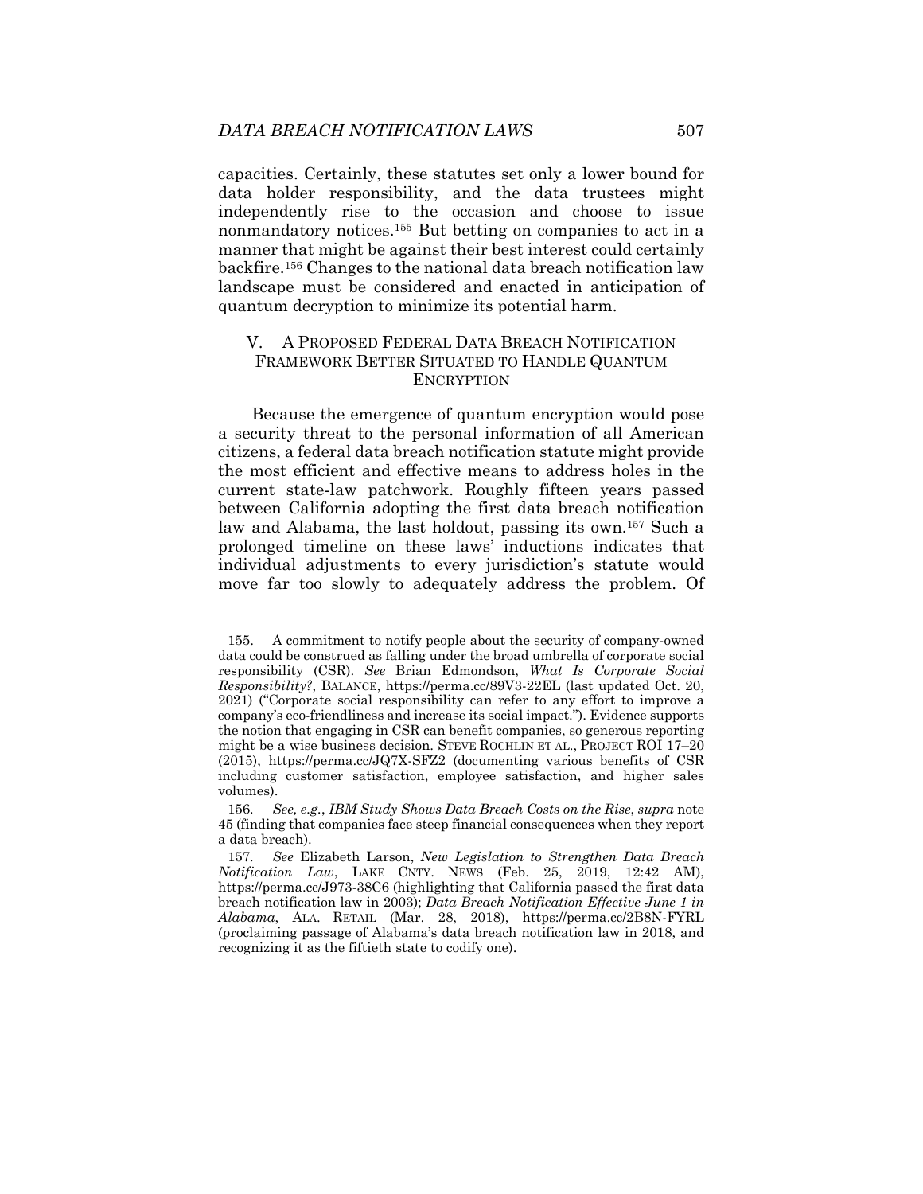capacities. Certainly, these statutes set only a lower bound for data holder responsibility, and the data trustees might independently rise to the occasion and choose to issue nonmandatory notices.[155] But betting on companies to act in a manner that might be against their best interest could certainly backfire.[156] Changes to the national data breach notification law landscape must be considered and enacted in anticipation of quantum decryption to minimize its potential harm.

## V. A PROPOSED FEDERAL DATA BREACH NOTIFICATION FRAMEWORK BETTER SITUATED TO HANDLE QUANTUM ENCRYPTION

Because the emergence of quantum encryption would pose a security threat to the personal information of all American citizens, a federal data breach notification statute might provide the most efficient and effective means to address holes in the current state-law patchwork. Roughly fifteen years passed between California adopting the first data breach notification law and Alabama, the last holdout, passing its own.[157] Such a prolonged timeline on these laws' inductions indicates that individual adjustments to every jurisdiction's statute would move far too slowly to adequately address the problem. Of

---

155. A commitment to notify people about the security of company-owned data could be construed as falling under the broad umbrella of corporate social responsibility (CSR). *See* Brian Edmondson, *What Is Corporate Social Responsibility?*, BALANCE, https://perma.cc/89V3-22EL (last updated Oct. 20, 2021) ("Corporate social responsibility can refer to any effort to improve a company's eco-friendliness and increase its social impact."). Evidence supports the notion that engaging in CSR can benefit companies, so generous reporting might be a wise business decision. STEVE ROCHLIN ET AL., PROJECT ROI 17–20 (2015), https://perma.cc/JQ7X-SFZ2 (documenting various benefits of CSR including customer satisfaction, employee satisfaction, and higher sales volumes).

156. *See, e.g.*, *IBM Study Shows Data Breach Costs on the Rise*, *supra* note 45 (finding that companies face steep financial consequences when they report a data breach).

157. *See* Elizabeth Larson, *New Legislation to Strengthen Data Breach Notification Law*, LAKE CNTY. NEWS (Feb. 25, 2019, 12:42 AM), https://perma.cc/J973-38C6 (highlighting that California passed the first data breach notification law in 2003); *Data Breach Notification Effective June 1 in Alabama*, ALA. RETAIL (Mar. 28, 2018), https://perma.cc/2B8N-FYRL (proclaiming passage of Alabama's data breach notification law in 2018, and recognizing it as the fiftieth state to codify one).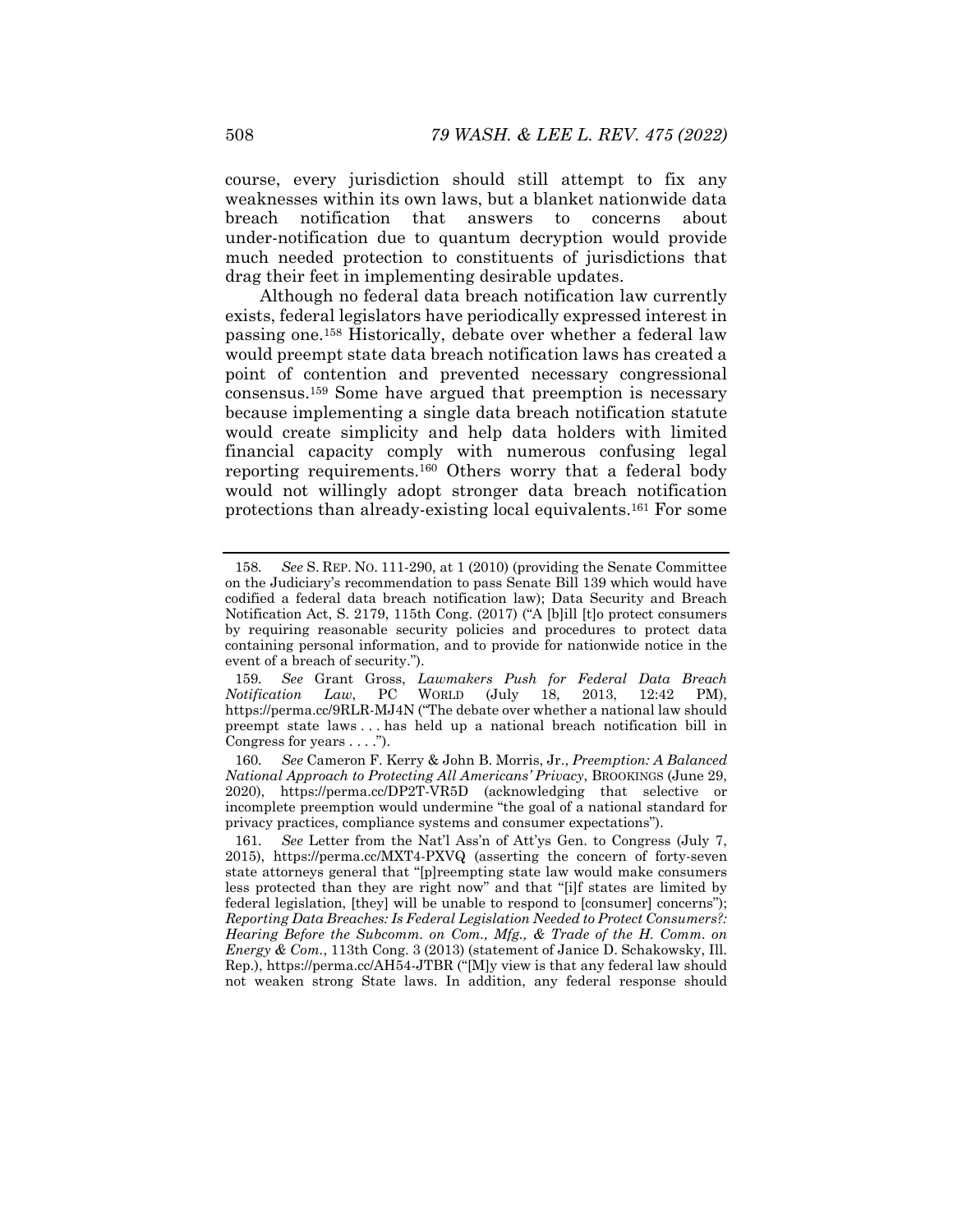course, every jurisdiction should still attempt to fix any weaknesses within its own laws, but a blanket nationwide data breach notification that answers to concerns about under-notification due to quantum decryption would provide much needed protection to constituents of jurisdictions that drag their feet in implementing desirable updates.

Although no federal data breach notification law currently exists, federal legislators have periodically expressed interest in passing one.[158] Historically, debate over whether a federal law would preempt state data breach notification laws has created a point of contention and prevented necessary congressional consensus.[159] Some have argued that preemption is necessary because implementing a single data breach notification statute would create simplicity and help data holders with limited financial capacity comply with numerous confusing legal reporting requirements.[160] Others worry that a federal body would not willingly adopt stronger data breach notification protections than already-existing local equivalents.[161] For some

---

158. *See* S. REP. NO. 111-290, at 1 (2010) (providing the Senate Committee on the Judiciary's recommendation to pass Senate Bill 139 which would have codified a federal data breach notification law); Data Security and Breach Notification Act, S. 2179, 115th Cong. (2017) ("A [b]ill [t]o protect consumers by requiring reasonable security policies and procedures to protect data containing personal information, and to provide for nationwide notice in the event of a breach of security.").

159. *See* Grant Gross, *Lawmakers Push for Federal Data Breach Notification Law*, PC WORLD (July 18, 2013, 12:42 PM), https://perma.cc/9RLR-MJ4N ("The debate over whether a national law should preempt state laws . . . has held up a national breach notification bill in Congress for years . . . .").

160. *See* Cameron F. Kerry & John B. Morris, Jr., *Preemption: A Balanced National Approach to Protecting All Americans' Privacy*, BROOKINGS (June 29, 2020), https://perma.cc/DP2T-VR5D (acknowledging that selective or incomplete preemption would undermine "the goal of a national standard for privacy practices, compliance systems and consumer expectations").

161. *See* Letter from the Nat'l Ass'n of Att'ys Gen. to Congress (July 7, 2015), https://perma.cc/MXT4-PXVQ (asserting the concern of forty-seven state attorneys general that "[p]reempting state law would make consumers less protected than they are right now" and that "[i]f states are limited by federal legislation, [they] will be unable to respond to [consumer] concerns"); *Reporting Data Breaches: Is Federal Legislation Needed to Protect Consumers?: Hearing Before the Subcomm. on Com., Mfg., & Trade of the H. Comm. on Energy & Com.*, 113th Cong. 3 (2013) (statement of Janice D. Schakowsky, Ill. Rep.), https://perma.cc/AH54-JTBR ("[M]y view is that any federal law should not weaken strong State laws. In addition, any federal response should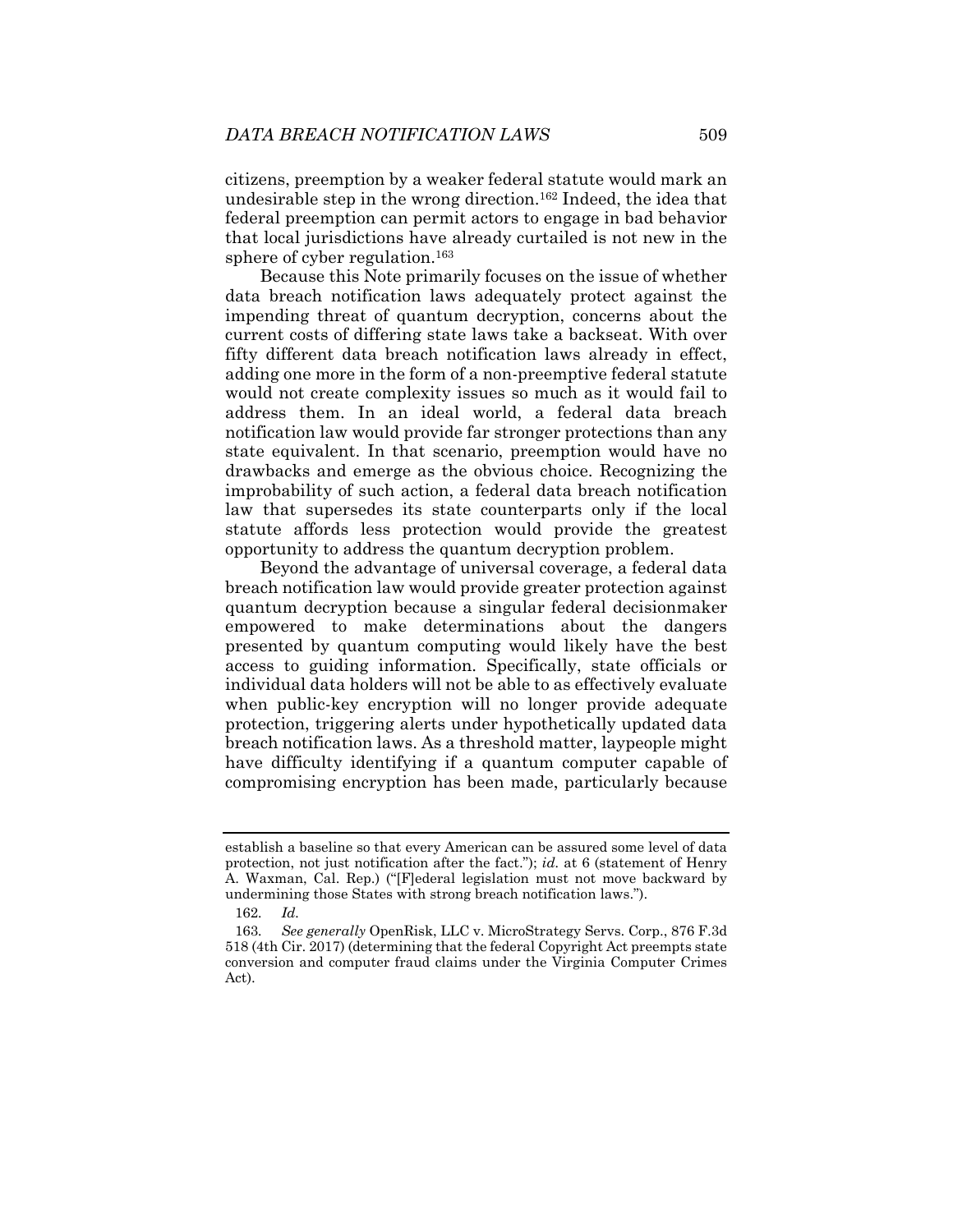citizens, preemption by a weaker federal statute would mark an undesirable step in the wrong direction.[162] Indeed, the idea that federal preemption can permit actors to engage in bad behavior that local jurisdictions have already curtailed is not new in the sphere of cyber regulation.[163]

Because this Note primarily focuses on the issue of whether data breach notification laws adequately protect against the impending threat of quantum decryption, concerns about the current costs of differing state laws take a backseat. With over fifty different data breach notification laws already in effect, adding one more in the form of a non-preemptive federal statute would not create complexity issues so much as it would fail to address them. In an ideal world, a federal data breach notification law would provide far stronger protections than any state equivalent. In that scenario, preemption would have no drawbacks and emerge as the obvious choice. Recognizing the improbability of such action, a federal data breach notification law that supersedes its state counterparts only if the local statute affords less protection would provide the greatest opportunity to address the quantum decryption problem.

Beyond the advantage of universal coverage, a federal data breach notification law would provide greater protection against quantum decryption because a singular federal decisionmaker empowered to make determinations about the dangers presented by quantum computing would likely have the best access to guiding information. Specifically, state officials or individual data holders will not be able to as effectively evaluate when public-key encryption will no longer provide adequate protection, triggering alerts under hypothetically updated data breach notification laws. As a threshold matter, laypeople might have difficulty identifying if a quantum computer capable of compromising encryption has been made, particularly because

---

establish a baseline so that every American can be assured some level of data protection, not just notification after the fact."); *id.* at 6 (statement of Henry A. Waxman, Cal. Rep.) ("[F]ederal legislation must not move backward by undermining those States with strong breach notification laws.").

162. *Id.*

163. *See generally* OpenRisk, LLC v. MicroStrategy Servs. Corp., 876 F.3d 518 (4th Cir. 2017) (determining that the federal Copyright Act preempts state conversion and computer fraud claims under the Virginia Computer Crimes Act).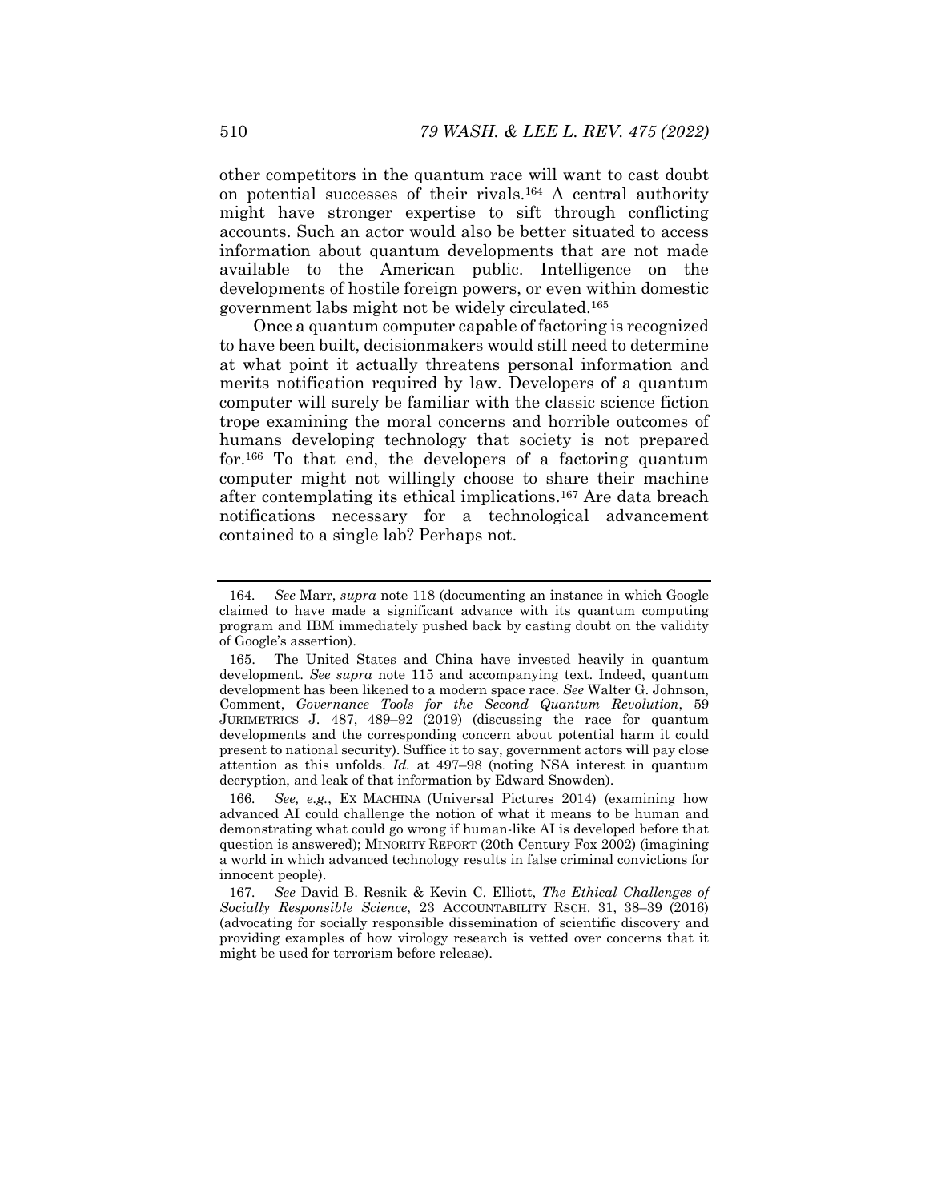other competitors in the quantum race will want to cast doubt on potential successes of their rivals.[164] A central authority might have stronger expertise to sift through conflicting accounts. Such an actor would also be better situated to access information about quantum developments that are not made available to the American public. Intelligence on the developments of hostile foreign powers, or even within domestic government labs might not be widely circulated.[165]

Once a quantum computer capable of factoring is recognized to have been built, decisionmakers would still need to determine at what point it actually threatens personal information and merits notification required by law. Developers of a quantum computer will surely be familiar with the classic science fiction trope examining the moral concerns and horrible outcomes of humans developing technology that society is not prepared for.[166] To that end, the developers of a factoring quantum computer might not willingly choose to share their machine after contemplating its ethical implications.[167] Are data breach notifications necessary for a technological advancement contained to a single lab? Perhaps not.

---

164. *See* Marr, *supra* note 118 (documenting an instance in which Google claimed to have made a significant advance with its quantum computing program and IBM immediately pushed back by casting doubt on the validity of Google's assertion).

165. The United States and China have invested heavily in quantum development. *See supra* note 115 and accompanying text. Indeed, quantum development has been likened to a modern space race. *See* Walter G. Johnson, Comment, *Governance Tools for the Second Quantum Revolution*, 59 JURIMETRICS J. 487, 489–92 (2019) (discussing the race for quantum developments and the corresponding concern about potential harm it could present to national security). Suffice it to say, government actors will pay close attention as this unfolds. *Id.* at 497–98 (noting NSA interest in quantum decryption, and leak of that information by Edward Snowden).

166. *See, e.g.*, EX MACHINA (Universal Pictures 2014) (examining how advanced AI could challenge the notion of what it means to be human and demonstrating what could go wrong if human-like AI is developed before that question is answered); MINORITY REPORT (20th Century Fox 2002) (imagining a world in which advanced technology results in false criminal convictions for innocent people).

167. *See* David B. Resnik & Kevin C. Elliott, *The Ethical Challenges of Socially Responsible Science*, 23 ACCOUNTABILITY RSCH. 31, 38–39 (2016) (advocating for socially responsible dissemination of scientific discovery and providing examples of how virology research is vetted over concerns that it might be used for terrorism before release).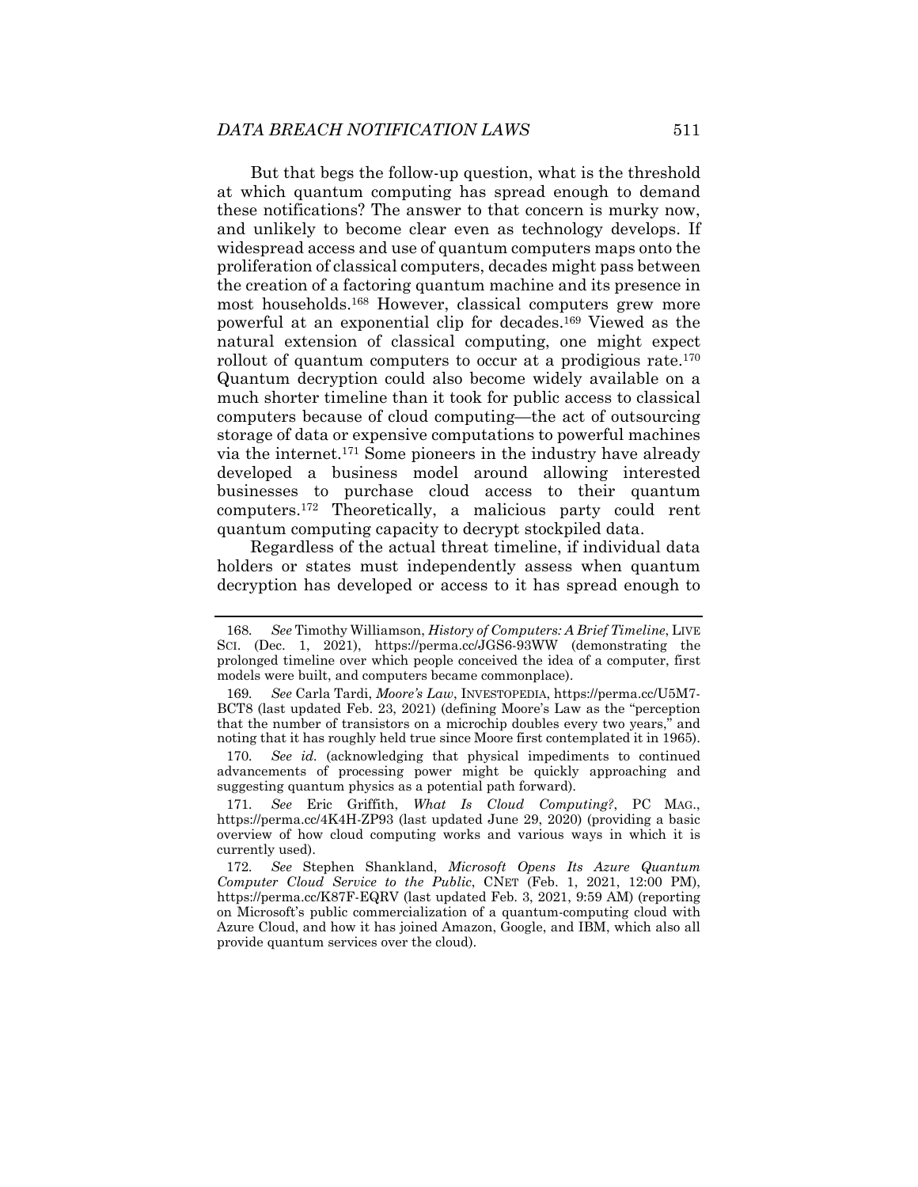But that begs the follow-up question, what is the threshold at which quantum computing has spread enough to demand these notifications? The answer to that concern is murky now, and unlikely to become clear even as technology develops. If widespread access and use of quantum computers maps onto the proliferation of classical computers, decades might pass between the creation of a factoring quantum machine and its presence in most households.[168] However, classical computers grew more powerful at an exponential clip for decades.[169] Viewed as the natural extension of classical computing, one might expect rollout of quantum computers to occur at a prodigious rate.[170] Quantum decryption could also become widely available on a much shorter timeline than it took for public access to classical computers because of cloud computing—the act of outsourcing storage of data or expensive computations to powerful machines via the internet.[171] Some pioneers in the industry have already developed a business model around allowing interested businesses to purchase cloud access to their quantum computers.[172] Theoretically, a malicious party could rent quantum computing capacity to decrypt stockpiled data.

Regardless of the actual threat timeline, if individual data holders or states must independently assess when quantum decryption has developed or access to it has spread enough to

---

168. *See* Timothy Williamson, *History of Computers: A Brief Timeline*, LIVE SCI. (Dec. 1, 2021), https://perma.cc/JGS6-93WW (demonstrating the prolonged timeline over which people conceived the idea of a computer, first models were built, and computers became commonplace).

169. *See* Carla Tardi, *Moore's Law*, INVESTOPEDIA, https://perma.cc/U5M7-BCT8 (last updated Feb. 23, 2021) (defining Moore's Law as the "perception that the number of transistors on a microchip doubles every two years," and noting that it has roughly held true since Moore first contemplated it in 1965).

170. *See id.* (acknowledging that physical impediments to continued advancements of processing power might be quickly approaching and suggesting quantum physics as a potential path forward).

171. *See* Eric Griffith, *What Is Cloud Computing?*, PC MAG., https://perma.cc/4K4H-ZP93 (last updated June 29, 2020) (providing a basic overview of how cloud computing works and various ways in which it is currently used).

172. *See* Stephen Shankland, *Microsoft Opens Its Azure Quantum Computer Cloud Service to the Public*, CNET (Feb. 1, 2021, 12:00 PM), https://perma.cc/K87F-EQRV (last updated Feb. 3, 2021, 9:59 AM) (reporting on Microsoft's public commercialization of a quantum-computing cloud with Azure Cloud, and how it has joined Amazon, Google, and IBM, which also all provide quantum services over the cloud).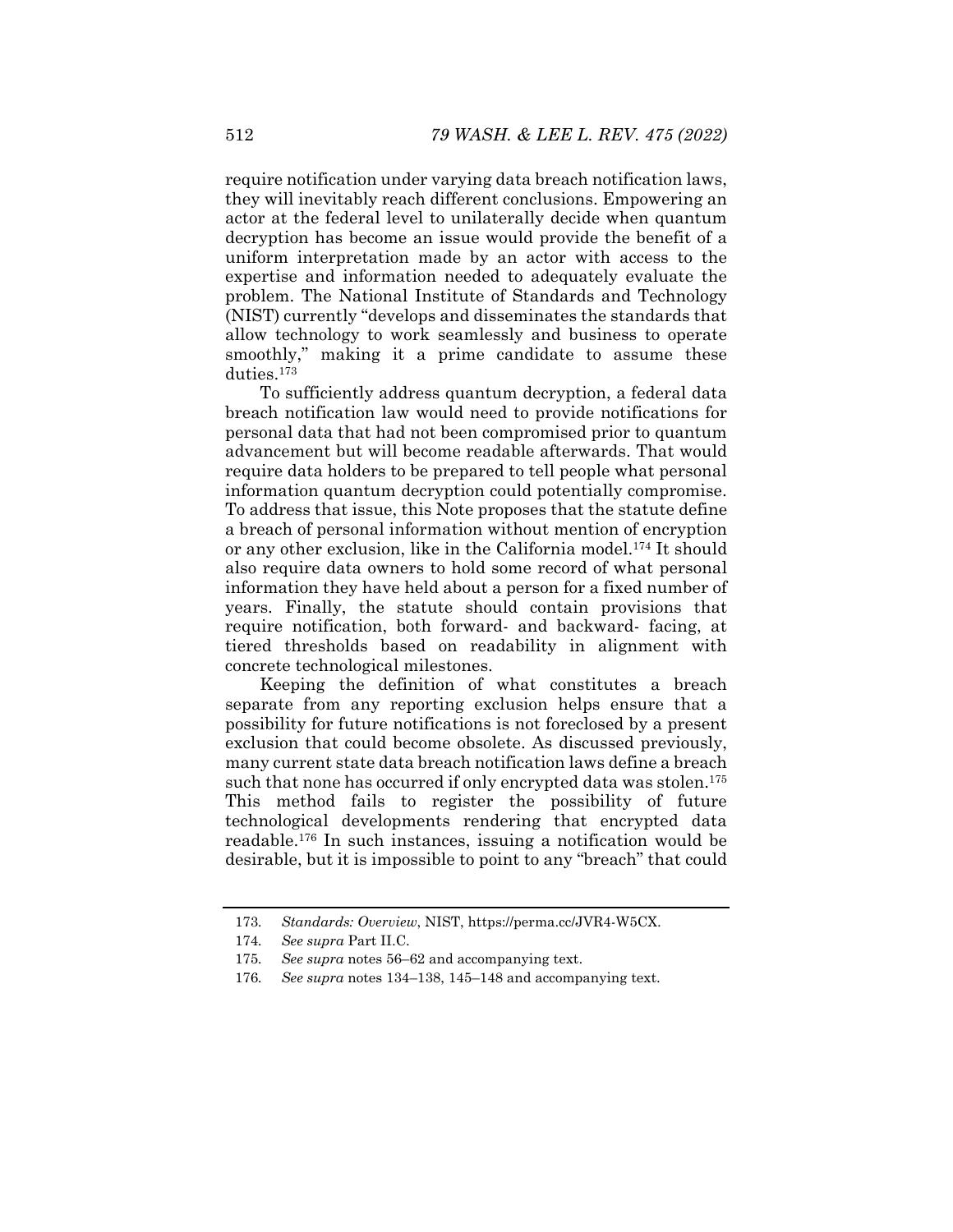require notification under varying data breach notification laws, they will inevitably reach different conclusions. Empowering an actor at the federal level to unilaterally decide when quantum decryption has become an issue would provide the benefit of a uniform interpretation made by an actor with access to the expertise and information needed to adequately evaluate the problem. The National Institute of Standards and Technology (NIST) currently "develops and disseminates the standards that allow technology to work seamlessly and business to operate smoothly," making it a prime candidate to assume these duties.[173]

To sufficiently address quantum decryption, a federal data breach notification law would need to provide notifications for personal data that had not been compromised prior to quantum advancement but will become readable afterwards. That would require data holders to be prepared to tell people what personal information quantum decryption could potentially compromise. To address that issue, this Note proposes that the statute define a breach of personal information without mention of encryption or any other exclusion, like in the California model.[174] It should also require data owners to hold some record of what personal information they have held about a person for a fixed number of years. Finally, the statute should contain provisions that require notification, both forward- and backward- facing, at tiered thresholds based on readability in alignment with concrete technological milestones.

Keeping the definition of what constitutes a breach separate from any reporting exclusion helps ensure that a possibility for future notifications is not foreclosed by a present exclusion that could become obsolete. As discussed previously, many current state data breach notification laws define a breach such that none has occurred if only encrypted data was stolen.[175] This method fails to register the possibility of future technological developments rendering that encrypted data readable.[176] In such instances, issuing a notification would be desirable, but it is impossible to point to any "breach" that could

173. *Standards: Overview*, NIST, https://perma.cc/JVR4-W5CX.

174. *See supra* Part II.C.

175. *See supra* notes 56–62 and accompanying text.

176. *See supra* notes 134–138, 145–148 and accompanying text.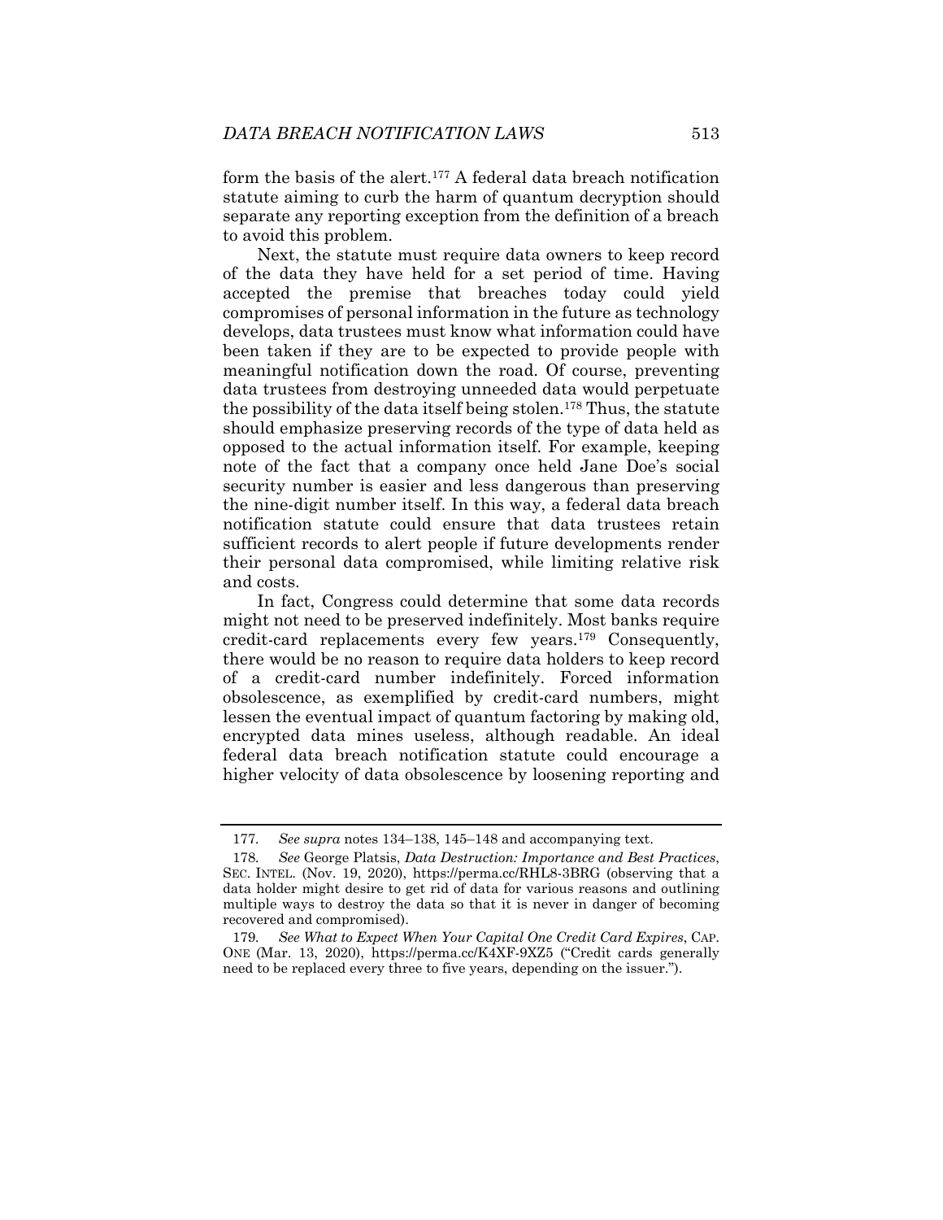form the basis of the alert.[177] A federal data breach notification statute aiming to curb the harm of quantum decryption should separate any reporting exception from the definition of a breach to avoid this problem.

Next, the statute must require data owners to keep record of the data they have held for a set period of time. Having accepted the premise that breaches today could yield compromises of personal information in the future as technology develops, data trustees must know what information could have been taken if they are to be expected to provide people with meaningful notification down the road. Of course, preventing data trustees from destroying unneeded data would perpetuate the possibility of the data itself being stolen.[178] Thus, the statute should emphasize preserving records of the type of data held as opposed to the actual information itself. For example, keeping note of the fact that a company once held Jane Doe's social security number is easier and less dangerous than preserving the nine-digit number itself. In this way, a federal data breach notification statute could ensure that data trustees retain sufficient records to alert people if future developments render their personal data compromised, while limiting relative risk and costs.

In fact, Congress could determine that some data records might not need to be preserved indefinitely. Most banks require credit-card replacements every few years.[179] Consequently, there would be no reason to require data holders to keep record of a credit-card number indefinitely. Forced information obsolescence, as exemplified by credit-card numbers, might lessen the eventual impact of quantum factoring by making old, encrypted data mines useless, although readable. An ideal federal data breach notification statute could encourage a higher velocity of data obsolescence by loosening reporting and

---

177. *See supra* notes 134–138, 145–148 and accompanying text.

178. *See* George Platsis, *Data Destruction: Importance and Best Practices*, SEC. INTEL. (Nov. 19, 2020), https://perma.cc/RHL8-3BRG (observing that a data holder might desire to get rid of data for various reasons and outlining multiple ways to destroy the data so that it is never in danger of becoming recovered and compromised).

179. *See What to Expect When Your Capital One Credit Card Expires*, CAP. ONE (Mar. 13, 2020), https://perma.cc/K4XF-9XZ5 ("Credit cards generally need to be replaced every three to five years, depending on the issuer.").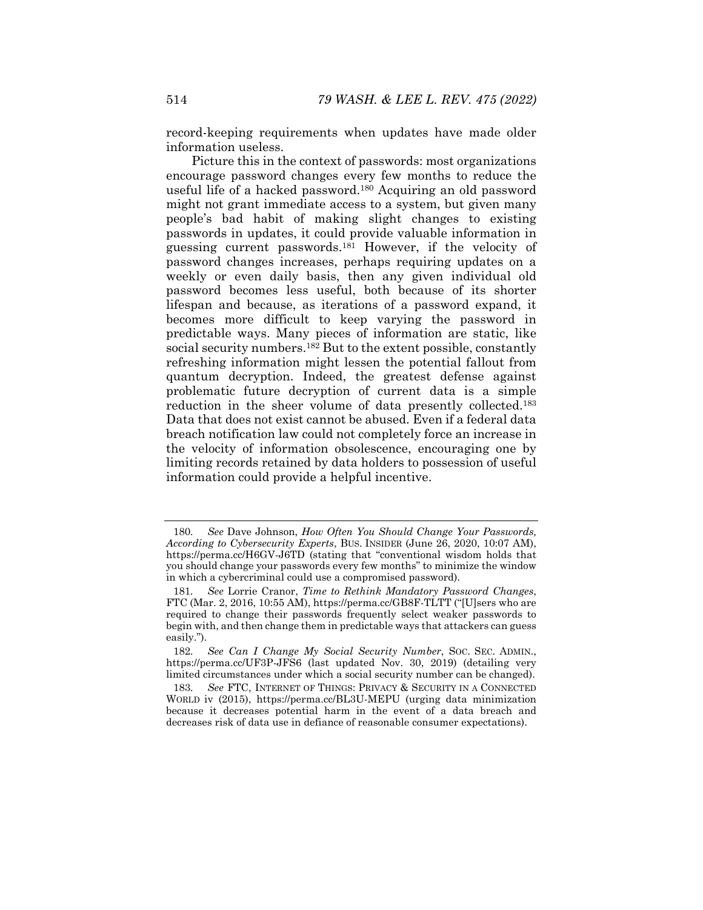record-keeping requirements when updates have made older information useless.

Picture this in the context of passwords: most organizations encourage password changes every few months to reduce the useful life of a hacked password.[180] Acquiring an old password might not grant immediate access to a system, but given many people's bad habit of making slight changes to existing passwords in updates, it could provide valuable information in guessing current passwords.[181] However, if the velocity of password changes increases, perhaps requiring updates on a weekly or even daily basis, then any given individual old password becomes less useful, both because of its shorter lifespan and because, as iterations of a password expand, it becomes more difficult to keep varying the password in predictable ways. Many pieces of information are static, like social security numbers.[182] But to the extent possible, constantly refreshing information might lessen the potential fallout from quantum decryption. Indeed, the greatest defense against problematic future decryption of current data is a simple reduction in the sheer volume of data presently collected.[183] Data that does not exist cannot be abused. Even if a federal data breach notification law could not completely force an increase in the velocity of information obsolescence, encouraging one by limiting records retained by data holders to possession of useful information could provide a helpful incentive.

---

180. *See* Dave Johnson, *How Often You Should Change Your Passwords, According to Cybersecurity Experts*, BUS. INSIDER (June 26, 2020, 10:07 AM), https://perma.cc/H6GV-J6TD (stating that "conventional wisdom holds that you should change your passwords every few months" to minimize the window in which a cybercriminal could use a compromised password).

181. *See* Lorrie Cranor, *Time to Rethink Mandatory Password Changes*, FTC (Mar. 2, 2016, 10:55 AM), https://perma.cc/GB8F-TLTT ("[U]sers who are required to change their passwords frequently select weaker passwords to begin with, and then change them in predictable ways that attackers can guess easily.").

182. *See Can I Change My Social Security Number*, SOC. SEC. ADMIN., https://perma.cc/UF3P-JFS6 (last updated Nov. 30, 2019) (detailing very limited circumstances under which a social security number can be changed).

183. *See* FTC, INTERNET OF THINGS: PRIVACY & SECURITY IN A CONNECTED WORLD iv (2015), https://perma.cc/BL3U-MEPU (urging data minimization because it decreases potential harm in the event of a data breach and decreases risk of data use in defiance of reasonable consumer expectations).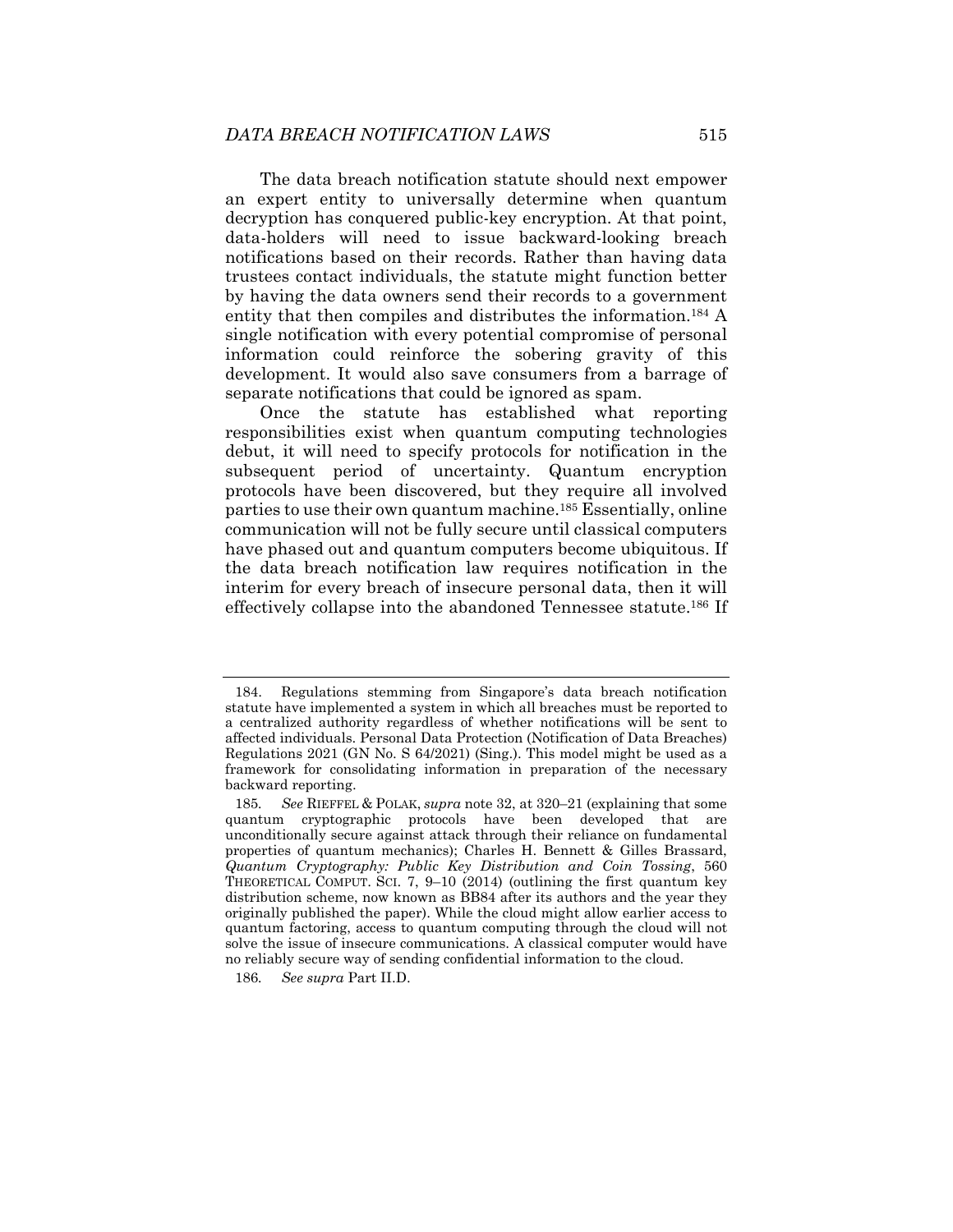The data breach notification statute should next empower an expert entity to universally determine when quantum decryption has conquered public-key encryption. At that point, data-holders will need to issue backward-looking breach notifications based on their records. Rather than having data trustees contact individuals, the statute might function better by having the data owners send their records to a government entity that then compiles and distributes the information.[184] A single notification with every potential compromise of personal information could reinforce the sobering gravity of this development. It would also save consumers from a barrage of separate notifications that could be ignored as spam.

Once the statute has established what reporting responsibilities exist when quantum computing technologies debut, it will need to specify protocols for notification in the subsequent period of uncertainty. Quantum encryption protocols have been discovered, but they require all involved parties to use their own quantum machine.[185] Essentially, online communication will not be fully secure until classical computers have phased out and quantum computers become ubiquitous. If the data breach notification law requires notification in the interim for every breach of insecure personal data, then it will effectively collapse into the abandoned Tennessee statute.[186] If

---

184. Regulations stemming from Singapore's data breach notification statute have implemented a system in which all breaches must be reported to a centralized authority regardless of whether notifications will be sent to affected individuals. Personal Data Protection (Notification of Data Breaches) Regulations 2021 (GN No. S 64/2021) (Sing.). This model might be used as a framework for consolidating information in preparation of the necessary backward reporting.

185. *See* RIEFFEL & POLAK, *supra* note 32, at 320–21 (explaining that some quantum cryptographic protocols have been developed that are unconditionally secure against attack through their reliance on fundamental properties of quantum mechanics); Charles H. Bennett & Gilles Brassard, *Quantum Cryptography: Public Key Distribution and Coin Tossing*, 560 THEORETICAL COMPUT. SCI. 7, 9–10 (2014) (outlining the first quantum key distribution scheme, now known as BB84 after its authors and the year they originally published the paper). While the cloud might allow earlier access to quantum factoring, access to quantum computing through the cloud will not solve the issue of insecure communications. A classical computer would have no reliably secure way of sending confidential information to the cloud.

186. *See supra* Part II.D.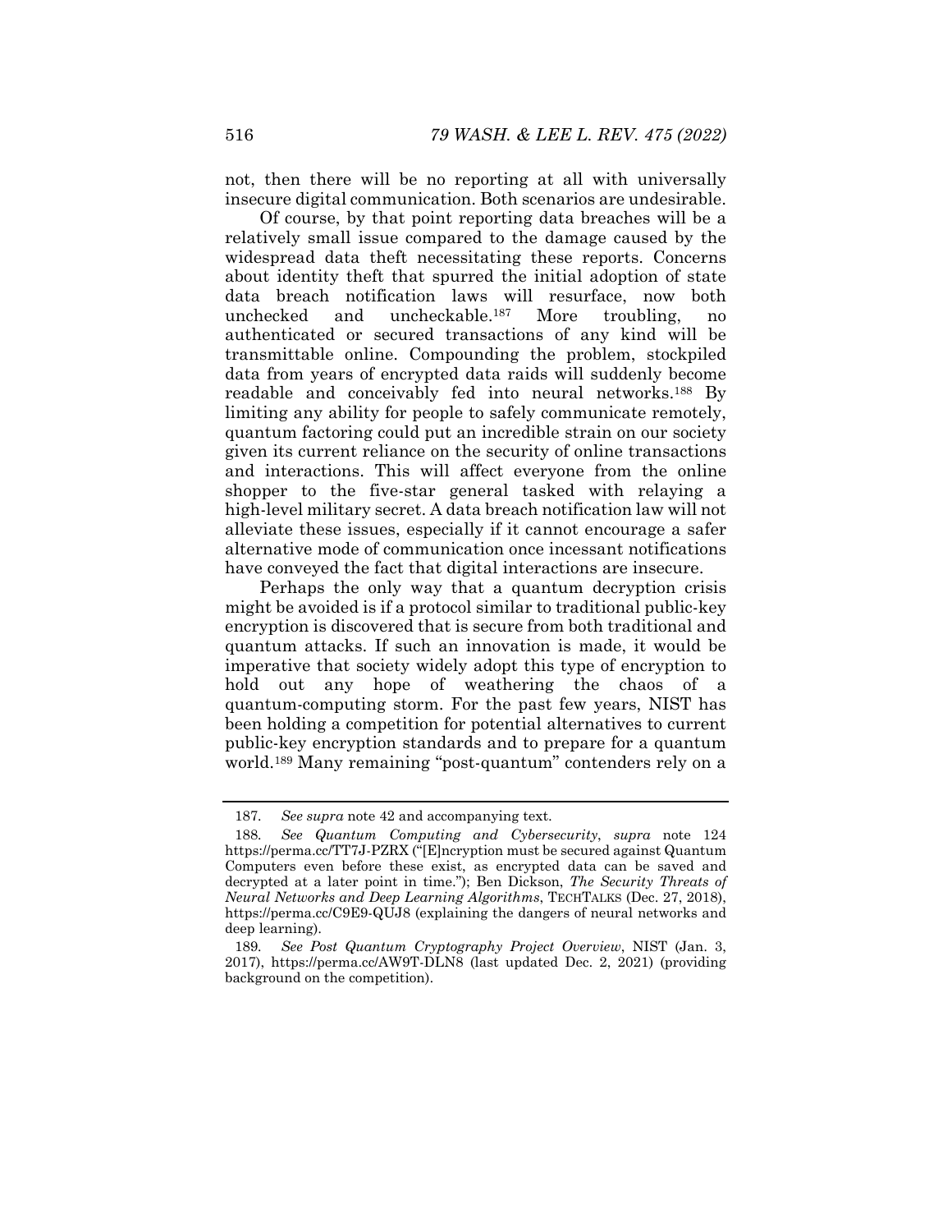not, then there will be no reporting at all with universally insecure digital communication. Both scenarios are undesirable.

Of course, by that point reporting data breaches will be a relatively small issue compared to the damage caused by the widespread data theft necessitating these reports. Concerns about identity theft that spurred the initial adoption of state data breach notification laws will resurface, now both unchecked and uncheckable.[187] More troubling, no authenticated or secured transactions of any kind will be transmittable online. Compounding the problem, stockpiled data from years of encrypted data raids will suddenly become readable and conceivably fed into neural networks.[188] By limiting any ability for people to safely communicate remotely, quantum factoring could put an incredible strain on our society given its current reliance on the security of online transactions and interactions. This will affect everyone from the online shopper to the five-star general tasked with relaying a high-level military secret. A data breach notification law will not alleviate these issues, especially if it cannot encourage a safer alternative mode of communication once incessant notifications have conveyed the fact that digital interactions are insecure.

Perhaps the only way that a quantum decryption crisis might be avoided is if a protocol similar to traditional public-key encryption is discovered that is secure from both traditional and quantum attacks. If such an innovation is made, it would be imperative that society widely adopt this type of encryption to hold out any hope of weathering the chaos of a quantum-computing storm. For the past few years, NIST has been holding a competition for potential alternatives to current public-key encryption standards and to prepare for a quantum world.[189] Many remaining "post-quantum" contenders rely on a

---

187. *See supra* note 42 and accompanying text.

188. *See Quantum Computing and Cybersecurity*, *supra* note 124 https://perma.cc/TT7J-PZRX ("[E]ncryption must be secured against Quantum Computers even before these exist, as encrypted data can be saved and decrypted at a later point in time."); Ben Dickson, *The Security Threats of Neural Networks and Deep Learning Algorithms*, TECHTALKS (Dec. 27, 2018), https://perma.cc/C9E9-QUJ8 (explaining the dangers of neural networks and deep learning).

189. *See Post Quantum Cryptography Project Overview*, NIST (Jan. 3, 2017), https://perma.cc/AW9T-DLN8 (last updated Dec. 2, 2021) (providing background on the competition).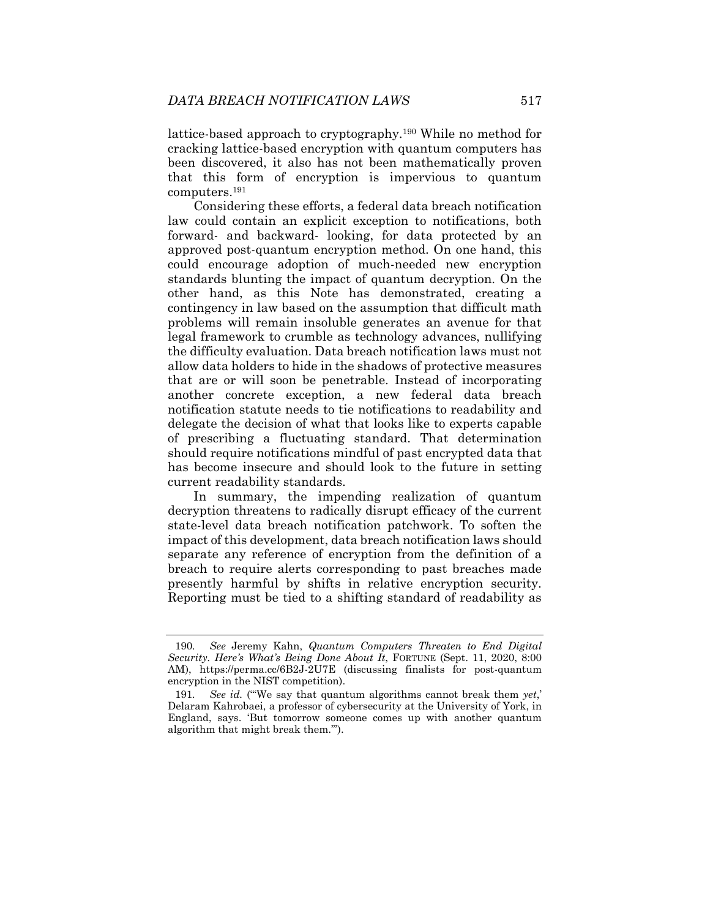lattice-based approach to cryptography.[190] While no method for cracking lattice-based encryption with quantum computers has been discovered, it also has not been mathematically proven that this form of encryption is impervious to quantum computers.[191]

Considering these efforts, a federal data breach notification law could contain an explicit exception to notifications, both forward- and backward- looking, for data protected by an approved post-quantum encryption method. On one hand, this could encourage adoption of much-needed new encryption standards blunting the impact of quantum decryption. On the other hand, as this Note has demonstrated, creating a contingency in law based on the assumption that difficult math problems will remain insoluble generates an avenue for that legal framework to crumble as technology advances, nullifying the difficulty evaluation. Data breach notification laws must not allow data holders to hide in the shadows of protective measures that are or will soon be penetrable. Instead of incorporating another concrete exception, a new federal data breach notification statute needs to tie notifications to readability and delegate the decision of what that looks like to experts capable of prescribing a fluctuating standard. That determination should require notifications mindful of past encrypted data that has become insecure and should look to the future in setting current readability standards.

In summary, the impending realization of quantum decryption threatens to radically disrupt efficacy of the current state-level data breach notification patchwork. To soften the impact of this development, data breach notification laws should separate any reference of encryption from the definition of a breach to require alerts corresponding to past breaches made presently harmful by shifts in relative encryption security. Reporting must be tied to a shifting standard of readability as

---

190. *See* Jeremy Kahn, *Quantum Computers Threaten to End Digital Security. Here's What's Being Done About It*, FORTUNE (Sept. 11, 2020, 8:00 AM), https://perma.cc/6B2J-2U7E (discussing finalists for post-quantum encryption in the NIST competition).

191. *See id.* ("'We say that quantum algorithms cannot break them *yet*,' Delaram Kahrobaei, a professor of cybersecurity at the University of York, in England, says. 'But tomorrow someone comes up with another quantum algorithm that might break them.'").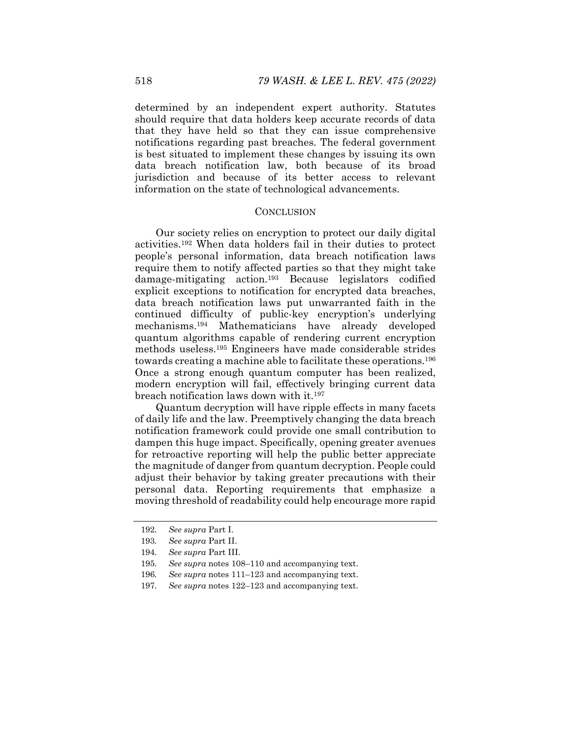determined by an independent expert authority. Statutes should require that data holders keep accurate records of data that they have held so that they can issue comprehensive notifications regarding past breaches. The federal government is best situated to implement these changes by issuing its own data breach notification law, both because of its broad jurisdiction and because of its better access to relevant information on the state of technological advancements.

## CONCLUSION

Our society relies on encryption to protect our daily digital activities.[192] When data holders fail in their duties to protect people's personal information, data breach notification laws require them to notify affected parties so that they might take damage-mitigating action.[193] Because legislators codified explicit exceptions to notification for encrypted data breaches, data breach notification laws put unwarranted faith in the continued difficulty of public-key encryption's underlying mechanisms.[194] Mathematicians have already developed quantum algorithms capable of rendering current encryption methods useless.[195] Engineers have made considerable strides towards creating a machine able to facilitate these operations.[196] Once a strong enough quantum computer has been realized, modern encryption will fail, effectively bringing current data breach notification laws down with it.[197]

Quantum decryption will have ripple effects in many facets of daily life and the law. Preemptively changing the data breach notification framework could provide one small contribution to dampen this huge impact. Specifically, opening greater avenues for retroactive reporting will help the public better appreciate the magnitude of danger from quantum decryption. People could adjust their behavior by taking greater precautions with their personal data. Reporting requirements that emphasize a moving threshold of readability could help encourage more rapid

---

192. *See supra* Part I.

193. *See supra* Part II.

194. *See supra* Part III.

195. *See supra* notes 108–110 and accompanying text.

196. *See supra* notes 111–123 and accompanying text.

197. *See supra* notes 122–123 and accompanying text.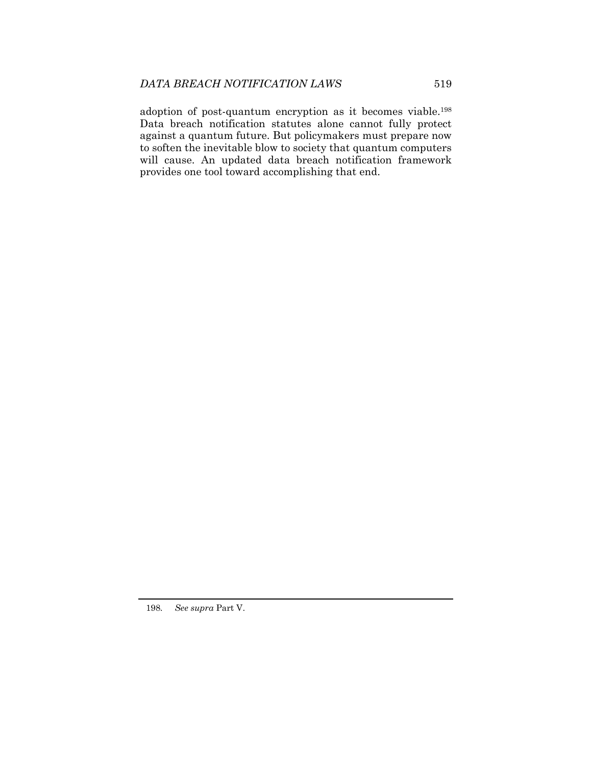adoption of post-quantum encryption as it becomes viable.[198] Data breach notification statutes alone cannot fully protect against a quantum future. But policymakers must prepare now to soften the inevitable blow to society that quantum computers will cause. An updated data breach notification framework provides one tool toward accomplishing that end.

---

198. *See supra* Part V.